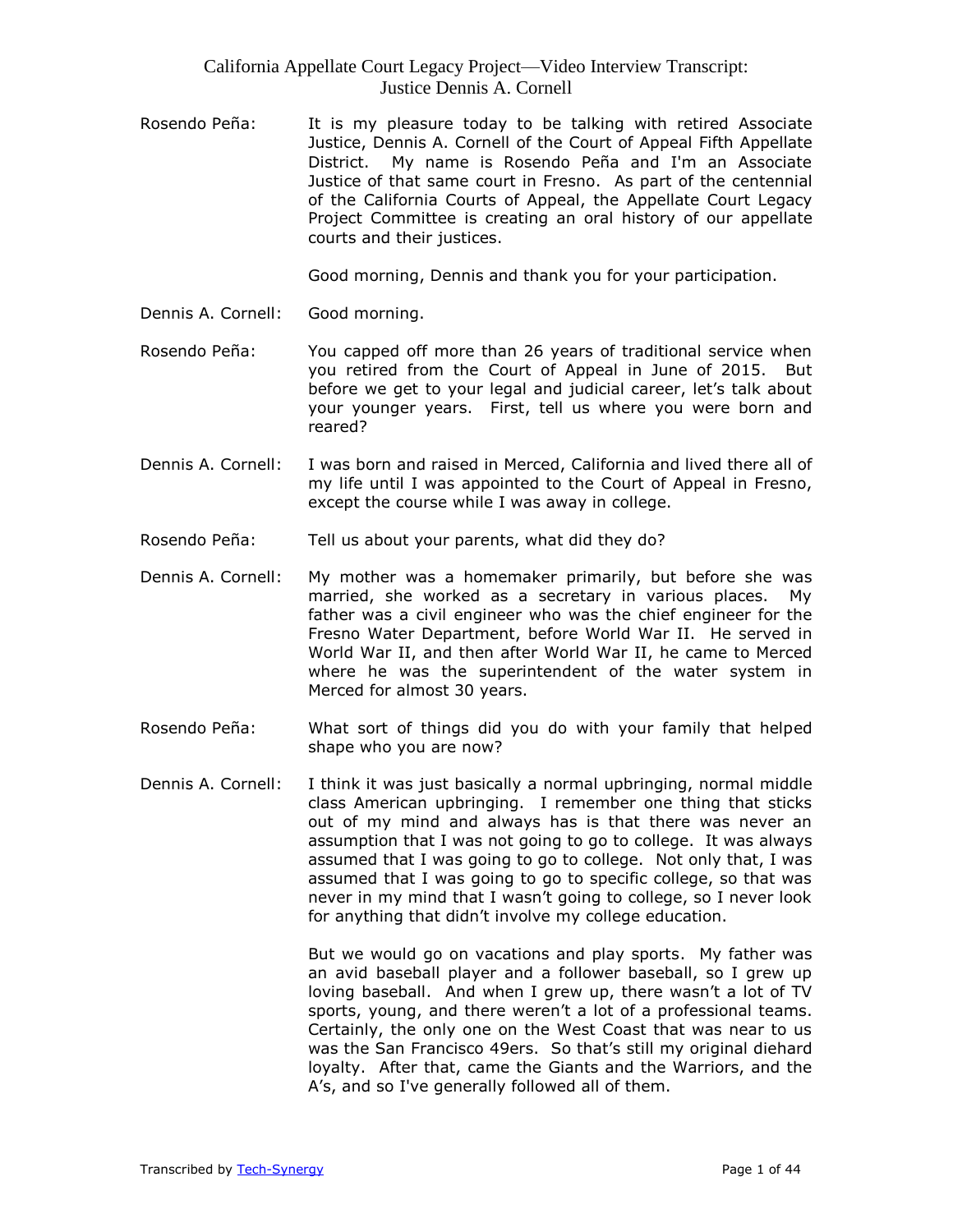Rosendo Peña: It is my pleasure today to be talking with retired Associate Justice, Dennis A. Cornell of the Court of Appeal Fifth Appellate District. My name is Rosendo Peña and I'm an Associate Justice of that same court in Fresno. As part of the centennial of the California Courts of Appeal, the Appellate Court Legacy Project Committee is creating an oral history of our appellate courts and their justices.

Good morning, Dennis and thank you for your participation.

Dennis A. Cornell: Good morning.

Rosendo Peña: You capped off more than 26 years of traditional service when you retired from the Court of Appeal in June of 2015. But before we get to your legal and judicial career, let's talk about your younger years. First, tell us where you were born and reared?

Dennis A. Cornell: I was born and raised in Merced, California and lived there all of my life until I was appointed to the Court of Appeal in Fresno, except the course while I was away in college.

Rosendo Peña: Tell us about your parents, what did they do?

Dennis A. Cornell: My mother was a homemaker primarily, but before she was married, she worked as a secretary in various places. My father was a civil engineer who was the chief engineer for the Fresno Water Department, before World War II. He served in World War II, and then after World War II, he came to Merced where he was the superintendent of the water system in Merced for almost 30 years.

Rosendo Peña: What sort of things did you do with your family that helped shape who you are now?

Dennis A. Cornell: I think it was just basically a normal upbringing, normal middle class American upbringing. I remember one thing that sticks out of my mind and always has is that there was never an assumption that I was not going to go to college. It was always assumed that I was going to go to college. Not only that, I was assumed that I was going to go to specific college, so that was never in my mind that I wasn't going to college, so I never look for anything that didn't involve my college education.

But we would go on vacations and play sports. My father was an avid baseball player and a follower baseball, so I grew up loving baseball. And when I grew up, there wasn't a lot of TV sports, young, and there weren't a lot of a professional teams. Certainly, the only one on the West Coast that was near to us was the San Francisco 49ers. So that's still my original diehard loyalty. After that, came the Giants and the Warriors, and the A's, and so I've generally followed all of them.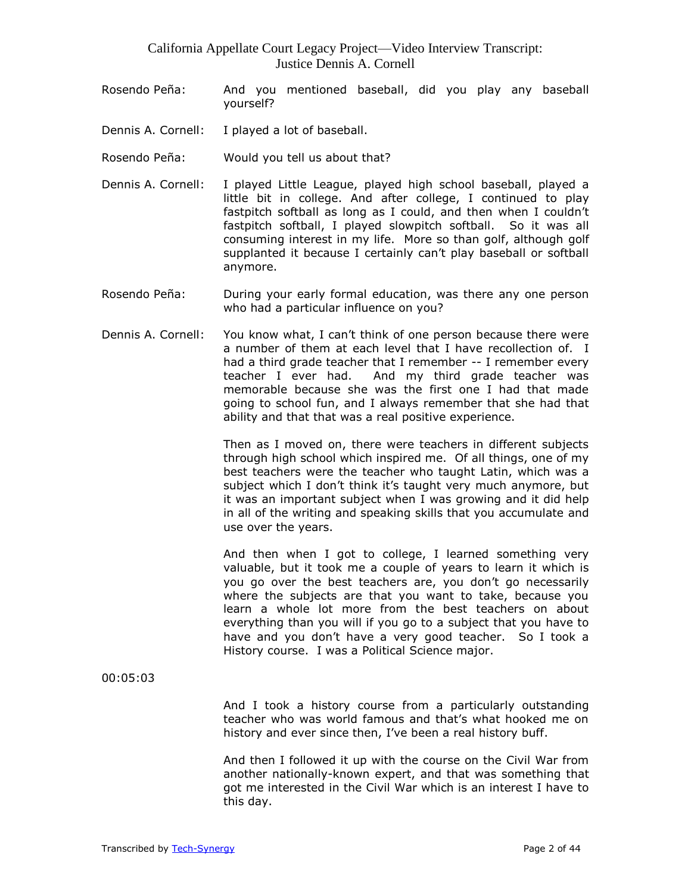Rosendo Peña: And you mentioned baseball, did you play any baseball yourself?

Dennis A. Cornell: I played a lot of baseball.

Rosendo Peña: Would you tell us about that?

Dennis A. Cornell: I played Little League, played high school baseball, played a little bit in college. And after college, I continued to play fastpitch softball as long as I could, and then when I couldn't fastpitch softball, I played slowpitch softball. So it was all consuming interest in my life. More so than golf, although golf supplanted it because I certainly can't play baseball or softball anymore.

Rosendo Peña: During your early formal education, was there any one person who had a particular influence on you?

Dennis A. Cornell: You know what, I can't think of one person because there were a number of them at each level that I have recollection of. I had a third grade teacher that I remember -- I remember every teacher I ever had. And my third grade teacher was memorable because she was the first one I had that made going to school fun, and I always remember that she had that ability and that that was a real positive experience.

Then as I moved on, there were teachers in different subjects through high school which inspired me. Of all things, one of my best teachers were the teacher who taught Latin, which was a subject which I don't think it's taught very much anymore, but it was an important subject when I was growing and it did help in all of the writing and speaking skills that you accumulate and use over the years.

And then when I got to college, I learned something very valuable, but it took me a couple of years to learn it which is you go over the best teachers are, you don't go necessarily where the subjects are that you want to take, because you learn a whole lot more from the best teachers on about everything than you will if you go to a subject that you have to have and you don't have a very good teacher. So I took a History course. I was a Political Science major.

00:05:03

And I took a history course from a particularly outstanding teacher who was world famous and that's what hooked me on history and ever since then, I've been a real history buff.

And then I followed it up with the course on the Civil War from another nationally-known expert, and that was something that got me interested in the Civil War which is an interest I have to this day.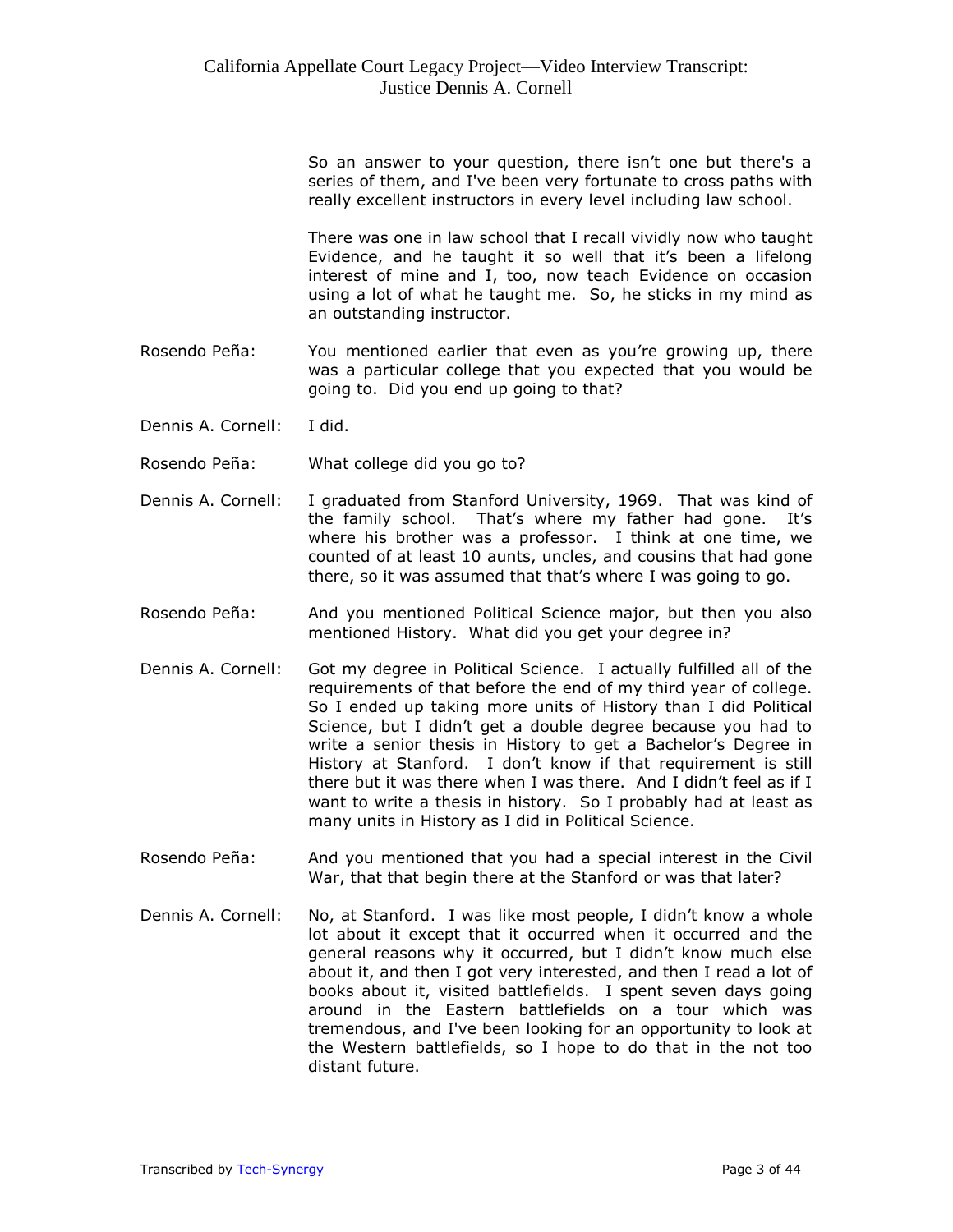So an answer to your question, there isn't one but there's a series of them, and I've been very fortunate to cross paths with really excellent instructors in every level including law school.

There was one in law school that I recall vividly now who taught Evidence, and he taught it so well that it's been a lifelong interest of mine and I, too, now teach Evidence on occasion using a lot of what he taught me. So, he sticks in my mind as an outstanding instructor.

Rosendo Peña: You mentioned earlier that even as you're growing up, there was a particular college that you expected that you would be going to. Did you end up going to that?

Dennis A. Cornell: I did.

Rosendo Peña: What college did you go to?

Dennis A. Cornell: I graduated from Stanford University, 1969. That was kind of the family school. That's where my father had gone. It's where his brother was a professor. I think at one time, we counted of at least 10 aunts, uncles, and cousins that had gone there, so it was assumed that that's where I was going to go.

Rosendo Peña: And you mentioned Political Science major, but then you also mentioned History. What did you get your degree in?

Dennis A. Cornell: Got my degree in Political Science. I actually fulfilled all of the requirements of that before the end of my third year of college. So I ended up taking more units of History than I did Political Science, but I didn't get a double degree because you had to write a senior thesis in History to get a Bachelor's Degree in History at Stanford. I don't know if that requirement is still there but it was there when I was there. And I didn't feel as if I want to write a thesis in history. So I probably had at least as many units in History as I did in Political Science.

Rosendo Peña: And you mentioned that you had a special interest in the Civil War, that that begin there at the Stanford or was that later?

Dennis A. Cornell: No, at Stanford. I was like most people, I didn't know a whole lot about it except that it occurred when it occurred and the general reasons why it occurred, but I didn't know much else about it, and then I got very interested, and then I read a lot of books about it, visited battlefields. I spent seven days going around in the Eastern battlefields on a tour which was tremendous, and I've been looking for an opportunity to look at the Western battlefields, so I hope to do that in the not too distant future.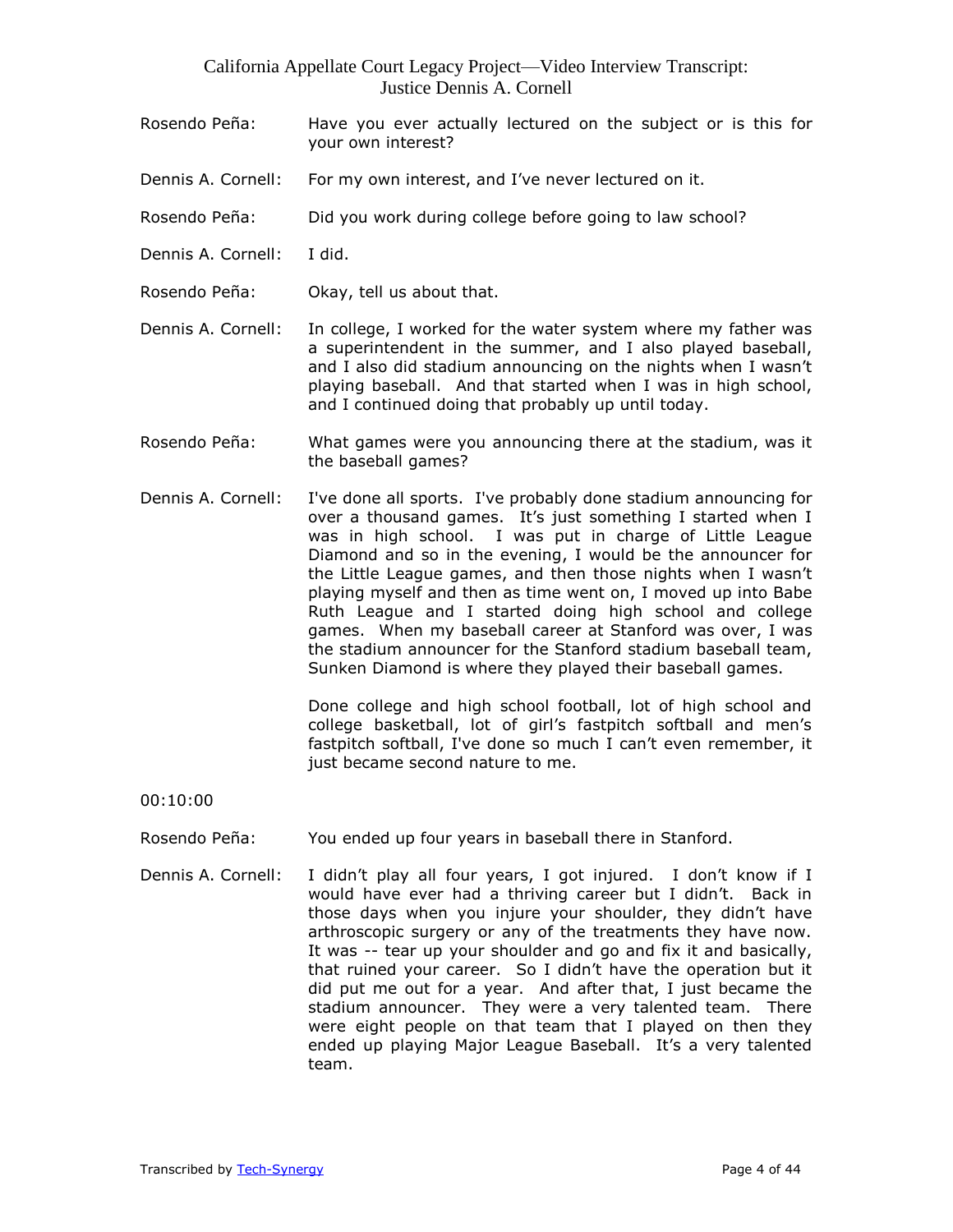Rosendo Peña: Have you ever actually lectured on the subject or is this for your own interest?

Dennis A. Cornell: For my own interest, and I've never lectured on it.

Rosendo Peña: Did you work during college before going to law school?

Dennis A. Cornell: I did.

Rosendo Peña: Okay, tell us about that.

Dennis A. Cornell: In college, I worked for the water system where my father was a superintendent in the summer, and I also played baseball, and I also did stadium announcing on the nights when I wasn't playing baseball. And that started when I was in high school, and I continued doing that probably up until today.

Rosendo Peña: What games were you announcing there at the stadium, was it the baseball games?

Dennis A. Cornell: I've done all sports. I've probably done stadium announcing for over a thousand games. It's just something I started when I was in high school. I was put in charge of Little League Diamond and so in the evening, I would be the announcer for the Little League games, and then those nights when I wasn't playing myself and then as time went on, I moved up into Babe Ruth League and I started doing high school and college games. When my baseball career at Stanford was over, I was the stadium announcer for the Stanford stadium baseball team, Sunken Diamond is where they played their baseball games.

Done college and high school football, lot of high school and college basketball, lot of girl's fastpitch softball and men's fastpitch softball, I've done so much I can't even remember, it just became second nature to me.

00:10:00

Rosendo Peña: You ended up four years in baseball there in Stanford.

Dennis A. Cornell: I didn't play all four years, I got injured. I don't know if I would have ever had a thriving career but I didn't. Back in those days when you injure your shoulder, they didn't have arthroscopic surgery or any of the treatments they have now. It was -- tear up your shoulder and go and fix it and basically, that ruined your career. So I didn't have the operation but it did put me out for a year. And after that, I just became the stadium announcer. They were a very talented team. There were eight people on that team that I played on then they ended up playing Major League Baseball. It's a very talented team.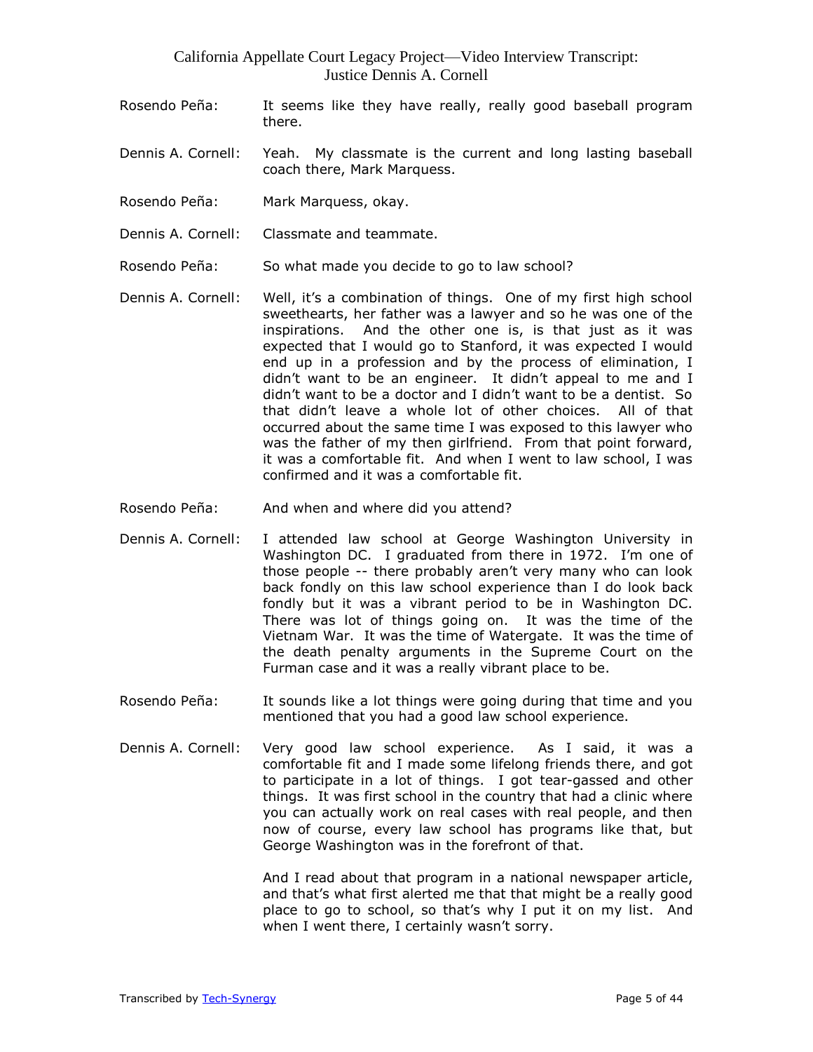Rosendo Peña: It seems like they have really, really good baseball program there.

Dennis A. Cornell: Yeah. My classmate is the current and long lasting baseball coach there, Mark Marquess.

Rosendo Peña: Mark Marquess, okay.

Dennis A. Cornell: Classmate and teammate.

Rosendo Peña: So what made you decide to go to law school?

Dennis A. Cornell: Well, it's a combination of things. One of my first high school sweethearts, her father was a lawyer and so he was one of the inspirations. And the other one is, is that just as it was expected that I would go to Stanford, it was expected I would end up in a profession and by the process of elimination, I didn't want to be an engineer. It didn't appeal to me and I didn't want to be a doctor and I didn't want to be a dentist. So that didn't leave a whole lot of other choices. All of that occurred about the same time I was exposed to this lawyer who was the father of my then girlfriend. From that point forward, it was a comfortable fit. And when I went to law school, I was confirmed and it was a comfortable fit.

Rosendo Peña: And when and where did you attend?

Dennis A. Cornell: I attended law school at George Washington University in Washington DC. I graduated from there in 1972. I'm one of those people -- there probably aren't very many who can look back fondly on this law school experience than I do look back fondly but it was a vibrant period to be in Washington DC. There was lot of things going on. It was the time of the Vietnam War. It was the time of Watergate. It was the time of the death penalty arguments in the Supreme Court on the Furman case and it was a really vibrant place to be.

Rosendo Peña: It sounds like a lot things were going during that time and you mentioned that you had a good law school experience.

Dennis A. Cornell: Very good law school experience. As I said, it was a comfortable fit and I made some lifelong friends there, and got to participate in a lot of things. I got tear-gassed and other things. It was first school in the country that had a clinic where you can actually work on real cases with real people, and then now of course, every law school has programs like that, but George Washington was in the forefront of that.

And I read about that program in a national newspaper article, and that's what first alerted me that that might be a really good place to go to school, so that's why I put it on my list. And when I went there, I certainly wasn't sorry.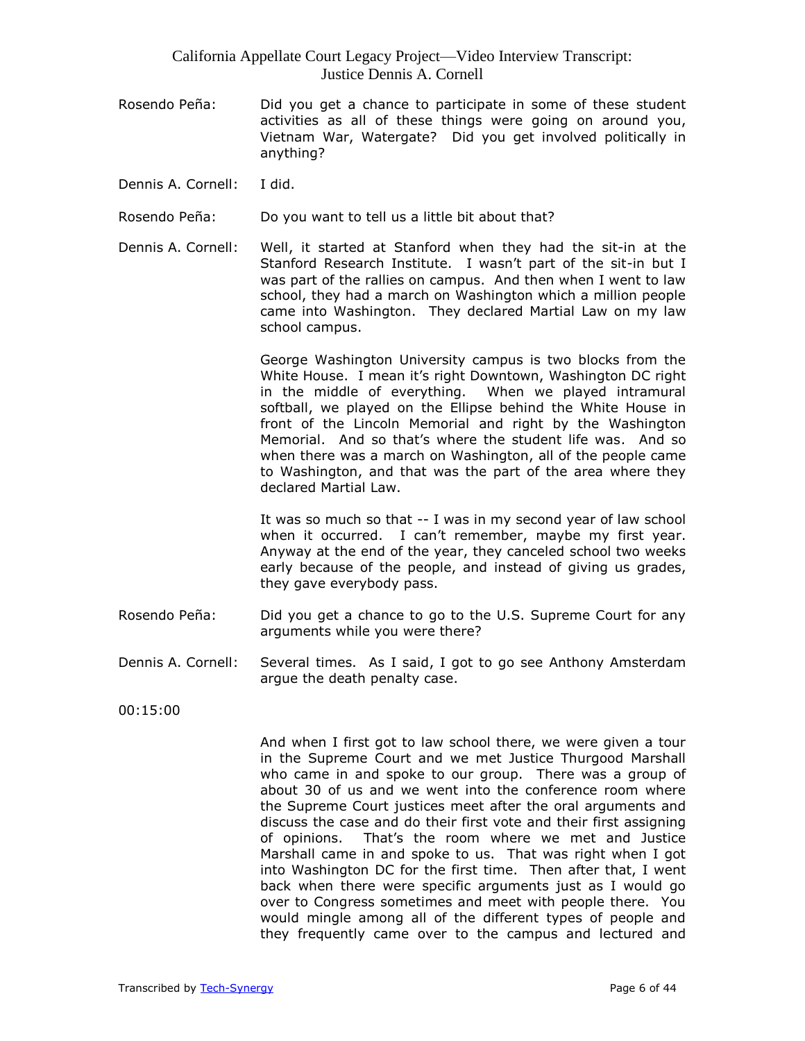Rosendo Peña: Did you get a chance to participate in some of these student activities as all of these things were going on around you, Vietnam War, Watergate? Did you get involved politically in anything?

Dennis A. Cornell: I did.

Rosendo Peña: Do you want to tell us a little bit about that?

Dennis A. Cornell: Well, it started at Stanford when they had the sit-in at the Stanford Research Institute. I wasn't part of the sit-in but I was part of the rallies on campus. And then when I went to law school, they had a march on Washington which a million people came into Washington. They declared Martial Law on my law school campus.

George Washington University campus is two blocks from the White House. I mean it's right Downtown, Washington DC right in the middle of everything. When we played intramural softball, we played on the Ellipse behind the White House in front of the Lincoln Memorial and right by the Washington Memorial. And so that's where the student life was. And so when there was a march on Washington, all of the people came to Washington, and that was the part of the area where they declared Martial Law.

It was so much so that -- I was in my second year of law school when it occurred. I can't remember, maybe my first year. Anyway at the end of the year, they canceled school two weeks early because of the people, and instead of giving us grades, they gave everybody pass.

Rosendo Peña: Did you get a chance to go to the U.S. Supreme Court for any arguments while you were there?

Dennis A. Cornell: Several times. As I said, I got to go see Anthony Amsterdam argue the death penalty case.

00:15:00

And when I first got to law school there, we were given a tour in the Supreme Court and we met Justice Thurgood Marshall who came in and spoke to our group. There was a group of about 30 of us and we went into the conference room where the Supreme Court justices meet after the oral arguments and discuss the case and do their first vote and their first assigning of opinions. That's the room where we met and Justice Marshall came in and spoke to us. That was right when I got into Washington DC for the first time. Then after that, I went back when there were specific arguments just as I would go over to Congress sometimes and meet with people there. You would mingle among all of the different types of people and they frequently came over to the campus and lectured and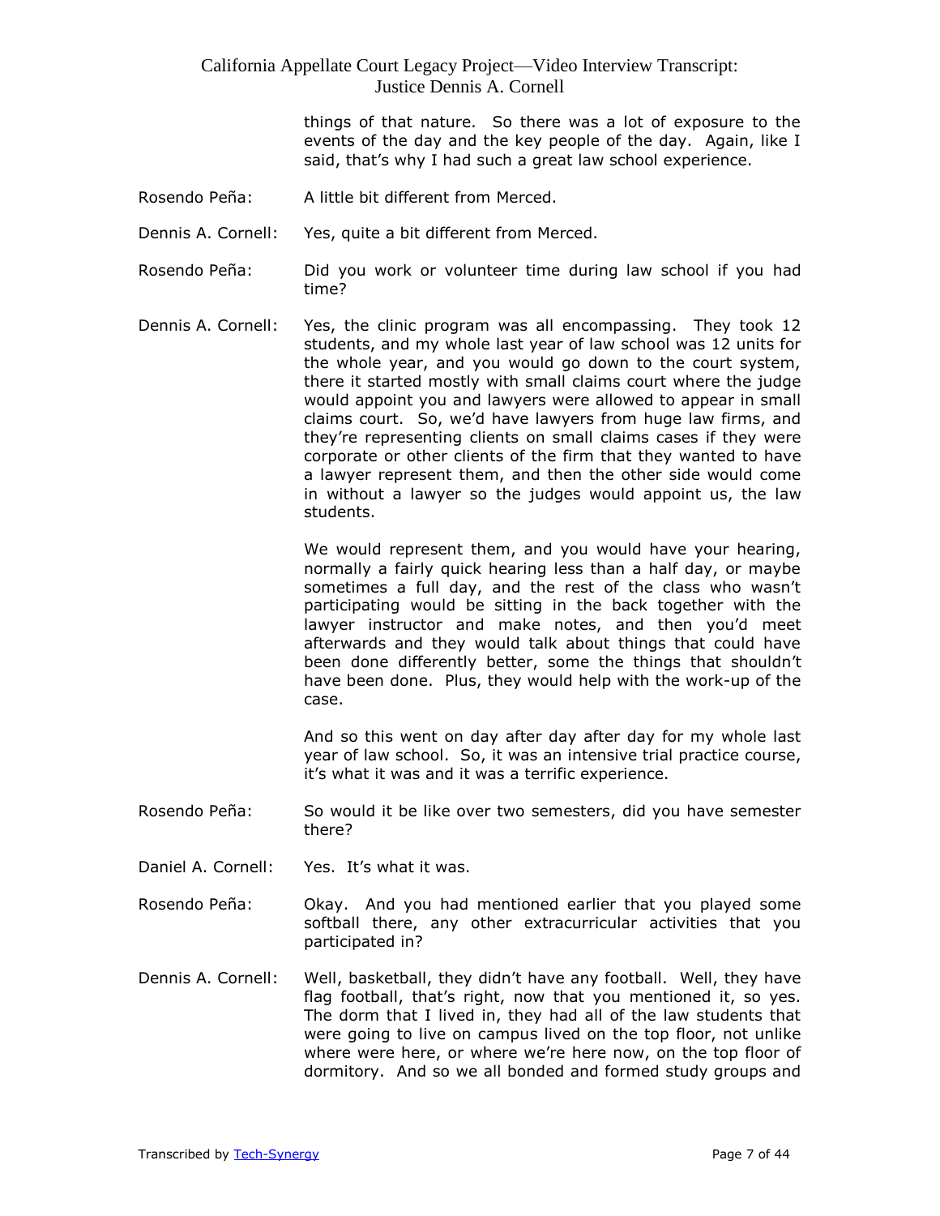things of that nature. So there was a lot of exposure to the events of the day and the key people of the day. Again, like I said, that's why I had such a great law school experience.

Rosendo Peña: A little bit different from Merced.

Dennis A. Cornell: Yes, quite a bit different from Merced.

Rosendo Peña: Did you work or volunteer time during law school if you had time?

Dennis A. Cornell: Yes, the clinic program was all encompassing. They took 12 students, and my whole last year of law school was 12 units for the whole year, and you would go down to the court system, there it started mostly with small claims court where the judge would appoint you and lawyers were allowed to appear in small claims court. So, we'd have lawyers from huge law firms, and they're representing clients on small claims cases if they were corporate or other clients of the firm that they wanted to have a lawyer represent them, and then the other side would come in without a lawyer so the judges would appoint us, the law students.

We would represent them, and you would have your hearing, normally a fairly quick hearing less than a half day, or maybe sometimes a full day, and the rest of the class who wasn't participating would be sitting in the back together with the lawyer instructor and make notes, and then you'd meet afterwards and they would talk about things that could have been done differently better, some the things that shouldn't have been done. Plus, they would help with the work-up of the case.

And so this went on day after day after day for my whole last year of law school. So, it was an intensive trial practice course, it's what it was and it was a terrific experience.

Rosendo Peña: So would it be like over two semesters, did you have semester there?

Daniel A. Cornell: Yes. It's what it was.

Rosendo Peña: Okay. And you had mentioned earlier that you played some softball there, any other extracurricular activities that you participated in?

Dennis A. Cornell: Well, basketball, they didn't have any football. Well, they have flag football, that's right, now that you mentioned it, so yes. The dorm that I lived in, they had all of the law students that were going to live on campus lived on the top floor, not unlike where were here, or where we're here now, on the top floor of dormitory. And so we all bonded and formed study groups and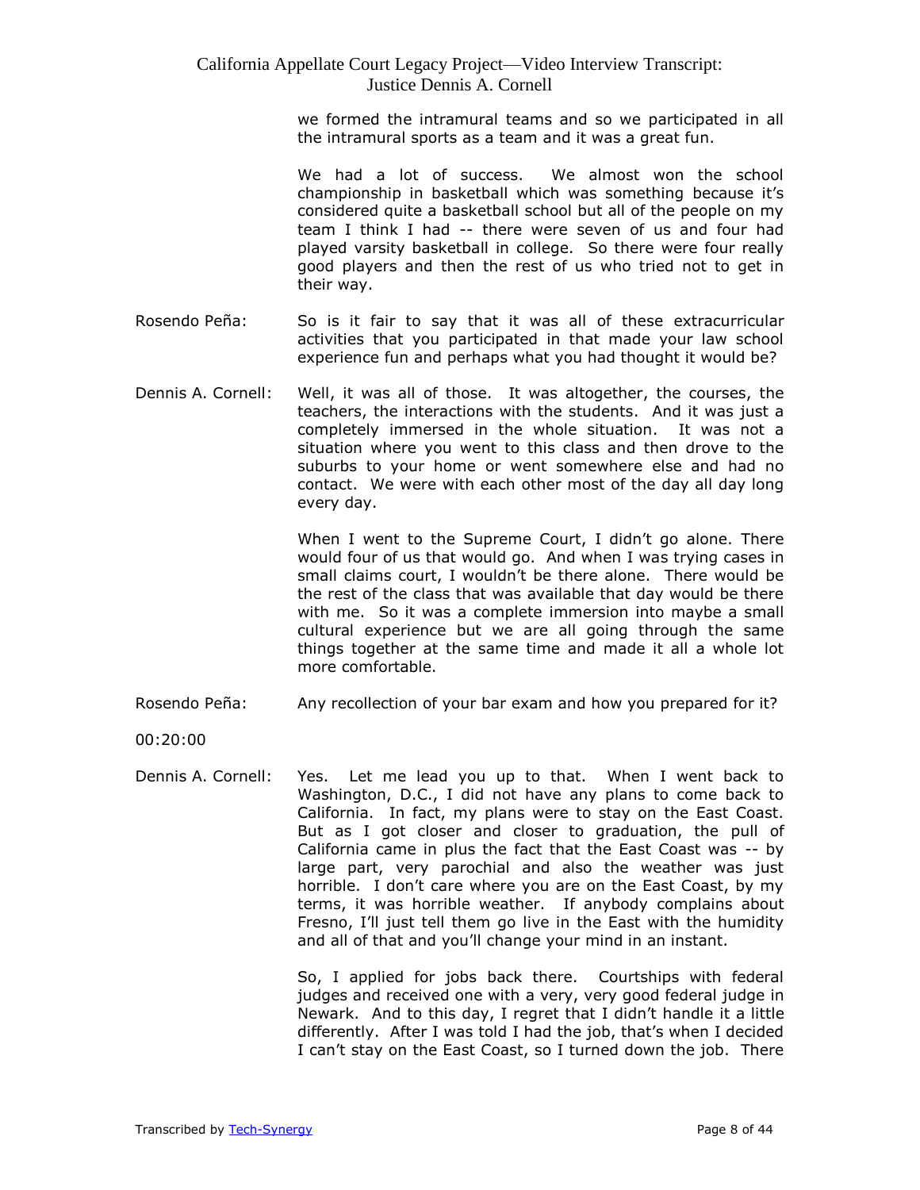we formed the intramural teams and so we participated in all the intramural sports as a team and it was a great fun.

We had a lot of success. We almost won the school championship in basketball which was something because it's considered quite a basketball school but all of the people on my team I think I had -- there were seven of us and four had played varsity basketball in college. So there were four really good players and then the rest of us who tried not to get in their way.

Rosendo Peña: So is it fair to say that it was all of these extracurricular activities that you participated in that made your law school experience fun and perhaps what you had thought it would be?

Dennis A. Cornell: Well, it was all of those. It was altogether, the courses, the teachers, the interactions with the students. And it was just a completely immersed in the whole situation. It was not a situation where you went to this class and then drove to the suburbs to your home or went somewhere else and had no contact. We were with each other most of the day all day long every day.

When I went to the Supreme Court, I didn't go alone. There would four of us that would go. And when I was trying cases in small claims court, I wouldn't be there alone. There would be the rest of the class that was available that day would be there with me. So it was a complete immersion into maybe a small cultural experience but we are all going through the same things together at the same time and made it all a whole lot more comfortable.

Rosendo Peña: Any recollection of your bar exam and how you prepared for it?

00:20:00

Dennis A. Cornell: Yes. Let me lead you up to that. When I went back to Washington, D.C., I did not have any plans to come back to California. In fact, my plans were to stay on the East Coast. But as I got closer and closer to graduation, the pull of California came in plus the fact that the East Coast was -- by large part, very parochial and also the weather was just horrible. I don't care where you are on the East Coast, by my terms, it was horrible weather. If anybody complains about Fresno, I'll just tell them go live in the East with the humidity and all of that and you'll change your mind in an instant.

So, I applied for jobs back there. Courtships with federal judges and received one with a very, very good federal judge in Newark. And to this day, I regret that I didn't handle it a little differently. After I was told I had the job, that's when I decided I can't stay on the East Coast, so I turned down the job. There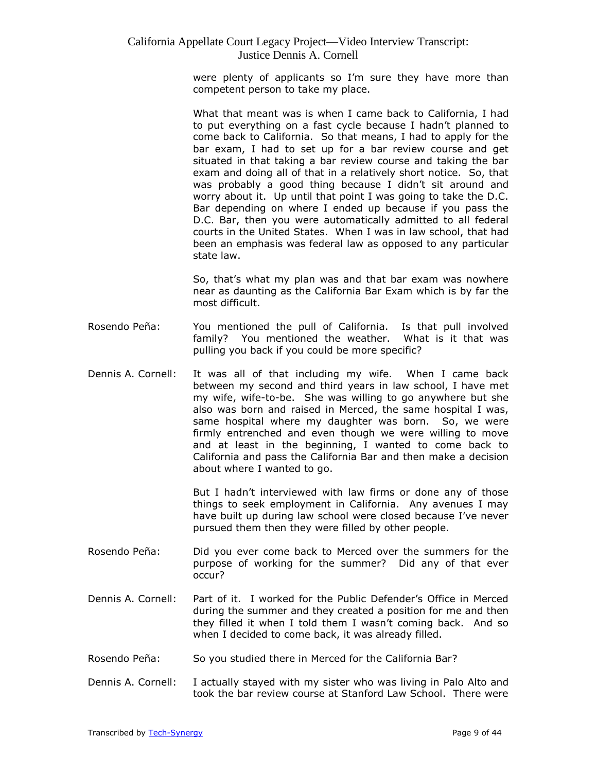were plenty of applicants so I'm sure they have more than competent person to take my place.

What that meant was is when I came back to California, I had to put everything on a fast cycle because I hadn't planned to come back to California. So that means, I had to apply for the bar exam, I had to set up for a bar review course and get situated in that taking a bar review course and taking the bar exam and doing all of that in a relatively short notice. So, that was probably a good thing because I didn't sit around and worry about it. Up until that point I was going to take the D.C. Bar depending on where I ended up because if you pass the D.C. Bar, then you were automatically admitted to all federal courts in the United States. When I was in law school, that had been an emphasis was federal law as opposed to any particular state law.

So, that's what my plan was and that bar exam was nowhere near as daunting as the California Bar Exam which is by far the most difficult.

Rosendo Peña: You mentioned the pull of California. Is that pull involved family? You mentioned the weather. What is it that was pulling you back if you could be more specific?

Dennis A. Cornell: It was all of that including my wife. When I came back between my second and third years in law school, I have met my wife, wife-to-be. She was willing to go anywhere but she also was born and raised in Merced, the same hospital I was, same hospital where my daughter was born. So, we were firmly entrenched and even though we were willing to move and at least in the beginning, I wanted to come back to California and pass the California Bar and then make a decision about where I wanted to go.

But I hadn't interviewed with law firms or done any of those things to seek employment in California. Any avenues I may have built up during law school were closed because I've never pursued them then they were filled by other people.

Rosendo Peña: Did you ever come back to Merced over the summers for the purpose of working for the summer? Did any of that ever occur?

Dennis A. Cornell: Part of it. I worked for the Public Defender's Office in Merced during the summer and they created a position for me and then they filled it when I told them I wasn't coming back. And so when I decided to come back, it was already filled.

Rosendo Peña: So you studied there in Merced for the California Bar?

Dennis A. Cornell: I actually stayed with my sister who was living in Palo Alto and took the bar review course at Stanford Law School. There were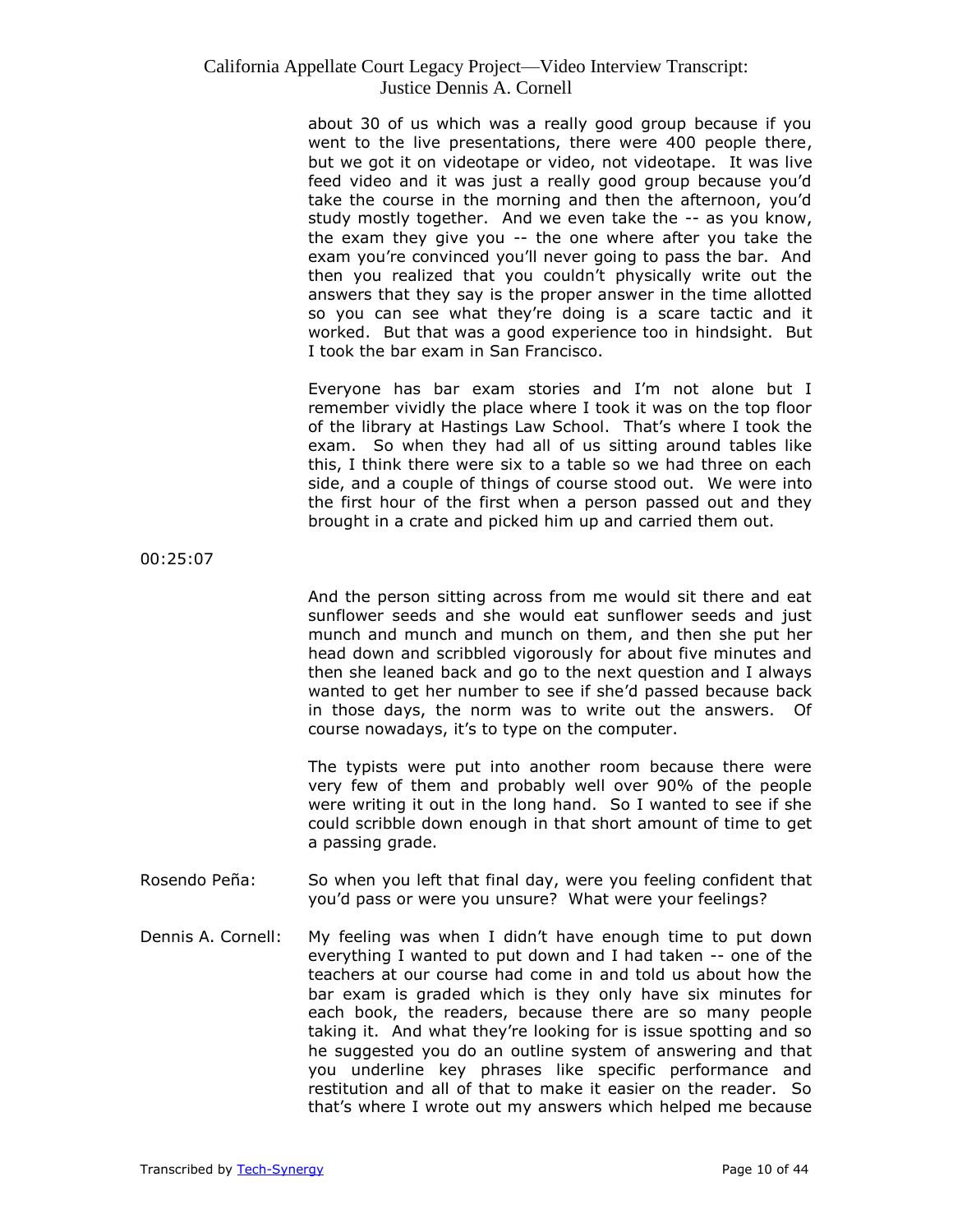about 30 of us which was a really good group because if you went to the live presentations, there were 400 people there, but we got it on videotape or video, not videotape. It was live feed video and it was just a really good group because you'd take the course in the morning and then the afternoon, you'd study mostly together. And we even take the -- as you know, the exam they give you -- the one where after you take the exam you're convinced you'll never going to pass the bar. And then you realized that you couldn't physically write out the answers that they say is the proper answer in the time allotted so you can see what they're doing is a scare tactic and it worked. But that was a good experience too in hindsight. But I took the bar exam in San Francisco.

Everyone has bar exam stories and I'm not alone but I remember vividly the place where I took it was on the top floor of the library at Hastings Law School. That's where I took the exam. So when they had all of us sitting around tables like this, I think there were six to a table so we had three on each side, and a couple of things of course stood out. We were into the first hour of the first when a person passed out and they brought in a crate and picked him up and carried them out.

00:25:07

And the person sitting across from me would sit there and eat sunflower seeds and she would eat sunflower seeds and just munch and munch and munch on them, and then she put her head down and scribbled vigorously for about five minutes and then she leaned back and go to the next question and I always wanted to get her number to see if she'd passed because back in those days, the norm was to write out the answers. Of course nowadays, it's to type on the computer.

The typists were put into another room because there were very few of them and probably well over 90% of the people were writing it out in the long hand. So I wanted to see if she could scribble down enough in that short amount of time to get a passing grade.

Rosendo Peña: So when you left that final day, were you feeling confident that you'd pass or were you unsure? What were your feelings?

Dennis A. Cornell: My feeling was when I didn't have enough time to put down everything I wanted to put down and I had taken -- one of the teachers at our course had come in and told us about how the bar exam is graded which is they only have six minutes for each book, the readers, because there are so many people taking it. And what they're looking for is issue spotting and so he suggested you do an outline system of answering and that you underline key phrases like specific performance and restitution and all of that to make it easier on the reader. So that's where I wrote out my answers which helped me because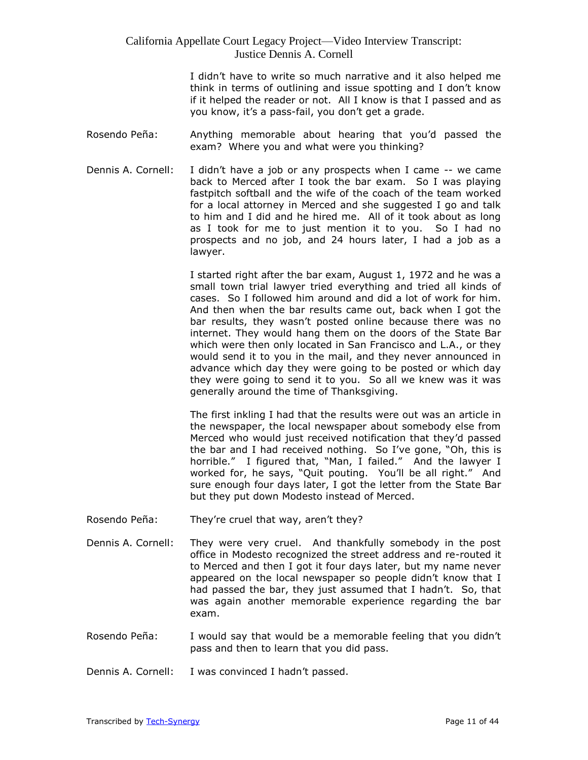I didn't have to write so much narrative and it also helped me think in terms of outlining and issue spotting and I don't know if it helped the reader or not. All I know is that I passed and as you know, it's a pass-fail, you don't get a grade.

Rosendo Peña: Anything memorable about hearing that you'd passed the exam? Where you and what were you thinking?

Dennis A. Cornell: I didn't have a job or any prospects when I came -- we came back to Merced after I took the bar exam. So I was playing fastpitch softball and the wife of the coach of the team worked for a local attorney in Merced and she suggested I go and talk to him and I did and he hired me. All of it took about as long as I took for me to just mention it to you. So I had no prospects and no job, and 24 hours later, I had a job as a lawyer.

I started right after the bar exam, August 1, 1972 and he was a small town trial lawyer tried everything and tried all kinds of cases. So I followed him around and did a lot of work for him. And then when the bar results came out, back when I got the bar results, they wasn't posted online because there was no internet. They would hang them on the doors of the State Bar which were then only located in San Francisco and L.A., or they would send it to you in the mail, and they never announced in advance which day they were going to be posted or which day they were going to send it to you. So all we knew was it was generally around the time of Thanksgiving.

The first inkling I had that the results were out was an article in the newspaper, the local newspaper about somebody else from Merced who would just received notification that they'd passed the bar and I had received nothing. So I've gone, "Oh, this is horrible." I figured that, "Man, I failed." And the lawyer I worked for, he says, "Quit pouting. You'll be all right." And sure enough four days later, I got the letter from the State Bar but they put down Modesto instead of Merced.

Rosendo Peña: They're cruel that way, aren't they?

Dennis A. Cornell: They were very cruel. And thankfully somebody in the post office in Modesto recognized the street address and re-routed it to Merced and then I got it four days later, but my name never appeared on the local newspaper so people didn't know that I had passed the bar, they just assumed that I hadn't. So, that was again another memorable experience regarding the bar exam.

Rosendo Peña: I would say that would be a memorable feeling that you didn't pass and then to learn that you did pass.

Dennis A. Cornell: I was convinced I hadn't passed.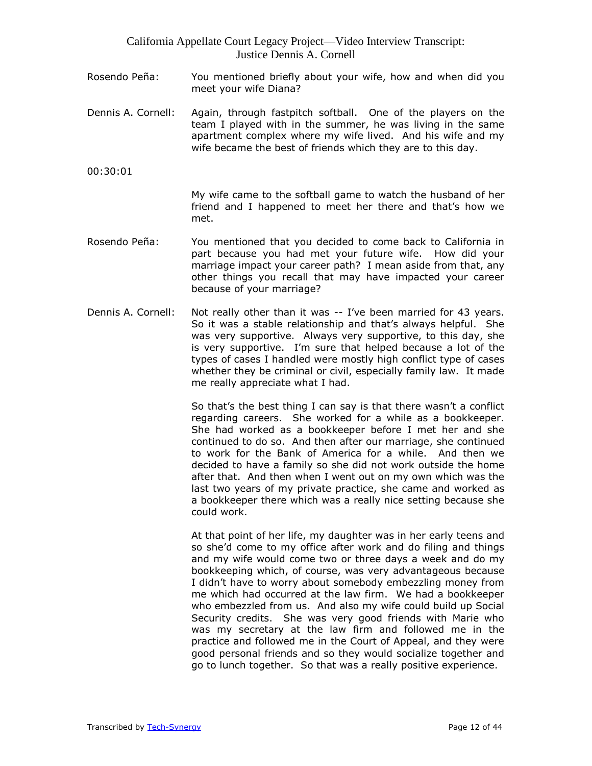Rosendo Peña: You mentioned briefly about your wife, how and when did you meet your wife Diana?

Dennis A. Cornell: Again, through fastpitch softball. One of the players on the team I played with in the summer, he was living in the same apartment complex where my wife lived. And his wife and my wife became the best of friends which they are to this day.

00:30:01

My wife came to the softball game to watch the husband of her friend and I happened to meet her there and that's how we met.

Rosendo Peña: You mentioned that you decided to come back to California in part because you had met your future wife. How did your marriage impact your career path? I mean aside from that, any other things you recall that may have impacted your career because of your marriage?

Dennis A. Cornell: Not really other than it was -- I've been married for 43 years. So it was a stable relationship and that's always helpful. She was very supportive. Always very supportive, to this day, she is very supportive. I'm sure that helped because a lot of the types of cases I handled were mostly high conflict type of cases whether they be criminal or civil, especially family law. It made me really appreciate what I had.

So that's the best thing I can say is that there wasn't a conflict regarding careers. She worked for a while as a bookkeeper. She had worked as a bookkeeper before I met her and she continued to do so. And then after our marriage, she continued to work for the Bank of America for a while. And then we decided to have a family so she did not work outside the home after that. And then when I went out on my own which was the last two years of my private practice, she came and worked as a bookkeeper there which was a really nice setting because she could work.

At that point of her life, my daughter was in her early teens and so she'd come to my office after work and do filing and things and my wife would come two or three days a week and do my bookkeeping which, of course, was very advantageous because I didn't have to worry about somebody embezzling money from me which had occurred at the law firm. We had a bookkeeper who embezzled from us. And also my wife could build up Social Security credits. She was very good friends with Marie who was my secretary at the law firm and followed me in the practice and followed me in the Court of Appeal, and they were good personal friends and so they would socialize together and go to lunch together. So that was a really positive experience.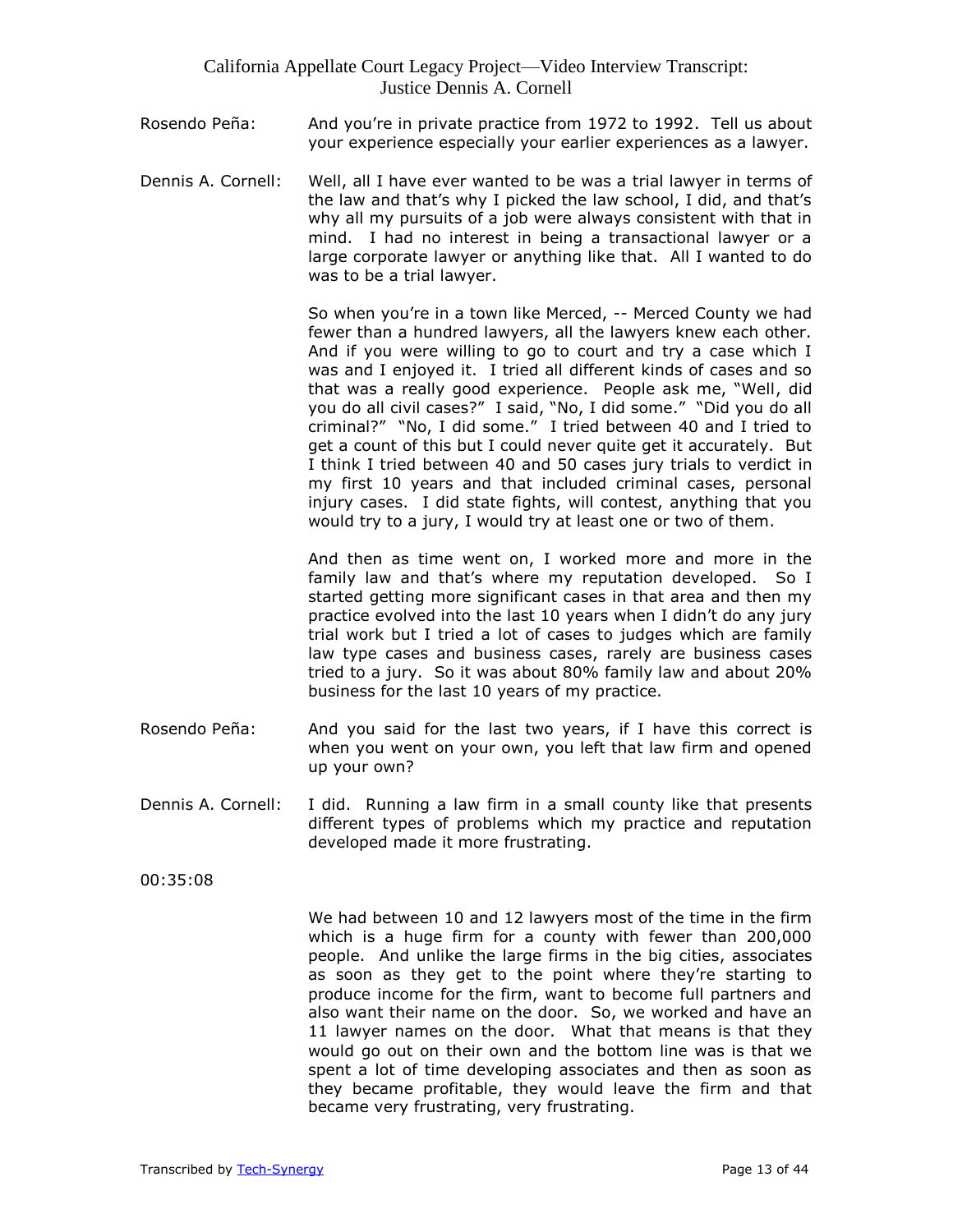Rosendo Peña: And you're in private practice from 1972 to 1992. Tell us about your experience especially your earlier experiences as a lawyer.

Dennis A. Cornell: Well, all I have ever wanted to be was a trial lawyer in terms of the law and that's why I picked the law school, I did, and that's why all my pursuits of a job were always consistent with that in mind. I had no interest in being a transactional lawyer or a large corporate lawyer or anything like that. All I wanted to do was to be a trial lawyer.

So when you're in a town like Merced, -- Merced County we had fewer than a hundred lawyers, all the lawyers knew each other. And if you were willing to go to court and try a case which I was and I enjoyed it. I tried all different kinds of cases and so that was a really good experience. People ask me, "Well, did you do all civil cases?" I said, "No, I did some." "Did you do all criminal?" "No, I did some." I tried between 40 and I tried to get a count of this but I could never quite get it accurately. But I think I tried between 40 and 50 cases jury trials to verdict in my first 10 years and that included criminal cases, personal injury cases. I did state fights, will contest, anything that you would try to a jury, I would try at least one or two of them.

And then as time went on, I worked more and more in the family law and that's where my reputation developed. So I started getting more significant cases in that area and then my practice evolved into the last 10 years when I didn't do any jury trial work but I tried a lot of cases to judges which are family law type cases and business cases, rarely are business cases tried to a jury. So it was about 80% family law and about 20% business for the last 10 years of my practice.

Rosendo Peña: And you said for the last two years, if I have this correct is when you went on your own, you left that law firm and opened up your own?

Dennis A. Cornell: I did. Running a law firm in a small county like that presents different types of problems which my practice and reputation developed made it more frustrating.

00:35:08

We had between 10 and 12 lawyers most of the time in the firm which is a huge firm for a county with fewer than 200,000 people. And unlike the large firms in the big cities, associates as soon as they get to the point where they're starting to produce income for the firm, want to become full partners and also want their name on the door. So, we worked and have an 11 lawyer names on the door. What that means is that they would go out on their own and the bottom line was is that we spent a lot of time developing associates and then as soon as they became profitable, they would leave the firm and that became very frustrating, very frustrating.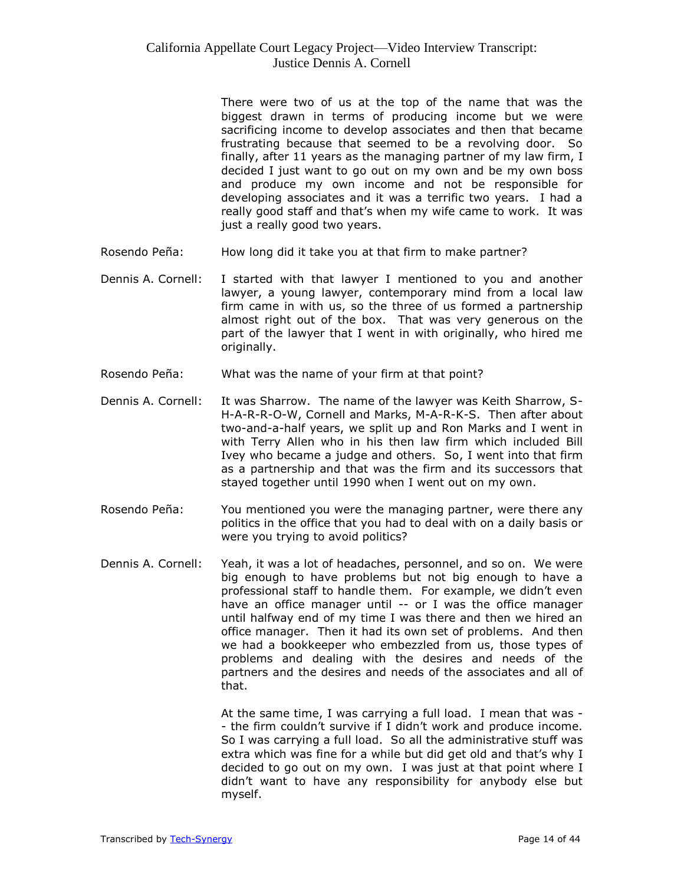There were two of us at the top of the name that was the biggest drawn in terms of producing income but we were sacrificing income to develop associates and then that became frustrating because that seemed to be a revolving door. So finally, after 11 years as the managing partner of my law firm, I decided I just want to go out on my own and be my own boss and produce my own income and not be responsible for developing associates and it was a terrific two years. I had a really good staff and that's when my wife came to work. It was just a really good two years.

Rosendo Peña: How long did it take you at that firm to make partner?

Dennis A. Cornell: I started with that lawyer I mentioned to you and another lawyer, a young lawyer, contemporary mind from a local law firm came in with us, so the three of us formed a partnership almost right out of the box. That was very generous on the part of the lawyer that I went in with originally, who hired me originally.

Rosendo Peña: What was the name of your firm at that point?

Dennis A. Cornell: It was Sharrow. The name of the lawyer was Keith Sharrow, S-H-A-R-R-O-W, Cornell and Marks, M-A-R-K-S. Then after about two-and-a-half years, we split up and Ron Marks and I went in with Terry Allen who in his then law firm which included Bill Ivey who became a judge and others. So, I went into that firm as a partnership and that was the firm and its successors that stayed together until 1990 when I went out on my own.

Rosendo Peña: You mentioned you were the managing partner, were there any politics in the office that you had to deal with on a daily basis or were you trying to avoid politics?

Dennis A. Cornell: Yeah, it was a lot of headaches, personnel, and so on. We were big enough to have problems but not big enough to have a professional staff to handle them. For example, we didn't even have an office manager until -- or I was the office manager until halfway end of my time I was there and then we hired an office manager. Then it had its own set of problems. And then we had a bookkeeper who embezzled from us, those types of problems and dealing with the desires and needs of the partners and the desires and needs of the associates and all of that.

At the same time, I was carrying a full load. I mean that was -- the firm couldn't survive if I didn't work and produce income. So I was carrying a full load. So all the administrative stuff was extra which was fine for a while but did get old and that's why I decided to go out on my own. I was just at that point where I didn't want to have any responsibility for anybody else but myself.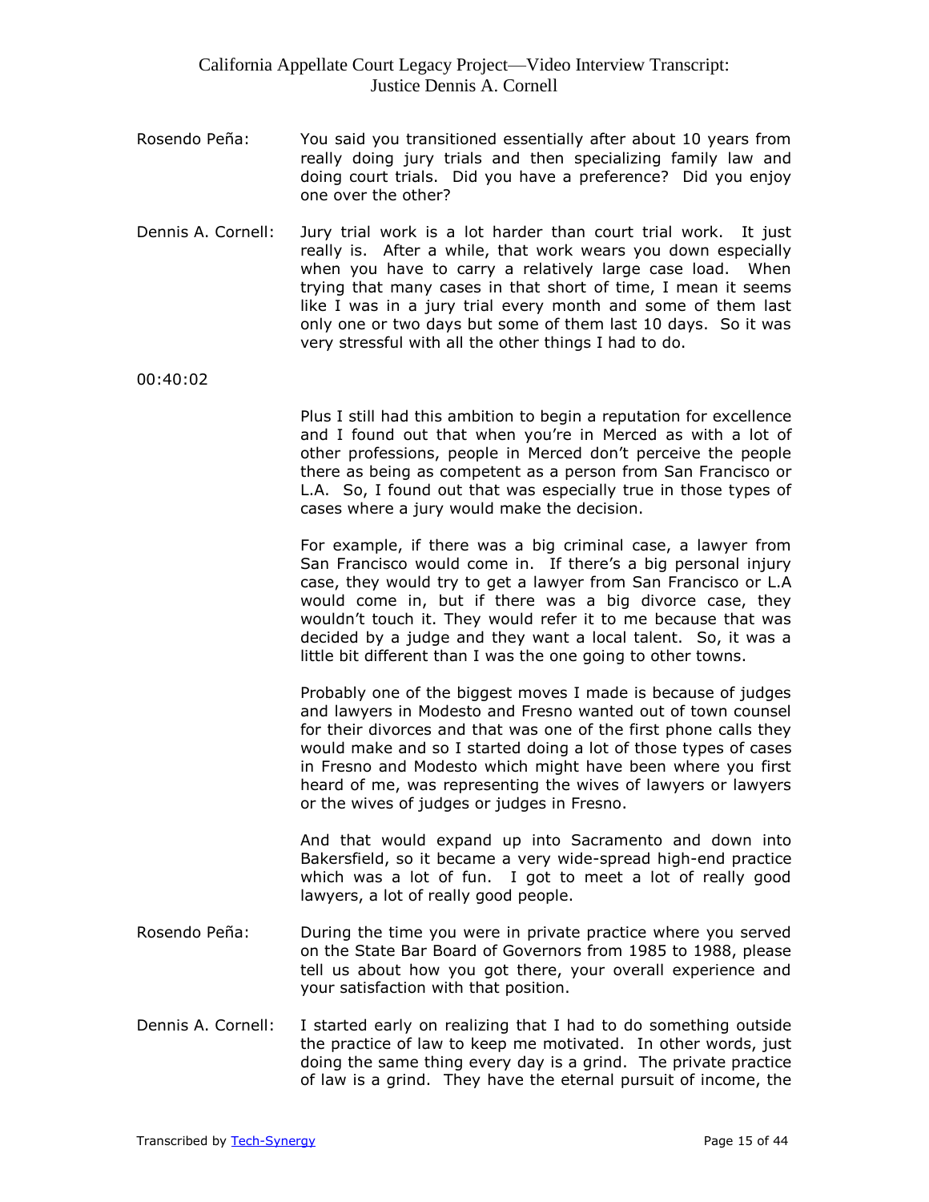Rosendo Peña: You said you transitioned essentially after about 10 years from really doing jury trials and then specializing family law and doing court trials. Did you have a preference? Did you enjoy one over the other?

Dennis A. Cornell: Jury trial work is a lot harder than court trial work. It just really is. After a while, that work wears you down especially when you have to carry a relatively large case load. When trying that many cases in that short of time, I mean it seems like I was in a jury trial every month and some of them last only one or two days but some of them last 10 days. So it was very stressful with all the other things I had to do.

00:40:02

Plus I still had this ambition to begin a reputation for excellence and I found out that when you're in Merced as with a lot of other professions, people in Merced don't perceive the people there as being as competent as a person from San Francisco or L.A. So, I found out that was especially true in those types of cases where a jury would make the decision.

For example, if there was a big criminal case, a lawyer from San Francisco would come in. If there's a big personal injury case, they would try to get a lawyer from San Francisco or L.A would come in, but if there was a big divorce case, they wouldn't touch it. They would refer it to me because that was decided by a judge and they want a local talent. So, it was a little bit different than I was the one going to other towns.

Probably one of the biggest moves I made is because of judges and lawyers in Modesto and Fresno wanted out of town counsel for their divorces and that was one of the first phone calls they would make and so I started doing a lot of those types of cases in Fresno and Modesto which might have been where you first heard of me, was representing the wives of lawyers or lawyers or the wives of judges or judges in Fresno.

And that would expand up into Sacramento and down into Bakersfield, so it became a very wide-spread high-end practice which was a lot of fun. I got to meet a lot of really good lawyers, a lot of really good people.

Rosendo Peña: During the time you were in private practice where you served on the State Bar Board of Governors from 1985 to 1988, please tell us about how you got there, your overall experience and your satisfaction with that position.

Dennis A. Cornell: I started early on realizing that I had to do something outside the practice of law to keep me motivated. In other words, just doing the same thing every day is a grind. The private practice of law is a grind. They have the eternal pursuit of income, the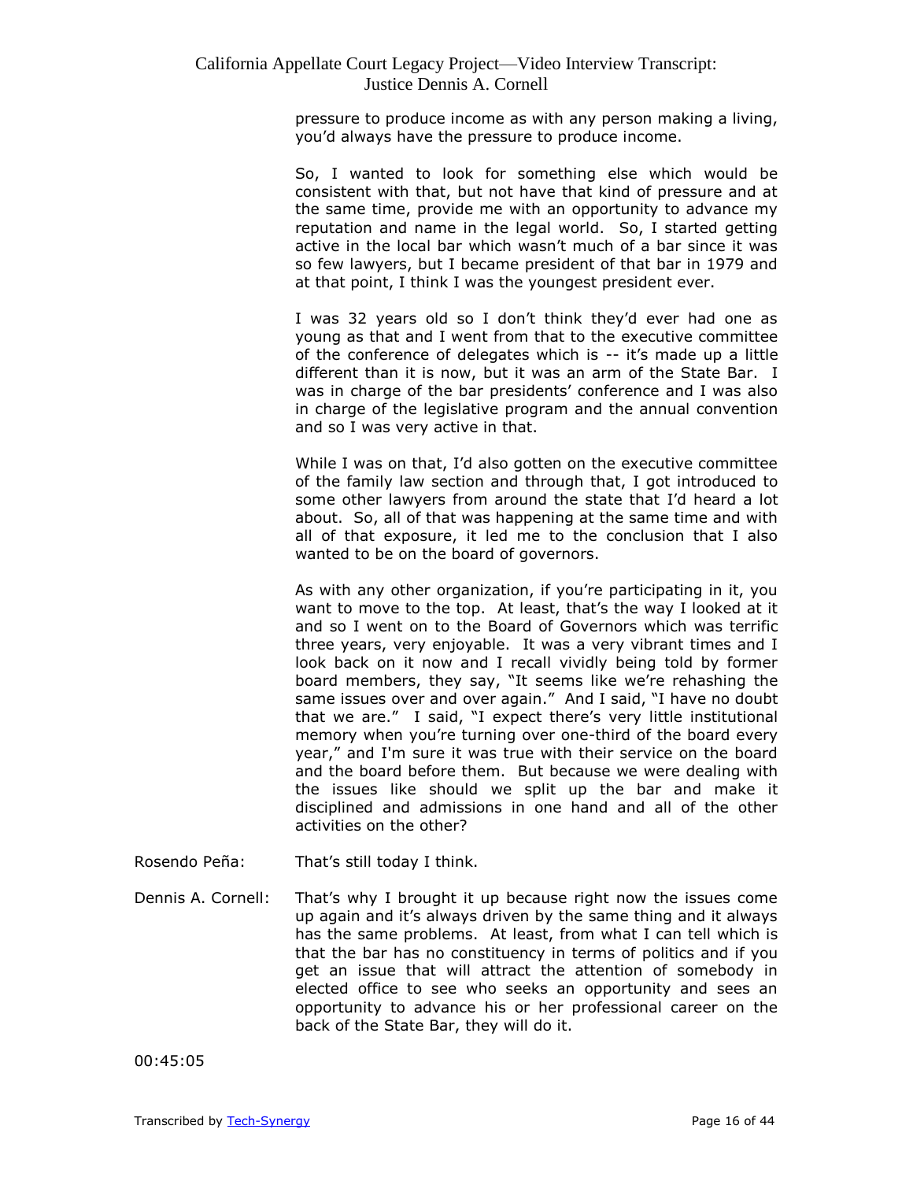pressure to produce income as with any person making a living, you'd always have the pressure to produce income.

So, I wanted to look for something else which would be consistent with that, but not have that kind of pressure and at the same time, provide me with an opportunity to advance my reputation and name in the legal world. So, I started getting active in the local bar which wasn't much of a bar since it was so few lawyers, but I became president of that bar in 1979 and at that point, I think I was the youngest president ever.

I was 32 years old so I don't think they'd ever had one as young as that and I went from that to the executive committee of the conference of delegates which is -- it's made up a little different than it is now, but it was an arm of the State Bar. I was in charge of the bar presidents' conference and I was also in charge of the legislative program and the annual convention and so I was very active in that.

While I was on that, I'd also gotten on the executive committee of the family law section and through that, I got introduced to some other lawyers from around the state that I'd heard a lot about. So, all of that was happening at the same time and with all of that exposure, it led me to the conclusion that I also wanted to be on the board of governors.

As with any other organization, if you're participating in it, you want to move to the top. At least, that's the way I looked at it and so I went on to the Board of Governors which was terrific three years, very enjoyable. It was a very vibrant times and I look back on it now and I recall vividly being told by former board members, they say, "It seems like we're rehashing the same issues over and over again." And I said, "I have no doubt that we are." I said, "I expect there's very little institutional memory when you're turning over one-third of the board every year," and I'm sure it was true with their service on the board and the board before them. But because we were dealing with the issues like should we split up the bar and make it disciplined and admissions in one hand and all of the other activities on the other?

Rosendo Peña: That's still today I think.

Dennis A. Cornell: That's why I brought it up because right now the issues come up again and it's always driven by the same thing and it always has the same problems. At least, from what I can tell which is that the bar has no constituency in terms of politics and if you get an issue that will attract the attention of somebody in elected office to see who seeks an opportunity and sees an opportunity to advance his or her professional career on the back of the State Bar, they will do it.

00:45:05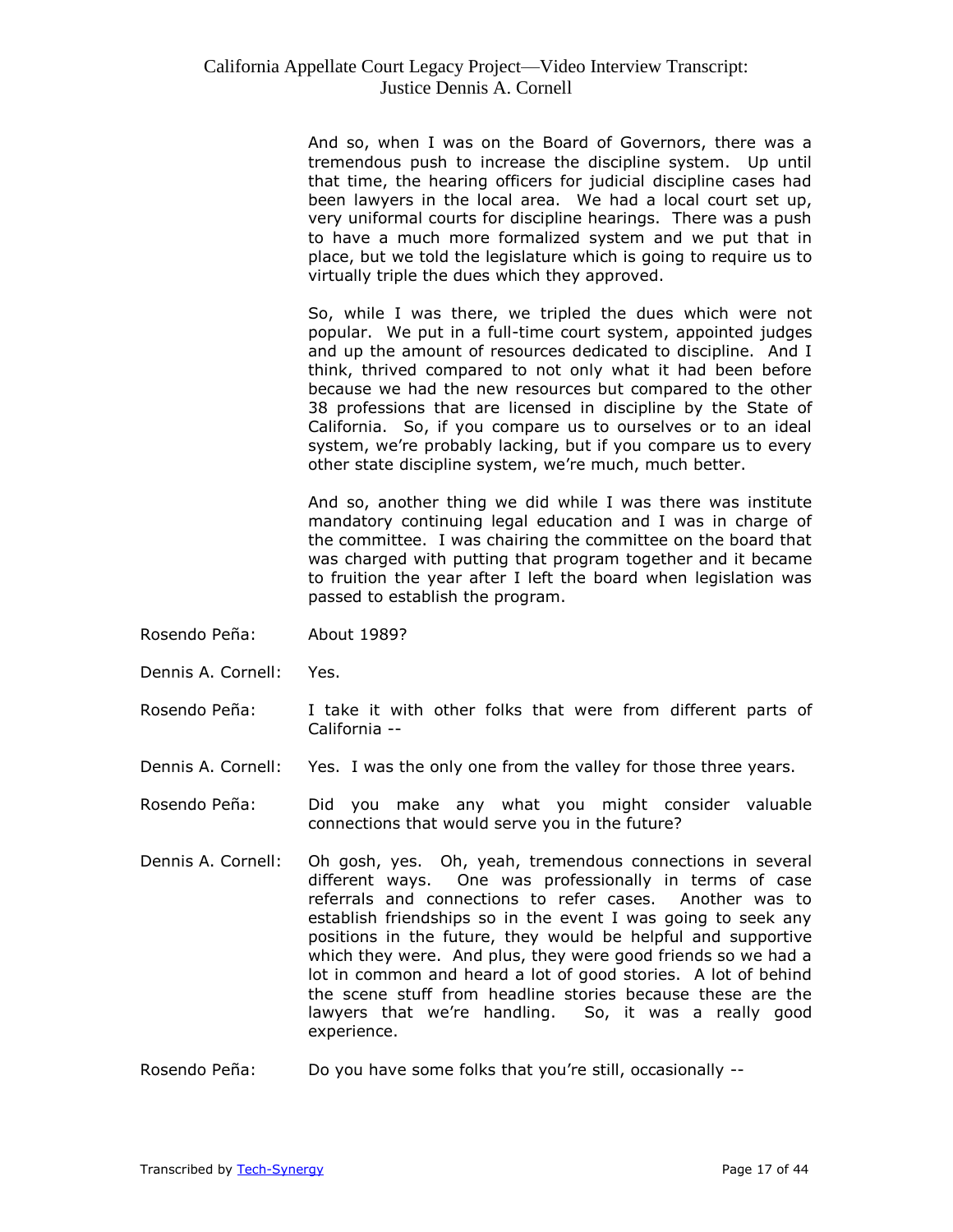And so, when I was on the Board of Governors, there was a tremendous push to increase the discipline system. Up until that time, the hearing officers for judicial discipline cases had been lawyers in the local area. We had a local court set up, very uniformal courts for discipline hearings. There was a push to have a much more formalized system and we put that in place, but we told the legislature which is going to require us to virtually triple the dues which they approved.

So, while I was there, we tripled the dues which were not popular. We put in a full-time court system, appointed judges and up the amount of resources dedicated to discipline. And I think, thrived compared to not only what it had been before because we had the new resources but compared to the other 38 professions that are licensed in discipline by the State of California. So, if you compare us to ourselves or to an ideal system, we're probably lacking, but if you compare us to every other state discipline system, we're much, much better.

And so, another thing we did while I was there was institute mandatory continuing legal education and I was in charge of the committee. I was chairing the committee on the board that was charged with putting that program together and it became to fruition the year after I left the board when legislation was passed to establish the program.

Rosendo Peña: About 1989?

Dennis A. Cornell: Yes.

Rosendo Peña: I take it with other folks that were from different parts of California --

Dennis A. Cornell: Yes. I was the only one from the valley for those three years.

Rosendo Peña: Did you make any what you might consider valuable connections that would serve you in the future?

Dennis A. Cornell: Oh gosh, yes. Oh, yeah, tremendous connections in several different ways. One was professionally in terms of case referrals and connections to refer cases. Another was to establish friendships so in the event I was going to seek any positions in the future, they would be helpful and supportive which they were. And plus, they were good friends so we had a lot in common and heard a lot of good stories. A lot of behind the scene stuff from headline stories because these are the lawyers that we're handling. So, it was a really good experience.

Rosendo Peña: Do you have some folks that you're still, occasionally --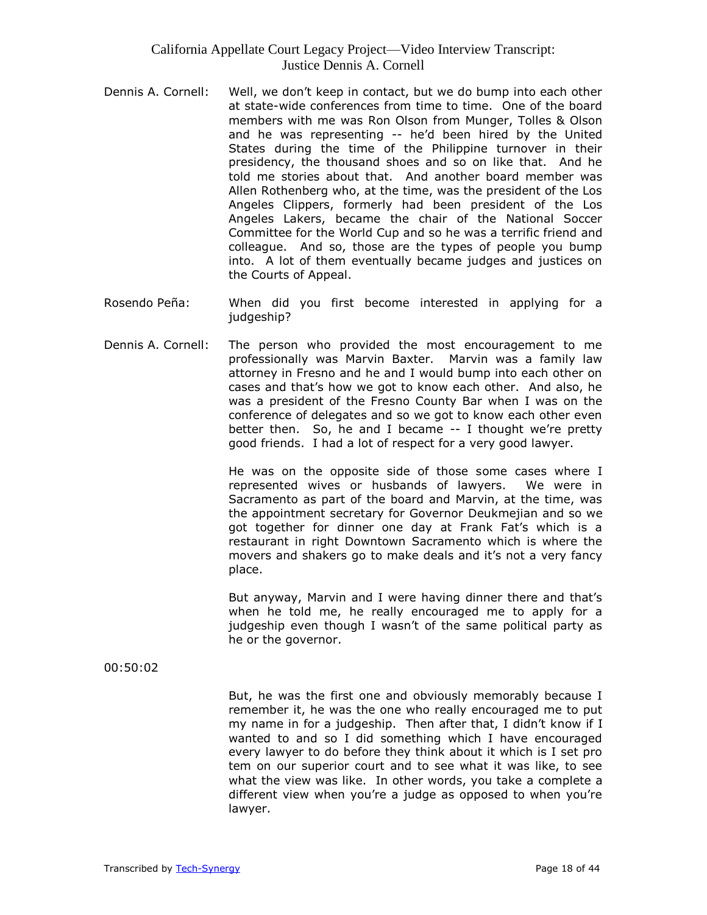Dennis A. Cornell: Well, we don't keep in contact, but we do bump into each other at state-wide conferences from time to time. One of the board members with me was Ron Olson from Munger, Tolles & Olson and he was representing -- he'd been hired by the United States during the time of the Philippine turnover in their presidency, the thousand shoes and so on like that. And he told me stories about that. And another board member was Allen Rothenberg who, at the time, was the president of the Los Angeles Clippers, formerly had been president of the Los Angeles Lakers, became the chair of the National Soccer Committee for the World Cup and so he was a terrific friend and colleague. And so, those are the types of people you bump into. A lot of them eventually became judges and justices on the Courts of Appeal.

Rosendo Peña: When did you first become interested in applying for a judgeship?

Dennis A. Cornell: The person who provided the most encouragement to me professionally was Marvin Baxter. Marvin was a family law attorney in Fresno and he and I would bump into each other on cases and that's how we got to know each other. And also, he was a president of the Fresno County Bar when I was on the conference of delegates and so we got to know each other even better then. So, he and I became -- I thought we're pretty good friends. I had a lot of respect for a very good lawyer.

He was on the opposite side of those some cases where I represented wives or husbands of lawyers. We were in Sacramento as part of the board and Marvin, at the time, was the appointment secretary for Governor Deukmejian and so we got together for dinner one day at Frank Fat's which is a restaurant in right Downtown Sacramento which is where the movers and shakers go to make deals and it's not a very fancy place.

But anyway, Marvin and I were having dinner there and that's when he told me, he really encouraged me to apply for a judgeship even though I wasn't of the same political party as he or the governor.

00:50:02

But, he was the first one and obviously memorably because I remember it, he was the one who really encouraged me to put my name in for a judgeship. Then after that, I didn't know if I wanted to and so I did something which I have encouraged every lawyer to do before they think about it which is I set pro tem on our superior court and to see what it was like, to see what the view was like. In other words, you take a complete a different view when you're a judge as opposed to when you're lawyer.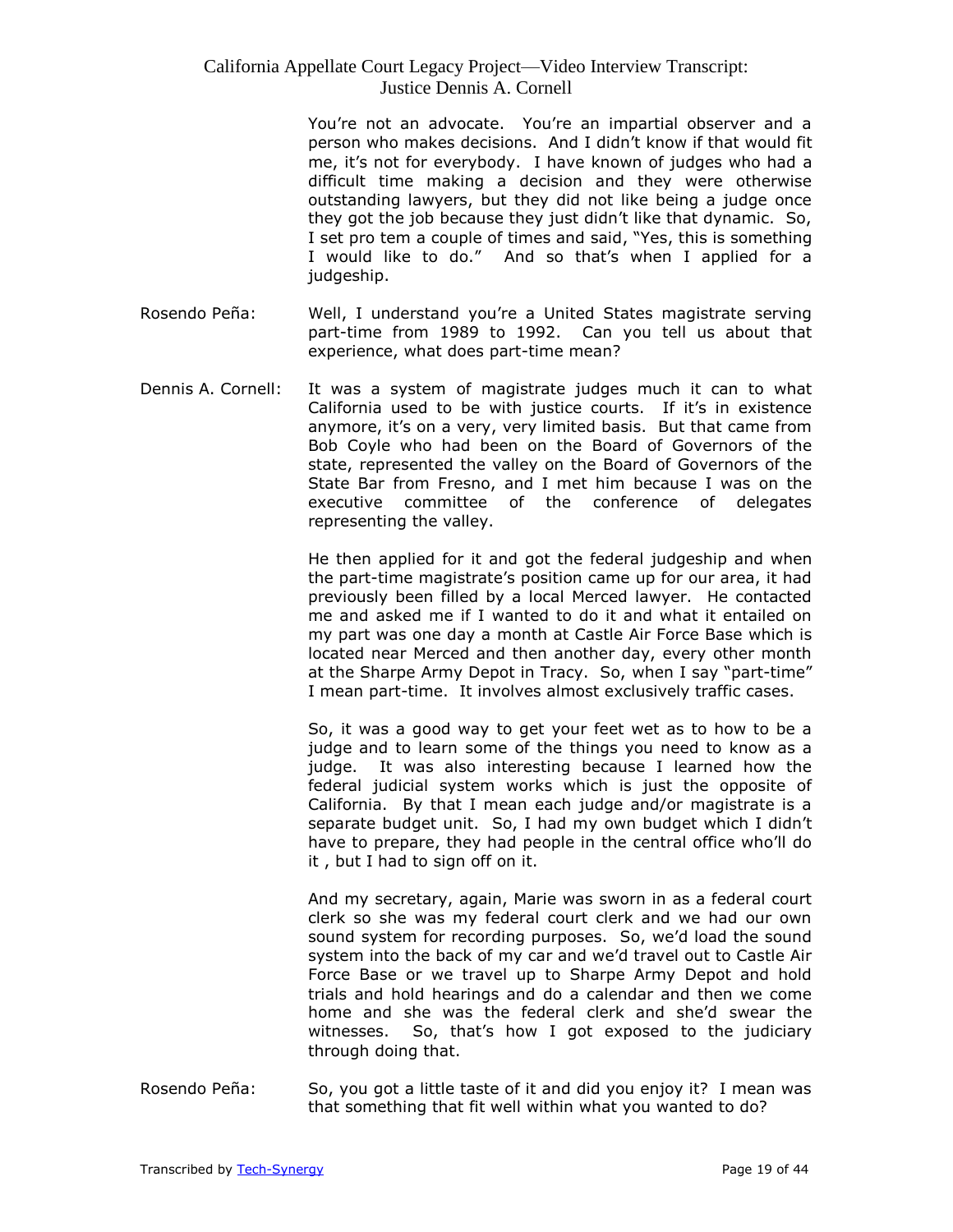You're not an advocate. You're an impartial observer and a person who makes decisions. And I didn't know if that would fit me, it's not for everybody. I have known of judges who had a difficult time making a decision and they were otherwise outstanding lawyers, but they did not like being a judge once they got the job because they just didn't like that dynamic. So, I set pro tem a couple of times and said, "Yes, this is something I would like to do." And so that's when I applied for a judgeship.

Rosendo Peña: Well, I understand you're a United States magistrate serving part-time from 1989 to 1992. Can you tell us about that experience, what does part-time mean?

Dennis A. Cornell: It was a system of magistrate judges much it can to what California used to be with justice courts. If it's in existence anymore, it's on a very, very limited basis. But that came from Bob Coyle who had been on the Board of Governors of the state, represented the valley on the Board of Governors of the State Bar from Fresno, and I met him because I was on the executive committee of the conference of delegates representing the valley.

He then applied for it and got the federal judgeship and when the part-time magistrate's position came up for our area, it had previously been filled by a local Merced lawyer. He contacted me and asked me if I wanted to do it and what it entailed on my part was one day a month at Castle Air Force Base which is located near Merced and then another day, every other month at the Sharpe Army Depot in Tracy. So, when I say "part-time" I mean part-time. It involves almost exclusively traffic cases.

So, it was a good way to get your feet wet as to how to be a judge and to learn some of the things you need to know as a judge. It was also interesting because I learned how the federal judicial system works which is just the opposite of California. By that I mean each judge and/or magistrate is a separate budget unit. So, I had my own budget which I didn't have to prepare, they had people in the central office who'll do it , but I had to sign off on it.

And my secretary, again, Marie was sworn in as a federal court clerk so she was my federal court clerk and we had our own sound system for recording purposes. So, we'd load the sound system into the back of my car and we'd travel out to Castle Air Force Base or we travel up to Sharpe Army Depot and hold trials and hold hearings and do a calendar and then we come home and she was the federal clerk and she'd swear the witnesses. So, that's how I got exposed to the judiciary through doing that.

Rosendo Peña: So, you got a little taste of it and did you enjoy it? I mean was that something that fit well within what you wanted to do?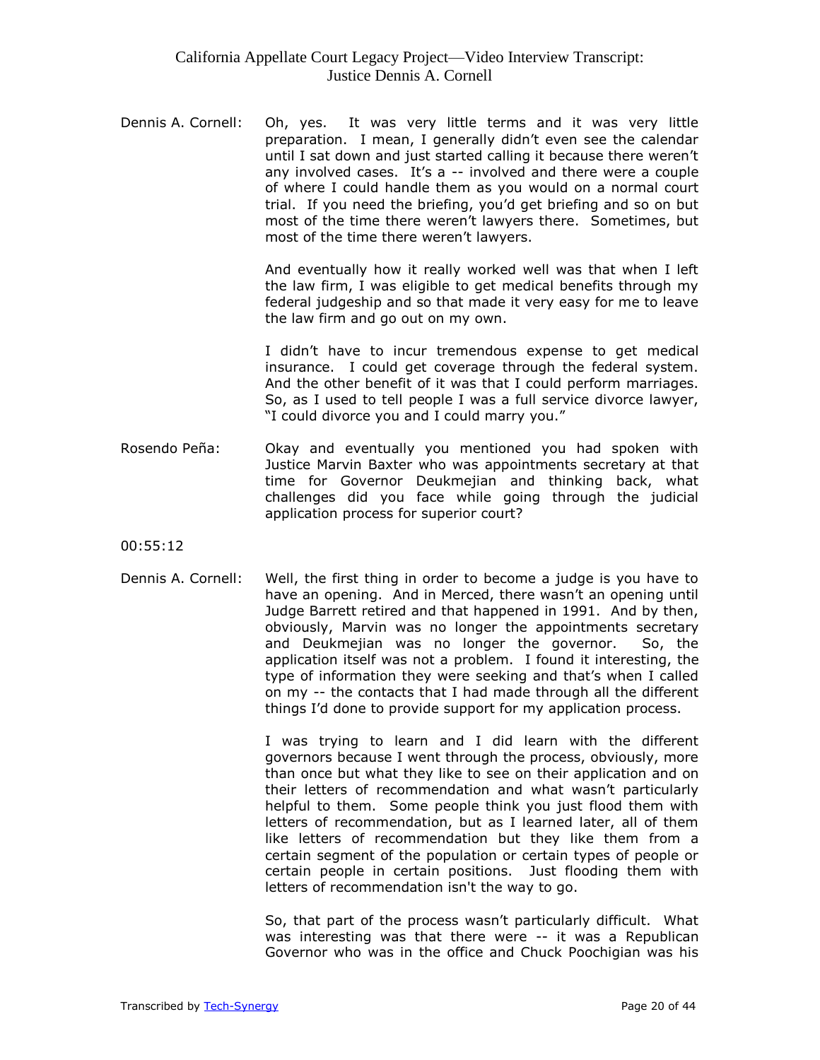Dennis A. Cornell: Oh, yes. It was very little terms and it was very little preparation. I mean, I generally didn't even see the calendar until I sat down and just started calling it because there weren't any involved cases. It's a -- involved and there were a couple of where I could handle them as you would on a normal court trial. If you need the briefing, you'd get briefing and so on but most of the time there weren't lawyers there. Sometimes, but most of the time there weren't lawyers.

And eventually how it really worked well was that when I left the law firm, I was eligible to get medical benefits through my federal judgeship and so that made it very easy for me to leave the law firm and go out on my own.

I didn't have to incur tremendous expense to get medical insurance. I could get coverage through the federal system. And the other benefit of it was that I could perform marriages. So, as I used to tell people I was a full service divorce lawyer, "I could divorce you and I could marry you."

Rosendo Peña: Okay and eventually you mentioned you had spoken with Justice Marvin Baxter who was appointments secretary at that time for Governor Deukmejian and thinking back, what challenges did you face while going through the judicial application process for superior court?

00:55:12

Dennis A. Cornell: Well, the first thing in order to become a judge is you have to have an opening. And in Merced, there wasn't an opening until Judge Barrett retired and that happened in 1991. And by then, obviously, Marvin was no longer the appointments secretary and Deukmejian was no longer the governor. So, the application itself was not a problem. I found it interesting, the type of information they were seeking and that's when I called on my -- the contacts that I had made through all the different things I'd done to provide support for my application process.

I was trying to learn and I did learn with the different governors because I went through the process, obviously, more than once but what they like to see on their application and on their letters of recommendation and what wasn't particularly helpful to them. Some people think you just flood them with letters of recommendation, but as I learned later, all of them like letters of recommendation but they like them from a certain segment of the population or certain types of people or certain people in certain positions. Just flooding them with letters of recommendation isn't the way to go.

So, that part of the process wasn't particularly difficult. What was interesting was that there were -- it was a Republican Governor who was in the office and Chuck Poochigian was his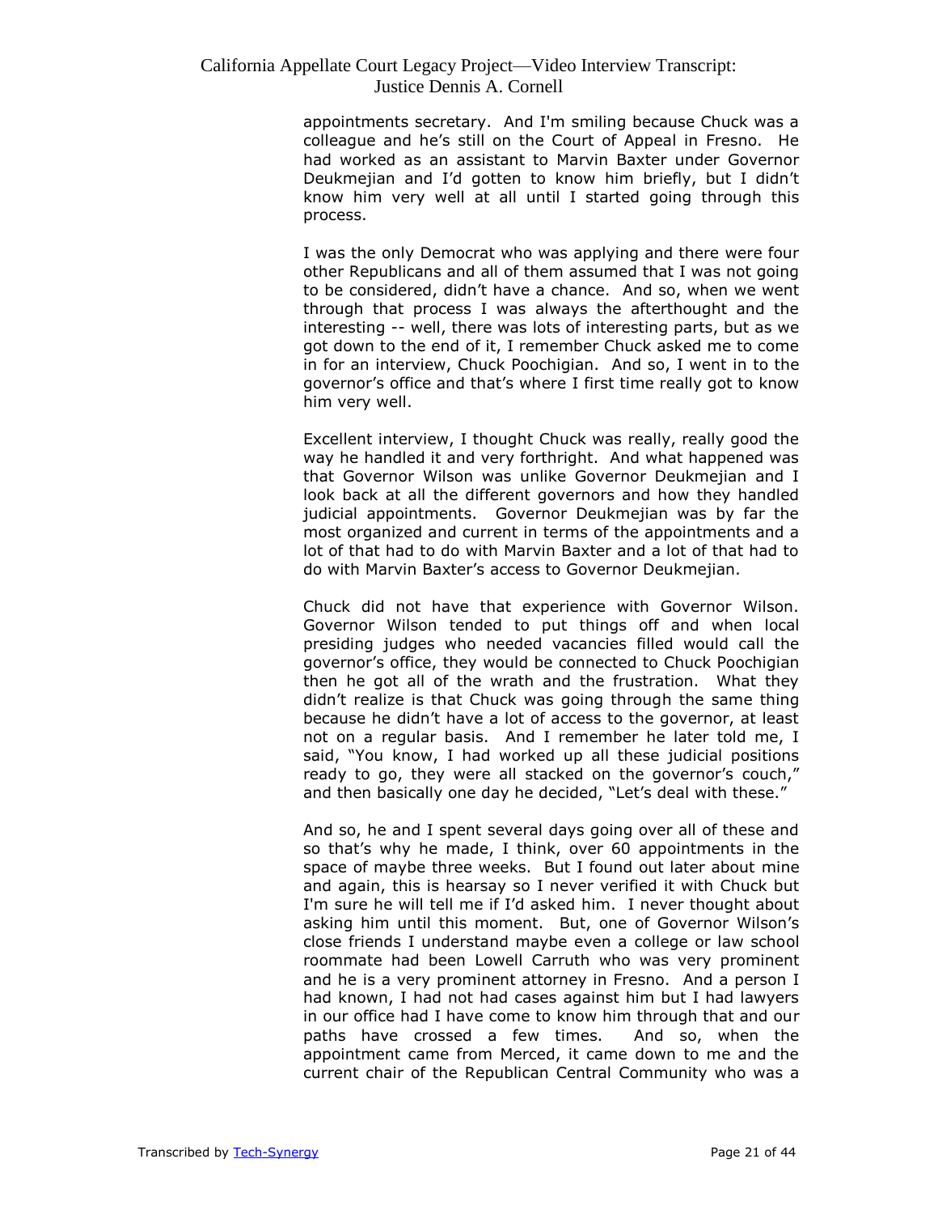appointments secretary. And I'm smiling because Chuck was a colleague and he's still on the Court of Appeal in Fresno. He had worked as an assistant to Marvin Baxter under Governor Deukmejian and I'd gotten to know him briefly, but I didn't know him very well at all until I started going through this process.

I was the only Democrat who was applying and there were four other Republicans and all of them assumed that I was not going to be considered, didn't have a chance. And so, when we went through that process I was always the afterthought and the interesting -- well, there was lots of interesting parts, but as we got down to the end of it, I remember Chuck asked me to come in for an interview, Chuck Poochigian. And so, I went in to the governor's office and that's where I first time really got to know him very well.

Excellent interview, I thought Chuck was really, really good the way he handled it and very forthright. And what happened was that Governor Wilson was unlike Governor Deukmejian and I look back at all the different governors and how they handled judicial appointments. Governor Deukmejian was by far the most organized and current in terms of the appointments and a lot of that had to do with Marvin Baxter and a lot of that had to do with Marvin Baxter's access to Governor Deukmejian.

Chuck did not have that experience with Governor Wilson. Governor Wilson tended to put things off and when local presiding judges who needed vacancies filled would call the governor's office, they would be connected to Chuck Poochigian then he got all of the wrath and the frustration. What they didn't realize is that Chuck was going through the same thing because he didn't have a lot of access to the governor, at least not on a regular basis. And I remember he later told me, I said, "You know, I had worked up all these judicial positions ready to go, they were all stacked on the governor's couch," and then basically one day he decided, "Let's deal with these."

And so, he and I spent several days going over all of these and so that's why he made, I think, over 60 appointments in the space of maybe three weeks. But I found out later about mine and again, this is hearsay so I never verified it with Chuck but I'm sure he will tell me if I'd asked him. I never thought about asking him until this moment. But, one of Governor Wilson's close friends I understand maybe even a college or law school roommate had been Lowell Carruth who was very prominent and he is a very prominent attorney in Fresno. And a person I had known, I had not had cases against him but I had lawyers in our office had I have come to know him through that and our paths have crossed a few times. And so, when the appointment came from Merced, it came down to me and the current chair of the Republican Central Community who was a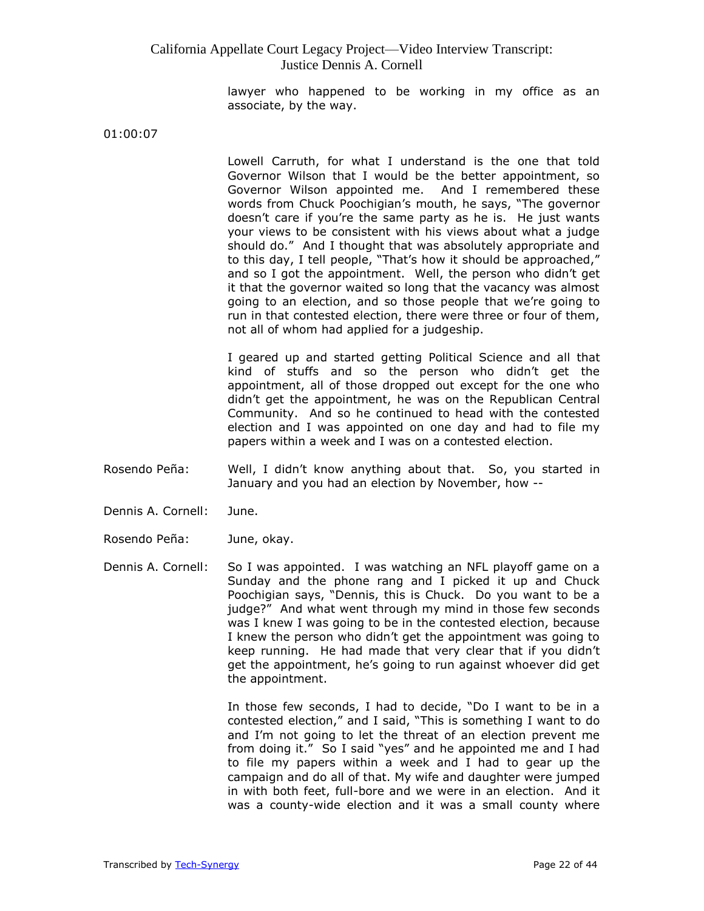lawyer who happened to be working in my office as an associate, by the way.

01:00:07

Lowell Carruth, for what I understand is the one that told Governor Wilson that I would be the better appointment, so Governor Wilson appointed me. And I remembered these words from Chuck Poochigian's mouth, he says, "The governor doesn't care if you're the same party as he is. He just wants your views to be consistent with his views about what a judge should do." And I thought that was absolutely appropriate and to this day, I tell people, "That's how it should be approached," and so I got the appointment. Well, the person who didn't get it that the governor waited so long that the vacancy was almost going to an election, and so those people that we're going to run in that contested election, there were three or four of them, not all of whom had applied for a judgeship.

I geared up and started getting Political Science and all that kind of stuffs and so the person who didn't get the appointment, all of those dropped out except for the one who didn't get the appointment, he was on the Republican Central Community. And so he continued to head with the contested election and I was appointed on one day and had to file my papers within a week and I was on a contested election.

Rosendo Peña: Well, I didn't know anything about that. So, you started in January and you had an election by November, how --

Dennis A. Cornell: June.

Rosendo Peña: June, okay.

Dennis A. Cornell: So I was appointed. I was watching an NFL playoff game on a Sunday and the phone rang and I picked it up and Chuck Poochigian says, "Dennis, this is Chuck. Do you want to be a judge?" And what went through my mind in those few seconds was I knew I was going to be in the contested election, because I knew the person who didn't get the appointment was going to keep running. He had made that very clear that if you didn't get the appointment, he's going to run against whoever did get the appointment.

In those few seconds, I had to decide, "Do I want to be in a contested election," and I said, "This is something I want to do and I'm not going to let the threat of an election prevent me from doing it." So I said "yes" and he appointed me and I had to file my papers within a week and I had to gear up the campaign and do all of that. My wife and daughter were jumped in with both feet, full-bore and we were in an election. And it was a county-wide election and it was a small county where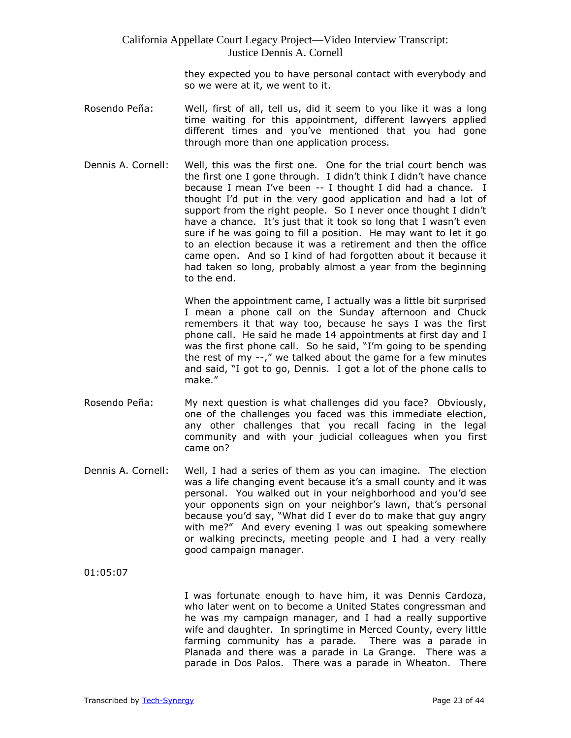they expected you to have personal contact with everybody and so we were at it, we went to it.

Rosendo Peña: Well, first of all, tell us, did it seem to you like it was a long time waiting for this appointment, different lawyers applied different times and you've mentioned that you had gone through more than one application process.

Dennis A. Cornell: Well, this was the first one. One for the trial court bench was the first one I gone through. I didn't think I didn't have chance because I mean I've been -- I thought I did had a chance. I thought I'd put in the very good application and had a lot of support from the right people. So I never once thought I didn't have a chance. It's just that it took so long that I wasn't even sure if he was going to fill a position. He may want to let it go to an election because it was a retirement and then the office came open. And so I kind of had forgotten about it because it had taken so long, probably almost a year from the beginning to the end.

When the appointment came, I actually was a little bit surprised I mean a phone call on the Sunday afternoon and Chuck remembers it that way too, because he says I was the first phone call. He said he made 14 appointments at first day and I was the first phone call. So he said, "I'm going to be spending the rest of my --," we talked about the game for a few minutes and said, "I got to go, Dennis. I got a lot of the phone calls to make."

Rosendo Peña: My next question is what challenges did you face? Obviously, one of the challenges you faced was this immediate election, any other challenges that you recall facing in the legal community and with your judicial colleagues when you first came on?

Dennis A. Cornell: Well, I had a series of them as you can imagine. The election was a life changing event because it's a small county and it was personal. You walked out in your neighborhood and you'd see your opponents sign on your neighbor's lawn, that's personal because you'd say, "What did I ever do to make that guy angry with me?" And every evening I was out speaking somewhere or walking precincts, meeting people and I had a very really good campaign manager.

01:05:07

I was fortunate enough to have him, it was Dennis Cardoza, who later went on to become a United States congressman and he was my campaign manager, and I had a really supportive wife and daughter. In springtime in Merced County, every little farming community has a parade. There was a parade in Planada and there was a parade in La Grange. There was a parade in Dos Palos. There was a parade in Wheaton. There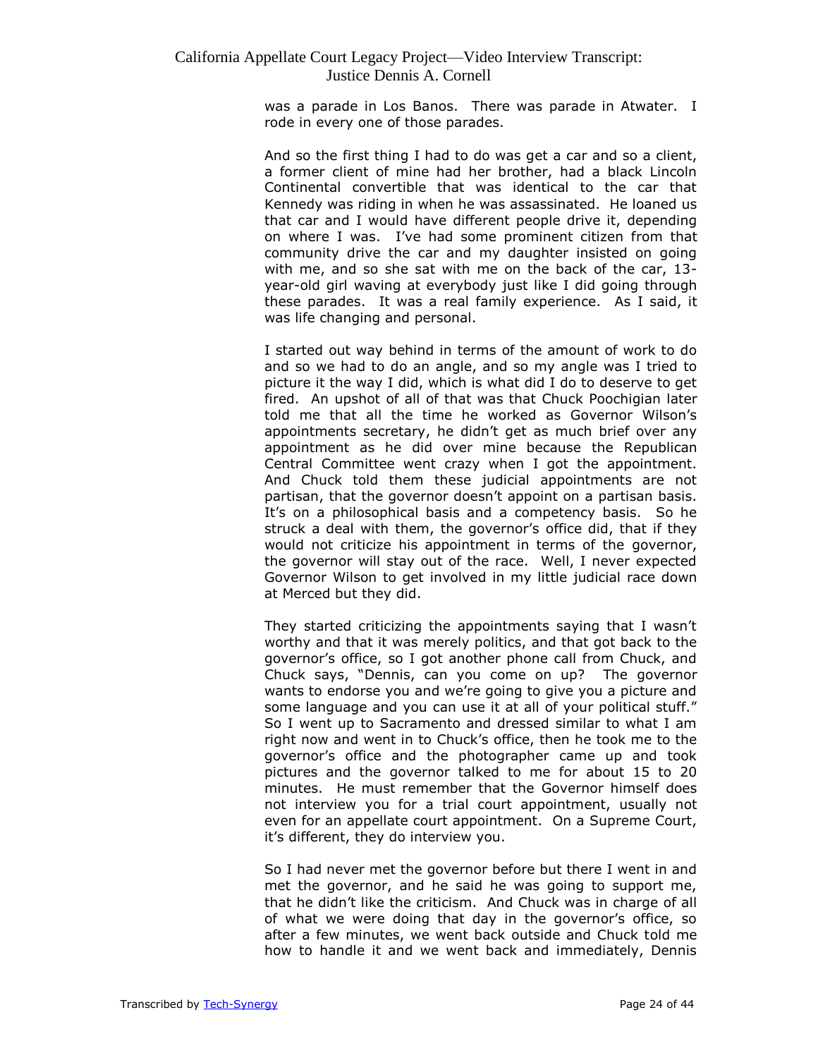was a parade in Los Banos. There was parade in Atwater. I rode in every one of those parades.

And so the first thing I had to do was get a car and so a client, a former client of mine had her brother, had a black Lincoln Continental convertible that was identical to the car that Kennedy was riding in when he was assassinated. He loaned us that car and I would have different people drive it, depending on where I was. I've had some prominent citizen from that community drive the car and my daughter insisted on going with me, and so she sat with me on the back of the car, 13-year-old girl waving at everybody just like I did going through these parades. It was a real family experience. As I said, it was life changing and personal.

I started out way behind in terms of the amount of work to do and so we had to do an angle, and so my angle was I tried to picture it the way I did, which is what did I do to deserve to get fired. An upshot of all of that was that Chuck Poochigian later told me that all the time he worked as Governor Wilson's appointments secretary, he didn't get as much brief over any appointment as he did over mine because the Republican Central Committee went crazy when I got the appointment. And Chuck told them these judicial appointments are not partisan, that the governor doesn't appoint on a partisan basis. It's on a philosophical basis and a competency basis. So he struck a deal with them, the governor's office did, that if they would not criticize his appointment in terms of the governor, the governor will stay out of the race. Well, I never expected Governor Wilson to get involved in my little judicial race down at Merced but they did.

They started criticizing the appointments saying that I wasn't worthy and that it was merely politics, and that got back to the governor's office, so I got another phone call from Chuck, and Chuck says, "Dennis, can you come on up? The governor wants to endorse you and we're going to give you a picture and some language and you can use it at all of your political stuff." So I went up to Sacramento and dressed similar to what I am right now and went in to Chuck's office, then he took me to the governor's office and the photographer came up and took pictures and the governor talked to me for about 15 to 20 minutes. He must remember that the Governor himself does not interview you for a trial court appointment, usually not even for an appellate court appointment. On a Supreme Court, it's different, they do interview you.

So I had never met the governor before but there I went in and met the governor, and he said he was going to support me, that he didn't like the criticism. And Chuck was in charge of all of what we were doing that day in the governor's office, so after a few minutes, we went back outside and Chuck told me how to handle it and we went back and immediately, Dennis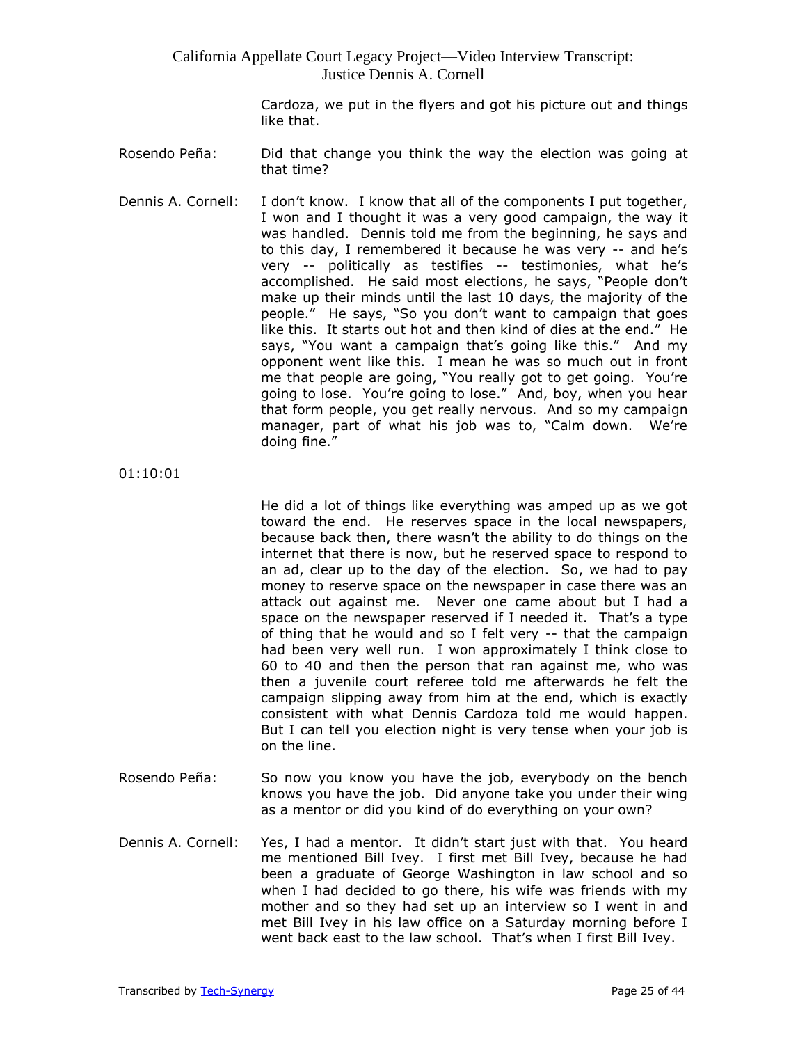Cardoza, we put in the flyers and got his picture out and things like that.

Rosendo Peña: Did that change you think the way the election was going at that time?

Dennis A. Cornell: I don't know. I know that all of the components I put together, I won and I thought it was a very good campaign, the way it was handled. Dennis told me from the beginning, he says and to this day, I remembered it because he was very -- and he's very -- politically as testifies -- testimonies, what he's accomplished. He said most elections, he says, "People don't make up their minds until the last 10 days, the majority of the people." He says, "So you don't want to campaign that goes like this. It starts out hot and then kind of dies at the end." He says, "You want a campaign that's going like this." And my opponent went like this. I mean he was so much out in front me that people are going, "You really got to get going. You're going to lose. You're going to lose." And, boy, when you hear that form people, you get really nervous. And so my campaign manager, part of what his job was to, "Calm down. We're doing fine."

01:10:01

He did a lot of things like everything was amped up as we got toward the end. He reserves space in the local newspapers, because back then, there wasn't the ability to do things on the internet that there is now, but he reserved space to respond to an ad, clear up to the day of the election. So, we had to pay money to reserve space on the newspaper in case there was an attack out against me. Never one came about but I had a space on the newspaper reserved if I needed it. That's a type of thing that he would and so I felt very -- that the campaign had been very well run. I won approximately I think close to 60 to 40 and then the person that ran against me, who was then a juvenile court referee told me afterwards he felt the campaign slipping away from him at the end, which is exactly consistent with what Dennis Cardoza told me would happen. But I can tell you election night is very tense when your job is on the line.

Rosendo Peña: So now you know you have the job, everybody on the bench knows you have the job. Did anyone take you under their wing as a mentor or did you kind of do everything on your own?

Dennis A. Cornell: Yes, I had a mentor. It didn't start just with that. You heard me mentioned Bill Ivey. I first met Bill Ivey, because he had been a graduate of George Washington in law school and so when I had decided to go there, his wife was friends with my mother and so they had set up an interview so I went in and met Bill Ivey in his law office on a Saturday morning before I went back east to the law school. That's when I first Bill Ivey.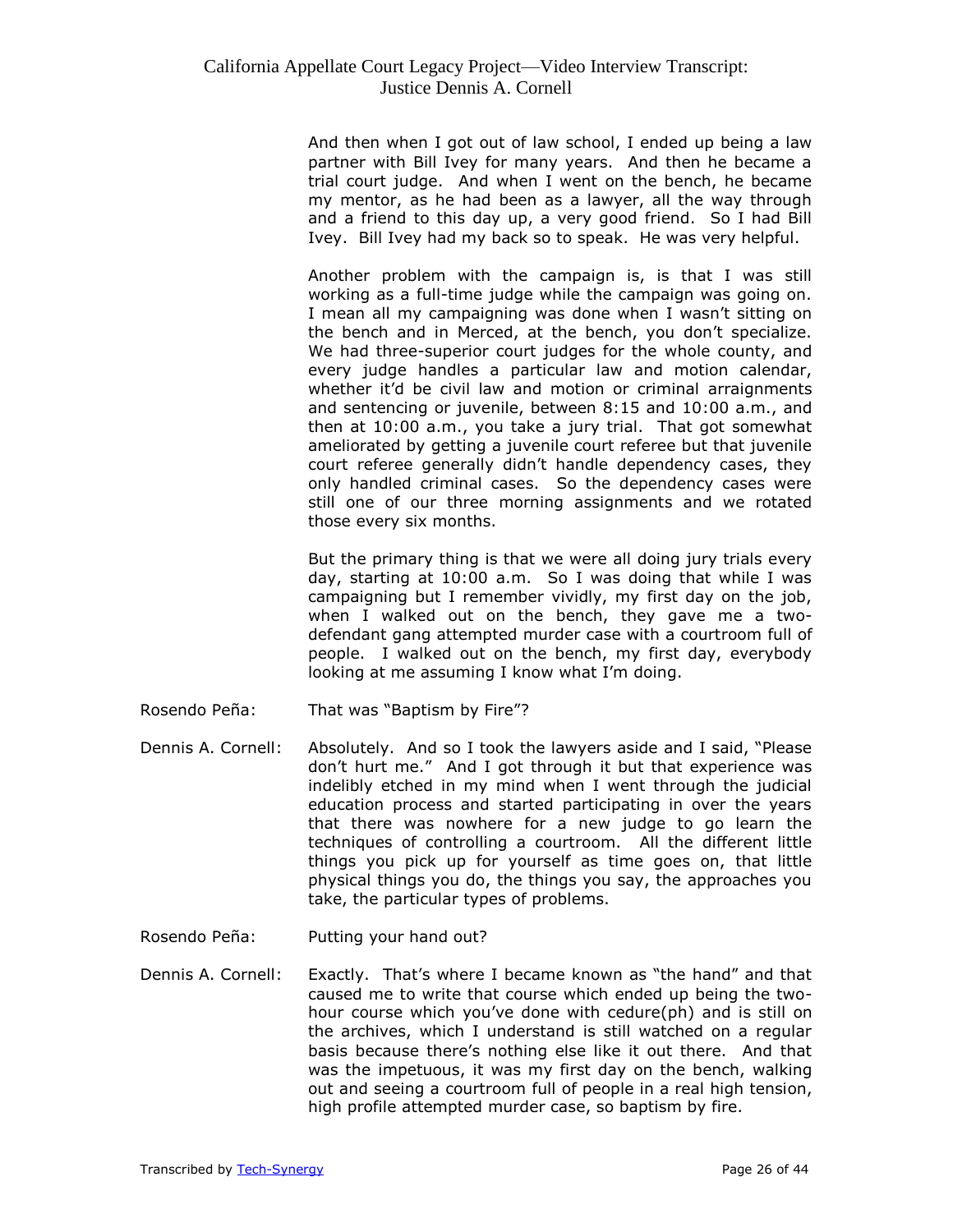And then when I got out of law school, I ended up being a law partner with Bill Ivey for many years. And then he became a trial court judge. And when I went on the bench, he became my mentor, as he had been as a lawyer, all the way through and a friend to this day up, a very good friend. So I had Bill Ivey. Bill Ivey had my back so to speak. He was very helpful.

Another problem with the campaign is, is that I was still working as a full-time judge while the campaign was going on. I mean all my campaigning was done when I wasn't sitting on the bench and in Merced, at the bench, you don't specialize. We had three-superior court judges for the whole county, and every judge handles a particular law and motion calendar, whether it'd be civil law and motion or criminal arraignments and sentencing or juvenile, between 8:15 and 10:00 a.m., and then at 10:00 a.m., you take a jury trial. That got somewhat ameliorated by getting a juvenile court referee but that juvenile court referee generally didn't handle dependency cases, they only handled criminal cases. So the dependency cases were still one of our three morning assignments and we rotated those every six months.

But the primary thing is that we were all doing jury trials every day, starting at 10:00 a.m. So I was doing that while I was campaigning but I remember vividly, my first day on the job, when I walked out on the bench, they gave me a two-defendant gang attempted murder case with a courtroom full of people. I walked out on the bench, my first day, everybody looking at me assuming I know what I'm doing.

Rosendo Peña: That was "Baptism by Fire"?

Dennis A. Cornell: Absolutely. And so I took the lawyers aside and I said, "Please don't hurt me." And I got through it but that experience was indelibly etched in my mind when I went through the judicial education process and started participating in over the years that there was nowhere for a new judge to go learn the techniques of controlling a courtroom. All the different little things you pick up for yourself as time goes on, that little physical things you do, the things you say, the approaches you take, the particular types of problems.

Rosendo Peña: Putting your hand out?

Dennis A. Cornell: Exactly. That's where I became known as "the hand" and that caused me to write that course which ended up being the two-hour course which you've done with cedure(ph) and is still on the archives, which I understand is still watched on a regular basis because there's nothing else like it out there. And that was the impetuous, it was my first day on the bench, walking out and seeing a courtroom full of people in a real high tension, high profile attempted murder case, so baptism by fire.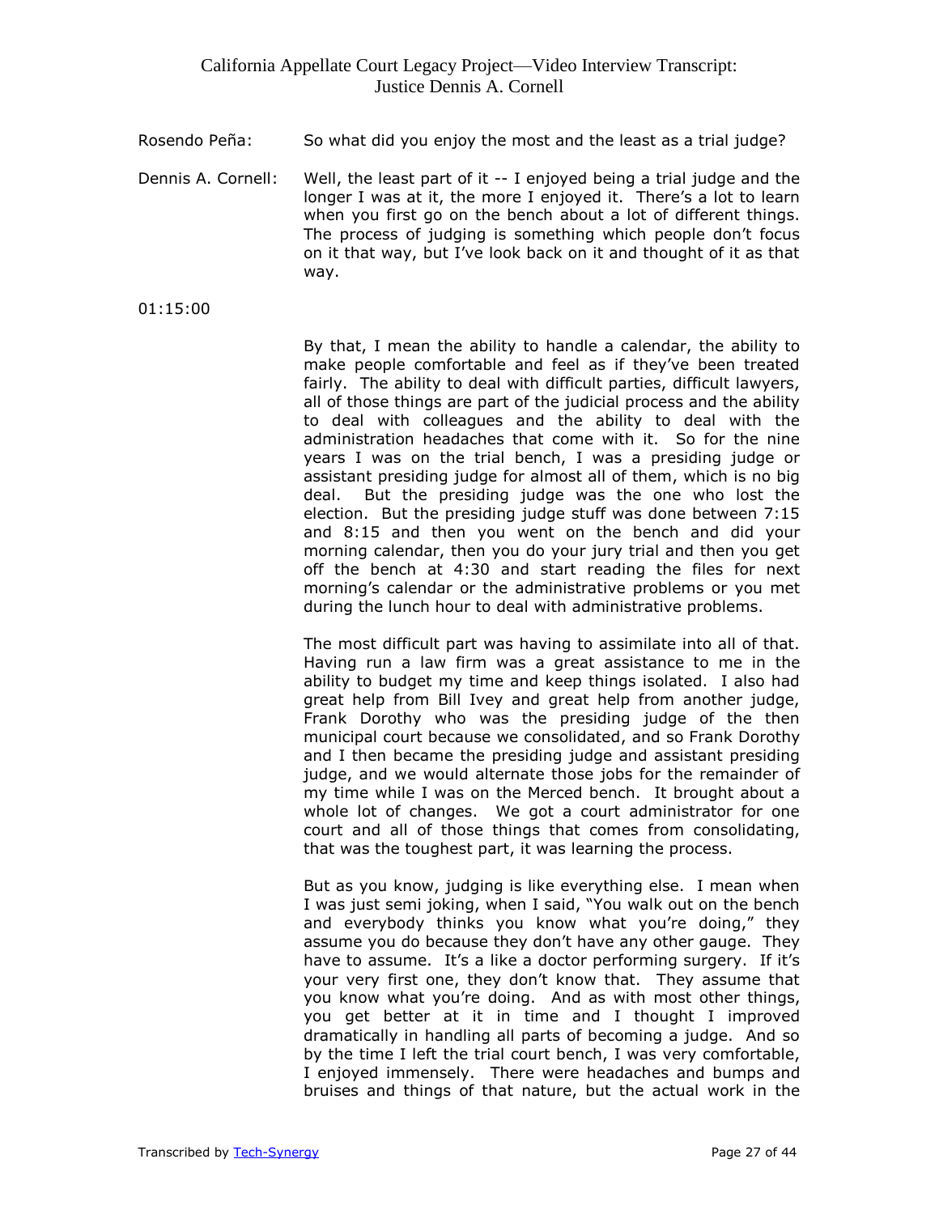Rosendo Peña: So what did you enjoy the most and the least as a trial judge?

Dennis A. Cornell: Well, the least part of it -- I enjoyed being a trial judge and the longer I was at it, the more I enjoyed it. There's a lot to learn when you first go on the bench about a lot of different things. The process of judging is something which people don't focus on it that way, but I've look back on it and thought of it as that way.

01:15:00

By that, I mean the ability to handle a calendar, the ability to make people comfortable and feel as if they've been treated fairly. The ability to deal with difficult parties, difficult lawyers, all of those things are part of the judicial process and the ability to deal with colleagues and the ability to deal with the administration headaches that come with it. So for the nine years I was on the trial bench, I was a presiding judge or assistant presiding judge for almost all of them, which is no big deal. But the presiding judge was the one who lost the election. But the presiding judge stuff was done between 7:15 and 8:15 and then you went on the bench and did your morning calendar, then you do your jury trial and then you get off the bench at 4:30 and start reading the files for next morning's calendar or the administrative problems or you met during the lunch hour to deal with administrative problems.

The most difficult part was having to assimilate into all of that. Having run a law firm was a great assistance to me in the ability to budget my time and keep things isolated. I also had great help from Bill Ivey and great help from another judge, Frank Dorothy who was the presiding judge of the then municipal court because we consolidated, and so Frank Dorothy and I then became the presiding judge and assistant presiding judge, and we would alternate those jobs for the remainder of my time while I was on the Merced bench. It brought about a whole lot of changes. We got a court administrator for one court and all of those things that comes from consolidating, that was the toughest part, it was learning the process.

But as you know, judging is like everything else. I mean when I was just semi joking, when I said, "You walk out on the bench and everybody thinks you know what you're doing," they assume you do because they don't have any other gauge. They have to assume. It's a like a doctor performing surgery. If it's your very first one, they don't know that. They assume that you know what you're doing. And as with most other things, you get better at it in time and I thought I improved dramatically in handling all parts of becoming a judge. And so by the time I left the trial court bench, I was very comfortable, I enjoyed immensely. There were headaches and bumps and bruises and things of that nature, but the actual work in the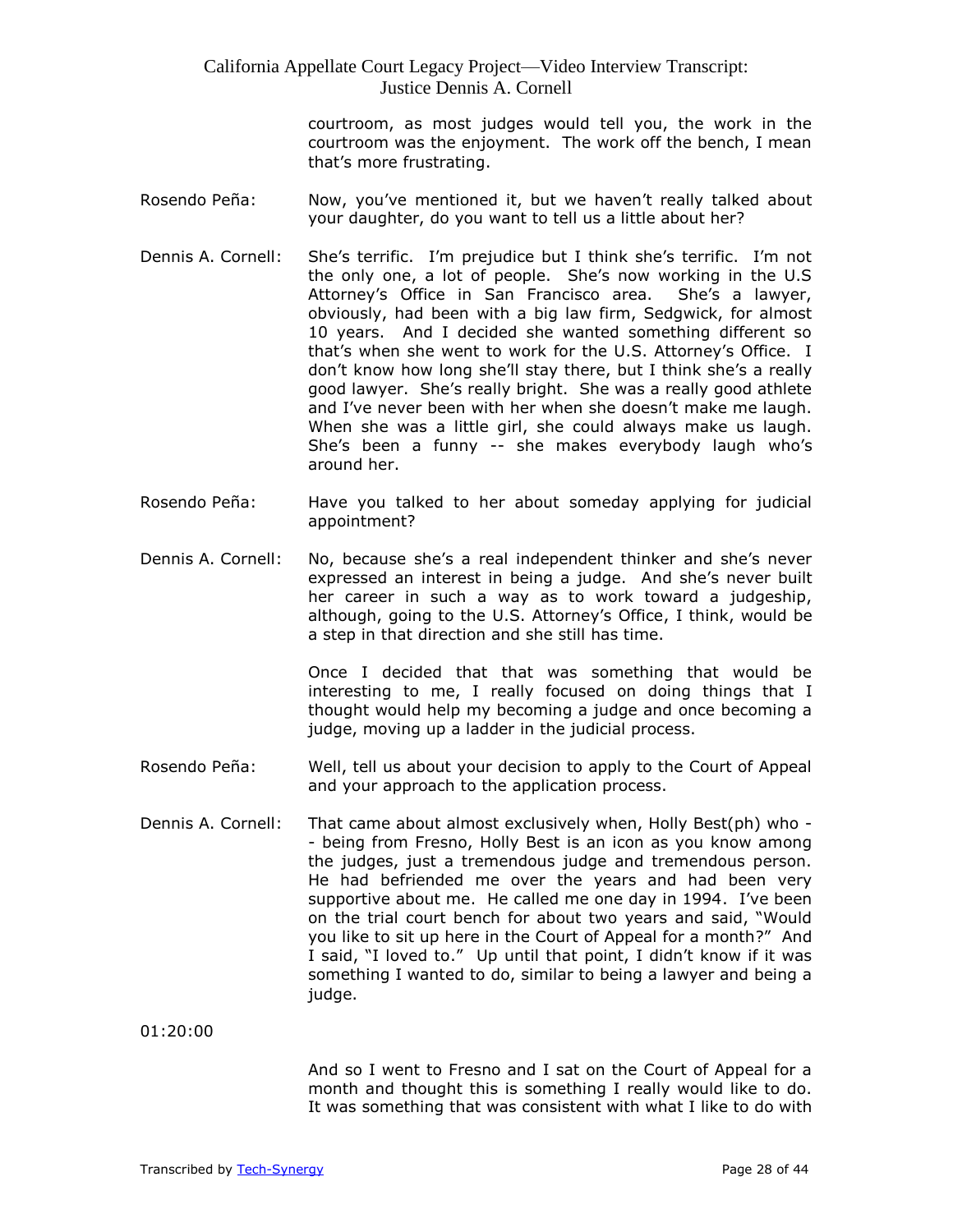courtroom, as most judges would tell you, the work in the courtroom was the enjoyment. The work off the bench, I mean that's more frustrating.

Rosendo Peña: Now, you've mentioned it, but we haven't really talked about your daughter, do you want to tell us a little about her?

Dennis A. Cornell: She's terrific. I'm prejudice but I think she's terrific. I'm not the only one, a lot of people. She's now working in the U.S Attorney's Office in San Francisco area. She's a lawyer, obviously, had been with a big law firm, Sedgwick, for almost 10 years. And I decided she wanted something different so that's when she went to work for the U.S. Attorney's Office. I don't know how long she'll stay there, but I think she's a really good lawyer. She's really bright. She was a really good athlete and I've never been with her when she doesn't make me laugh. When she was a little girl, she could always make us laugh. She's been a funny -- she makes everybody laugh who's around her.

Rosendo Peña: Have you talked to her about someday applying for judicial appointment?

Dennis A. Cornell: No, because she's a real independent thinker and she's never expressed an interest in being a judge. And she's never built her career in such a way as to work toward a judgeship, although, going to the U.S. Attorney's Office, I think, would be a step in that direction and she still has time.

Once I decided that that was something that would be interesting to me, I really focused on doing things that I thought would help my becoming a judge and once becoming a judge, moving up a ladder in the judicial process.

Rosendo Peña: Well, tell us about your decision to apply to the Court of Appeal and your approach to the application process.

Dennis A. Cornell: That came about almost exclusively when, Holly Best(ph) who -- being from Fresno, Holly Best is an icon as you know among the judges, just a tremendous judge and tremendous person. He had befriended me over the years and had been very supportive about me. He called me one day in 1994. I've been on the trial court bench for about two years and said, "Would you like to sit up here in the Court of Appeal for a month?" And I said, "I loved to." Up until that point, I didn't know if it was something I wanted to do, similar to being a lawyer and being a judge.

01:20:00

And so I went to Fresno and I sat on the Court of Appeal for a month and thought this is something I really would like to do. It was something that was consistent with what I like to do with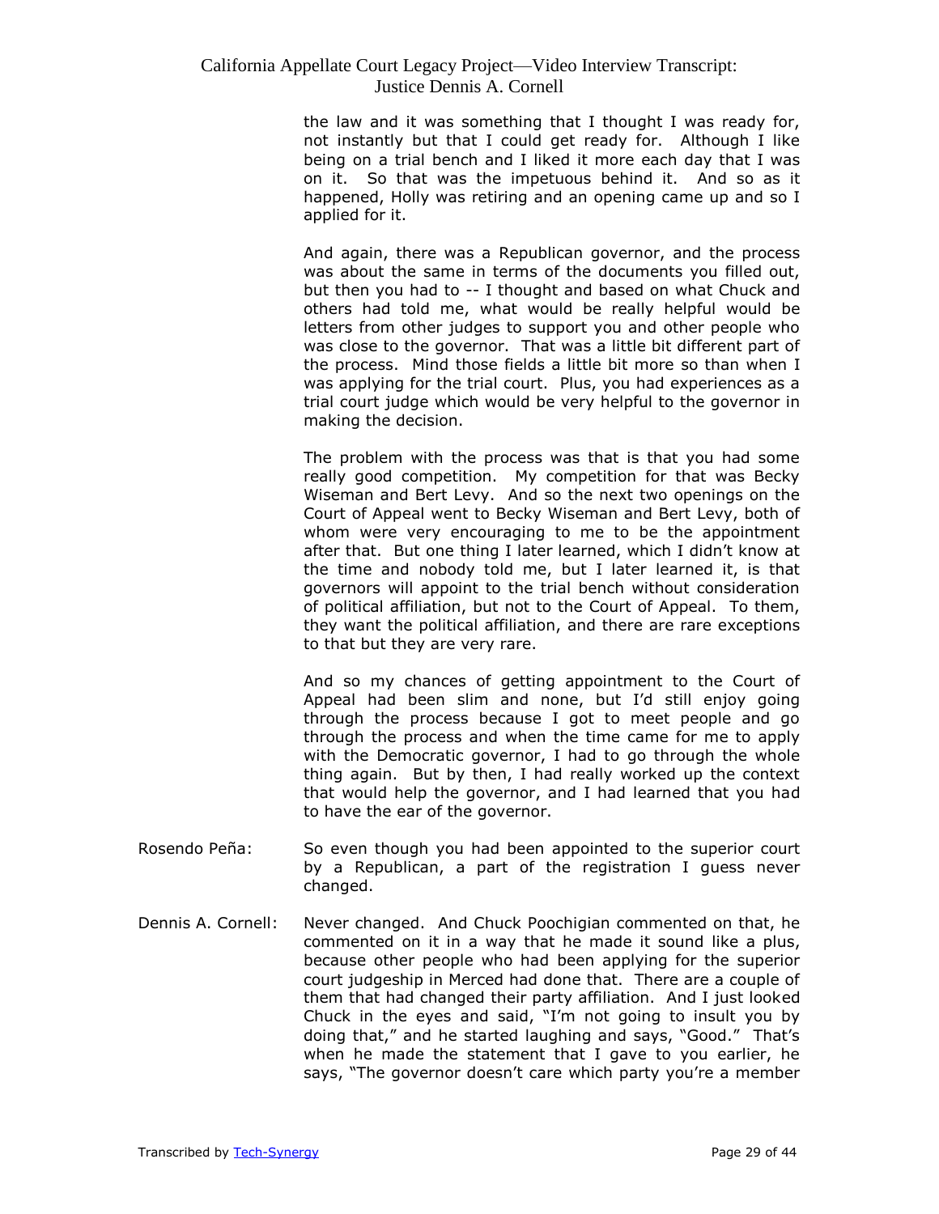the law and it was something that I thought I was ready for, not instantly but that I could get ready for. Although I like being on a trial bench and I liked it more each day that I was on it. So that was the impetuous behind it. And so as it happened, Holly was retiring and an opening came up and so I applied for it.

And again, there was a Republican governor, and the process was about the same in terms of the documents you filled out, but then you had to -- I thought and based on what Chuck and others had told me, what would be really helpful would be letters from other judges to support you and other people who was close to the governor. That was a little bit different part of the process. Mind those fields a little bit more so than when I was applying for the trial court. Plus, you had experiences as a trial court judge which would be very helpful to the governor in making the decision.

The problem with the process was that is that you had some really good competition. My competition for that was Becky Wiseman and Bert Levy. And so the next two openings on the Court of Appeal went to Becky Wiseman and Bert Levy, both of whom were very encouraging to me to be the appointment after that. But one thing I later learned, which I didn't know at the time and nobody told me, but I later learned it, is that governors will appoint to the trial bench without consideration of political affiliation, but not to the Court of Appeal. To them, they want the political affiliation, and there are rare exceptions to that but they are very rare.

And so my chances of getting appointment to the Court of Appeal had been slim and none, but I'd still enjoy going through the process because I got to meet people and go through the process and when the time came for me to apply with the Democratic governor, I had to go through the whole thing again. But by then, I had really worked up the context that would help the governor, and I had learned that you had to have the ear of the governor.

Rosendo Peña: So even though you had been appointed to the superior court by a Republican, a part of the registration I guess never changed.

Dennis A. Cornell: Never changed. And Chuck Poochigian commented on that, he commented on it in a way that he made it sound like a plus, because other people who had been applying for the superior court judgeship in Merced had done that. There are a couple of them that had changed their party affiliation. And I just looked Chuck in the eyes and said, "I'm not going to insult you by doing that," and he started laughing and says, "Good." That's when he made the statement that I gave to you earlier, he says, "The governor doesn't care which party you're a member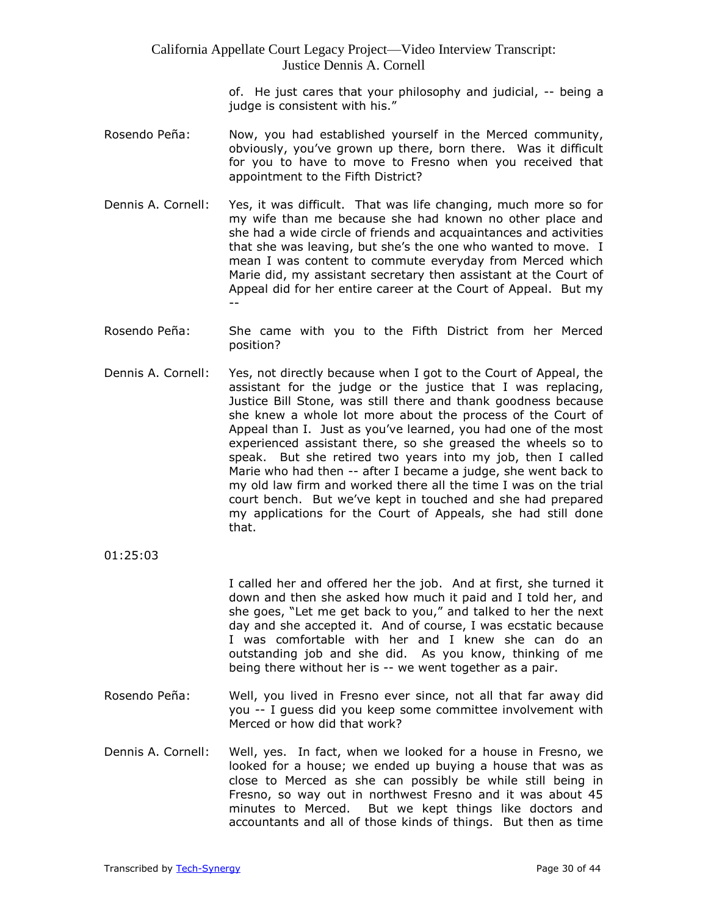of. He just cares that your philosophy and judicial, -- being a judge is consistent with his."

Rosendo Peña: Now, you had established yourself in the Merced community, obviously, you've grown up there, born there. Was it difficult for you to have to move to Fresno when you received that appointment to the Fifth District?

Dennis A. Cornell: Yes, it was difficult. That was life changing, much more so for my wife than me because she had known no other place and she had a wide circle of friends and acquaintances and activities that she was leaving, but she's the one who wanted to move. I mean I was content to commute everyday from Merced which Marie did, my assistant secretary then assistant at the Court of Appeal did for her entire career at the Court of Appeal. But my --

Rosendo Peña: She came with you to the Fifth District from her Merced position?

Dennis A. Cornell: Yes, not directly because when I got to the Court of Appeal, the assistant for the judge or the justice that I was replacing, Justice Bill Stone, was still there and thank goodness because she knew a whole lot more about the process of the Court of Appeal than I. Just as you've learned, you had one of the most experienced assistant there, so she greased the wheels so to speak. But she retired two years into my job, then I called Marie who had then -- after I became a judge, she went back to my old law firm and worked there all the time I was on the trial court bench. But we've kept in touched and she had prepared my applications for the Court of Appeals, she had still done that.

01:25:03

I called her and offered her the job. And at first, she turned it down and then she asked how much it paid and I told her, and she goes, "Let me get back to you," and talked to her the next day and she accepted it. And of course, I was ecstatic because I was comfortable with her and I knew she can do an outstanding job and she did. As you know, thinking of me being there without her is -- we went together as a pair.

Rosendo Peña: Well, you lived in Fresno ever since, not all that far away did you -- I guess did you keep some committee involvement with Merced or how did that work?

Dennis A. Cornell: Well, yes. In fact, when we looked for a house in Fresno, we looked for a house; we ended up buying a house that was as close to Merced as she can possibly be while still being in Fresno, so way out in northwest Fresno and it was about 45 minutes to Merced. But we kept things like doctors and accountants and all of those kinds of things. But then as time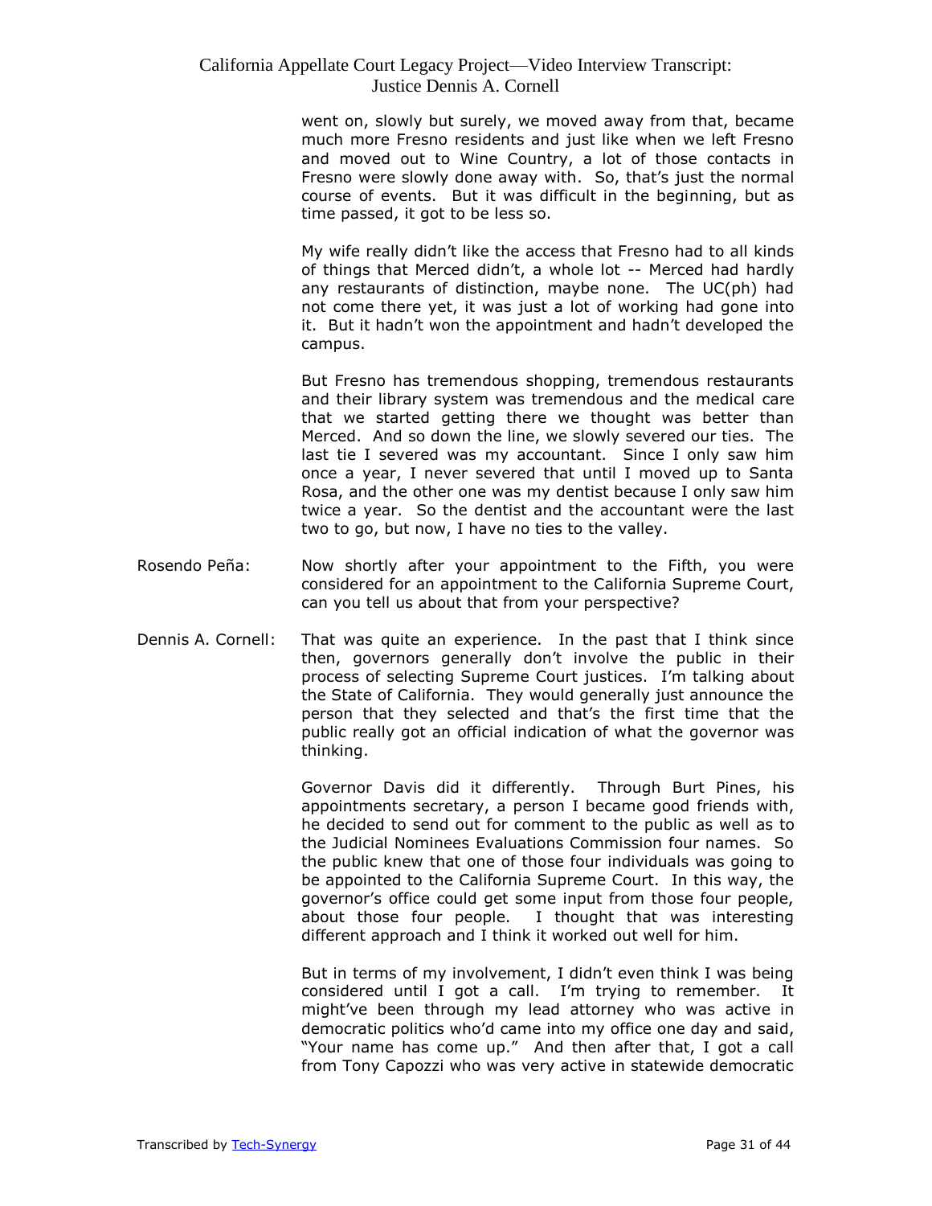went on, slowly but surely, we moved away from that, became much more Fresno residents and just like when we left Fresno and moved out to Wine Country, a lot of those contacts in Fresno were slowly done away with. So, that's just the normal course of events. But it was difficult in the beginning, but as time passed, it got to be less so.

My wife really didn't like the access that Fresno had to all kinds of things that Merced didn't, a whole lot -- Merced had hardly any restaurants of distinction, maybe none. The UC(ph) had not come there yet, it was just a lot of working had gone into it. But it hadn't won the appointment and hadn't developed the campus.

But Fresno has tremendous shopping, tremendous restaurants and their library system was tremendous and the medical care that we started getting there we thought was better than Merced. And so down the line, we slowly severed our ties. The last tie I severed was my accountant. Since I only saw him once a year, I never severed that until I moved up to Santa Rosa, and the other one was my dentist because I only saw him twice a year. So the dentist and the accountant were the last two to go, but now, I have no ties to the valley.

Rosendo Peña: Now shortly after your appointment to the Fifth, you were considered for an appointment to the California Supreme Court, can you tell us about that from your perspective?

Dennis A. Cornell: That was quite an experience. In the past that I think since then, governors generally don't involve the public in their process of selecting Supreme Court justices. I'm talking about the State of California. They would generally just announce the person that they selected and that's the first time that the public really got an official indication of what the governor was thinking.

Governor Davis did it differently. Through Burt Pines, his appointments secretary, a person I became good friends with, he decided to send out for comment to the public as well as to the Judicial Nominees Evaluations Commission four names. So the public knew that one of those four individuals was going to be appointed to the California Supreme Court. In this way, the governor's office could get some input from those four people, about those four people. I thought that was interesting different approach and I think it worked out well for him.

But in terms of my involvement, I didn't even think I was being considered until I got a call. I'm trying to remember. It might've been through my lead attorney who was active in democratic politics who'd came into my office one day and said, "Your name has come up." And then after that, I got a call from Tony Capozzi who was very active in statewide democratic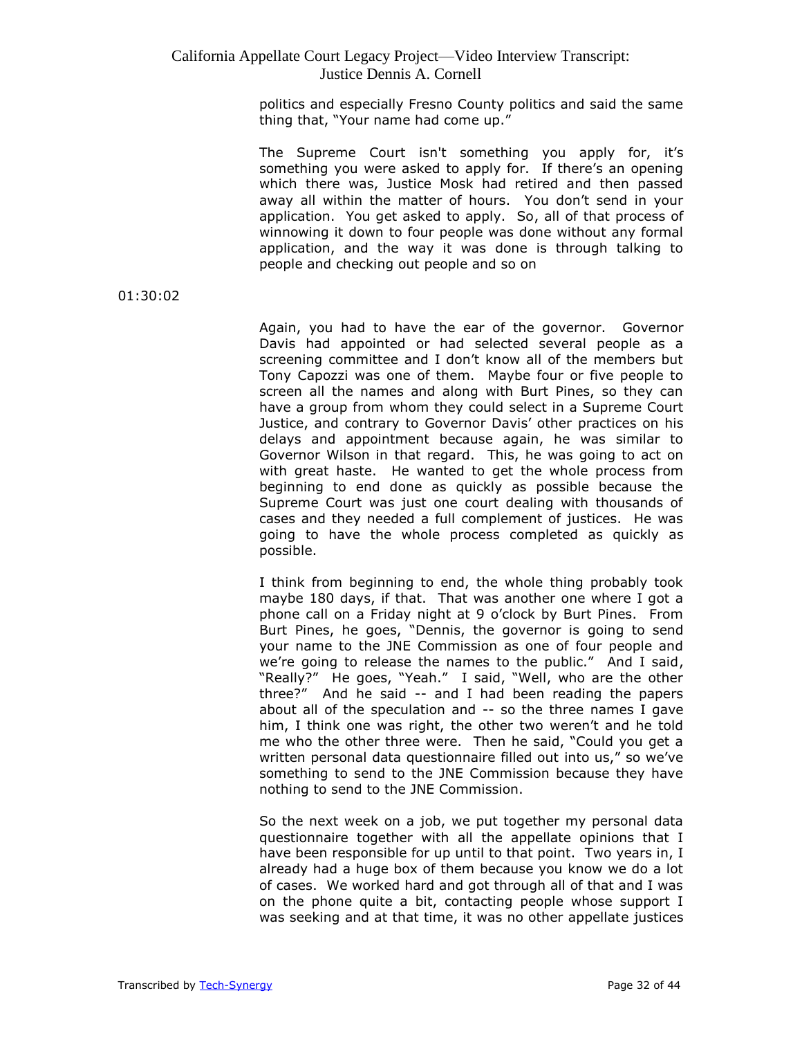politics and especially Fresno County politics and said the same thing that, "Your name had come up."

The Supreme Court isn't something you apply for, it's something you were asked to apply for. If there's an opening which there was, Justice Mosk had retired and then passed away all within the matter of hours. You don't send in your application. You get asked to apply. So, all of that process of winnowing it down to four people was done without any formal application, and the way it was done is through talking to people and checking out people and so on

01:30:02

Again, you had to have the ear of the governor. Governor Davis had appointed or had selected several people as a screening committee and I don't know all of the members but Tony Capozzi was one of them. Maybe four or five people to screen all the names and along with Burt Pines, so they can have a group from whom they could select in a Supreme Court Justice, and contrary to Governor Davis' other practices on his delays and appointment because again, he was similar to Governor Wilson in that regard. This, he was going to act on with great haste. He wanted to get the whole process from beginning to end done as quickly as possible because the Supreme Court was just one court dealing with thousands of cases and they needed a full complement of justices. He was going to have the whole process completed as quickly as possible.

I think from beginning to end, the whole thing probably took maybe 180 days, if that. That was another one where I got a phone call on a Friday night at 9 o'clock by Burt Pines. From Burt Pines, he goes, "Dennis, the governor is going to send your name to the JNE Commission as one of four people and we're going to release the names to the public." And I said, "Really?" He goes, "Yeah." I said, "Well, who are the other three?" And he said -- and I had been reading the papers about all of the speculation and -- so the three names I gave him, I think one was right, the other two weren't and he told me who the other three were. Then he said, "Could you get a written personal data questionnaire filled out into us," so we've something to send to the JNE Commission because they have nothing to send to the JNE Commission.

So the next week on a job, we put together my personal data questionnaire together with all the appellate opinions that I have been responsible for up until to that point. Two years in, I already had a huge box of them because you know we do a lot of cases. We worked hard and got through all of that and I was on the phone quite a bit, contacting people whose support I was seeking and at that time, it was no other appellate justices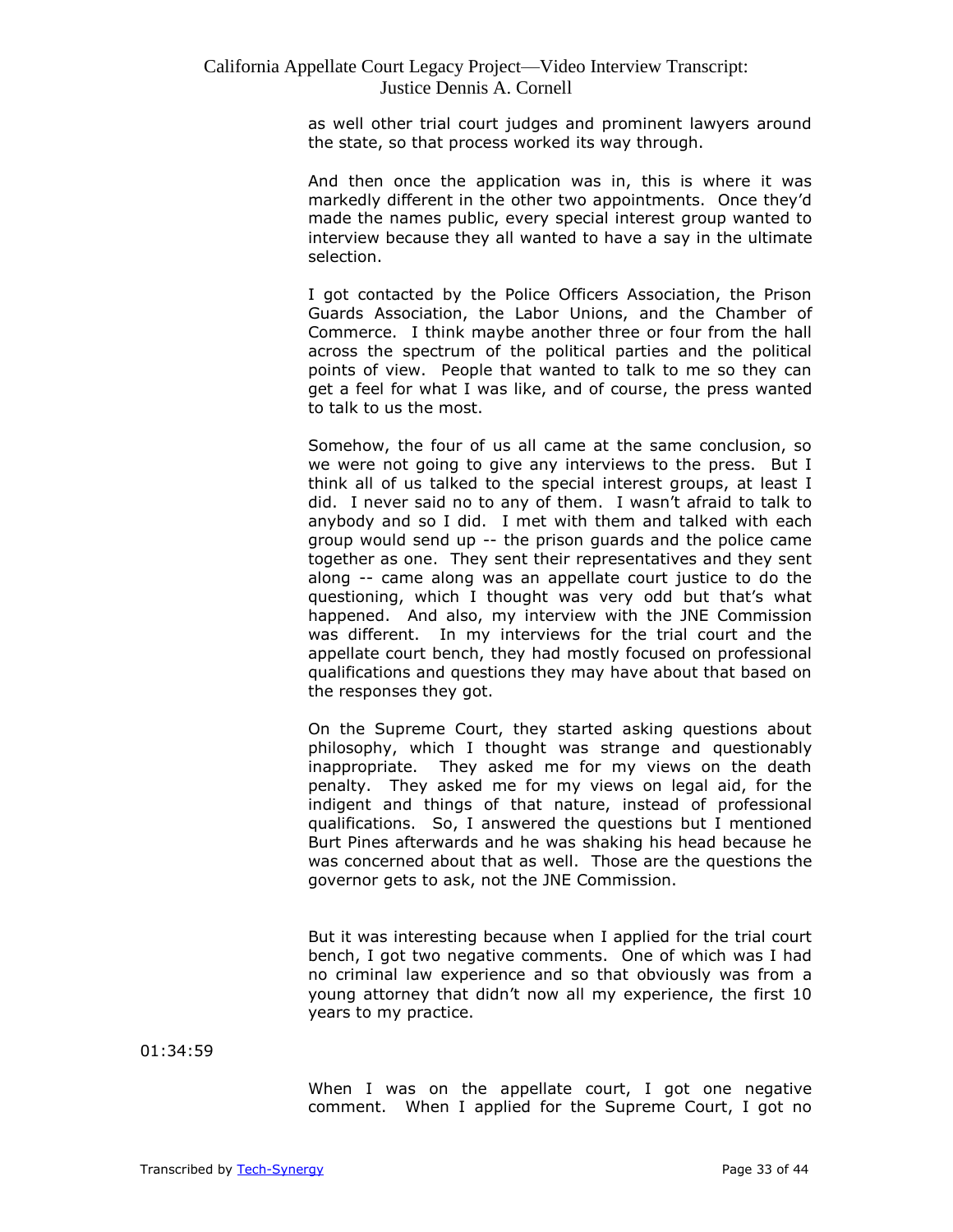as well other trial court judges and prominent lawyers around the state, so that process worked its way through.

And then once the application was in, this is where it was markedly different in the other two appointments. Once they'd made the names public, every special interest group wanted to interview because they all wanted to have a say in the ultimate selection.

I got contacted by the Police Officers Association, the Prison Guards Association, the Labor Unions, and the Chamber of Commerce. I think maybe another three or four from the hall across the spectrum of the political parties and the political points of view. People that wanted to talk to me so they can get a feel for what I was like, and of course, the press wanted to talk to us the most.

Somehow, the four of us all came at the same conclusion, so we were not going to give any interviews to the press. But I think all of us talked to the special interest groups, at least I did. I never said no to any of them. I wasn't afraid to talk to anybody and so I did. I met with them and talked with each group would send up -- the prison guards and the police came together as one. They sent their representatives and they sent along -- came along was an appellate court justice to do the questioning, which I thought was very odd but that's what happened. And also, my interview with the JNE Commission was different. In my interviews for the trial court and the appellate court bench, they had mostly focused on professional qualifications and questions they may have about that based on the responses they got.

On the Supreme Court, they started asking questions about philosophy, which I thought was strange and questionably inappropriate. They asked me for my views on the death penalty. They asked me for my views on legal aid, for the indigent and things of that nature, instead of professional qualifications. So, I answered the questions but I mentioned Burt Pines afterwards and he was shaking his head because he was concerned about that as well. Those are the questions the governor gets to ask, not the JNE Commission.

But it was interesting because when I applied for the trial court bench, I got two negative comments. One of which was I had no criminal law experience and so that obviously was from a young attorney that didn't now all my experience, the first 10 years to my practice.

01:34:59

When I was on the appellate court, I got one negative comment. When I applied for the Supreme Court, I got no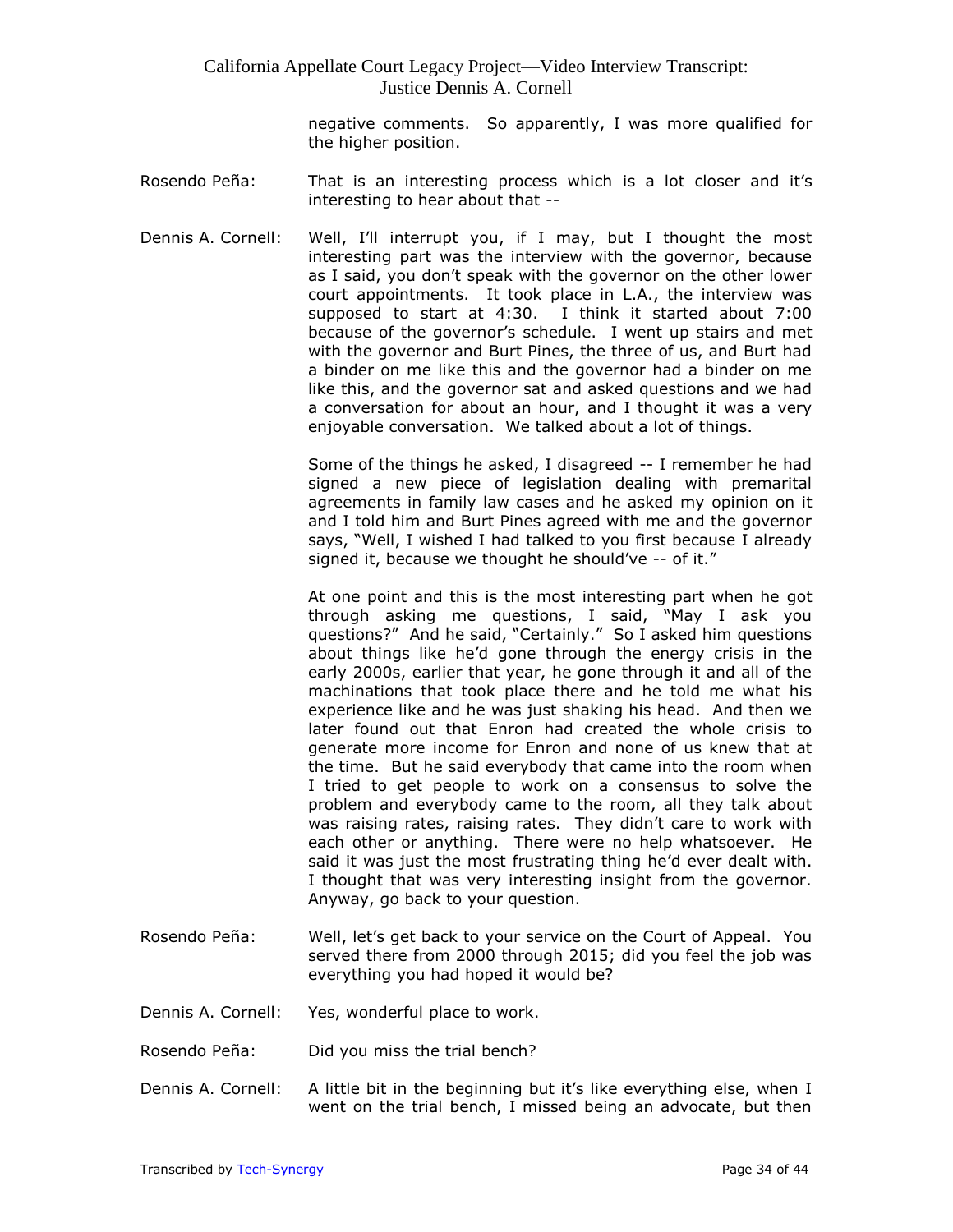negative comments. So apparently, I was more qualified for the higher position.

Rosendo Peña: That is an interesting process which is a lot closer and it's interesting to hear about that --

Dennis A. Cornell: Well, I'll interrupt you, if I may, but I thought the most interesting part was the interview with the governor, because as I said, you don't speak with the governor on the other lower court appointments. It took place in L.A., the interview was supposed to start at 4:30. I think it started about 7:00 because of the governor's schedule. I went up stairs and met with the governor and Burt Pines, the three of us, and Burt had a binder on me like this and the governor had a binder on me like this, and the governor sat and asked questions and we had a conversation for about an hour, and I thought it was a very enjoyable conversation. We talked about a lot of things.

Some of the things he asked, I disagreed -- I remember he had signed a new piece of legislation dealing with premarital agreements in family law cases and he asked my opinion on it and I told him and Burt Pines agreed with me and the governor says, "Well, I wished I had talked to you first because I already signed it, because we thought he should've -- of it."

At one point and this is the most interesting part when he got through asking me questions, I said, "May I ask you questions?" And he said, "Certainly." So I asked him questions about things like he'd gone through the energy crisis in the early 2000s, earlier that year, he gone through it and all of the machinations that took place there and he told me what his experience like and he was just shaking his head. And then we later found out that Enron had created the whole crisis to generate more income for Enron and none of us knew that at the time. But he said everybody that came into the room when I tried to get people to work on a consensus to solve the problem and everybody came to the room, all they talk about was raising rates, raising rates. They didn't care to work with each other or anything. There were no help whatsoever. He said it was just the most frustrating thing he'd ever dealt with. I thought that was very interesting insight from the governor. Anyway, go back to your question.

Rosendo Peña: Well, let's get back to your service on the Court of Appeal. You served there from 2000 through 2015; did you feel the job was everything you had hoped it would be?

Dennis A. Cornell: Yes, wonderful place to work.

Rosendo Peña: Did you miss the trial bench?

Dennis A. Cornell: A little bit in the beginning but it's like everything else, when I went on the trial bench, I missed being an advocate, but then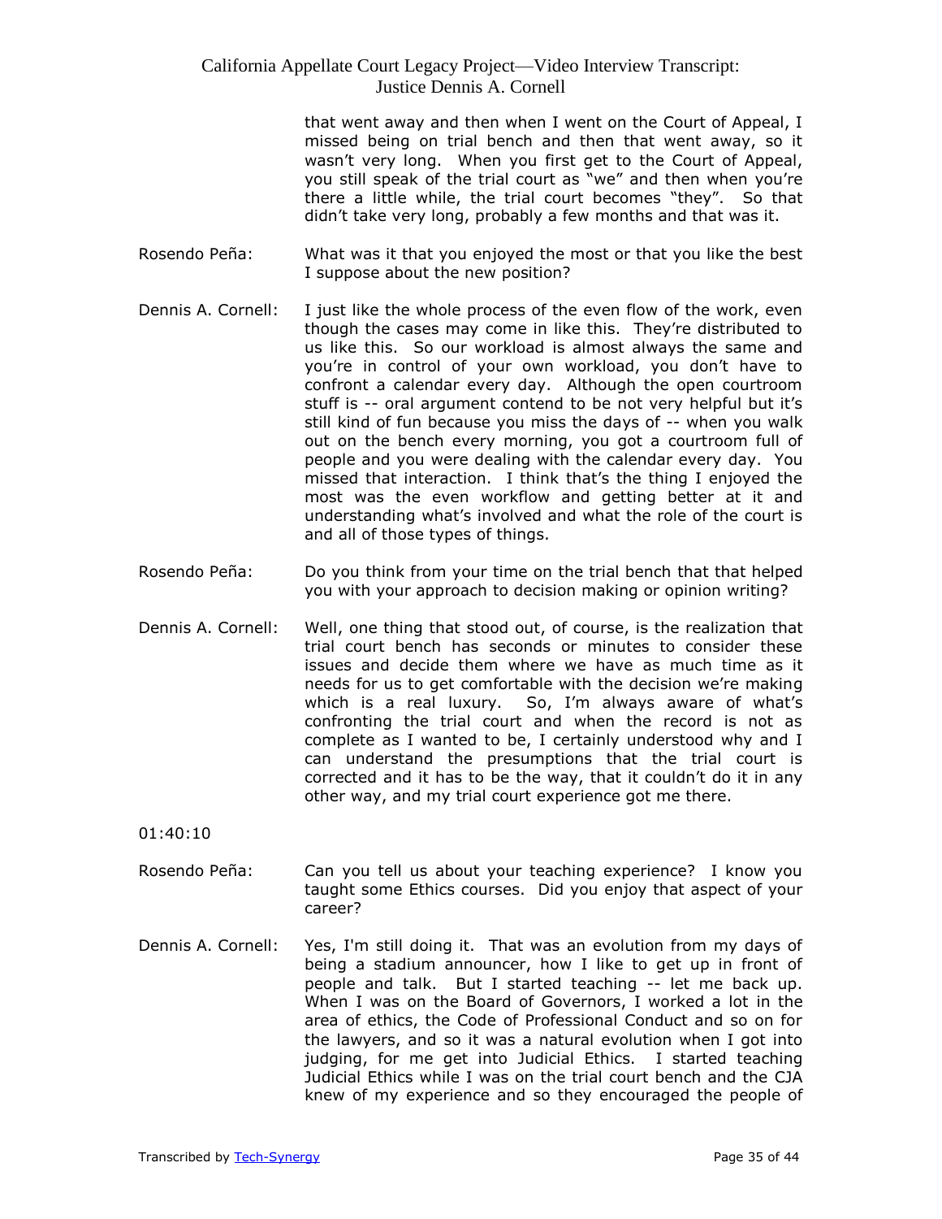that went away and then when I went on the Court of Appeal, I missed being on trial bench and then that went away, so it wasn't very long. When you first get to the Court of Appeal, you still speak of the trial court as "we" and then when you're there a little while, the trial court becomes "they". So that didn't take very long, probably a few months and that was it.

Rosendo Peña: What was it that you enjoyed the most or that you like the best I suppose about the new position?

Dennis A. Cornell: I just like the whole process of the even flow of the work, even though the cases may come in like this. They're distributed to us like this. So our workload is almost always the same and you're in control of your own workload, you don't have to confront a calendar every day. Although the open courtroom stuff is -- oral argument contend to be not very helpful but it's still kind of fun because you miss the days of -- when you walk out on the bench every morning, you got a courtroom full of people and you were dealing with the calendar every day. You missed that interaction. I think that's the thing I enjoyed the most was the even workflow and getting better at it and understanding what's involved and what the role of the court is and all of those types of things.

Rosendo Peña: Do you think from your time on the trial bench that that helped you with your approach to decision making or opinion writing?

Dennis A. Cornell: Well, one thing that stood out, of course, is the realization that trial court bench has seconds or minutes to consider these issues and decide them where we have as much time as it needs for us to get comfortable with the decision we're making which is a real luxury. So, I'm always aware of what's confronting the trial court and when the record is not as complete as I wanted to be, I certainly understood why and I can understand the presumptions that the trial court is corrected and it has to be the way, that it couldn't do it in any other way, and my trial court experience got me there.

01:40:10

Rosendo Peña: Can you tell us about your teaching experience? I know you taught some Ethics courses. Did you enjoy that aspect of your career?

Dennis A. Cornell: Yes, I'm still doing it. That was an evolution from my days of being a stadium announcer, how I like to get up in front of people and talk. But I started teaching -- let me back up. When I was on the Board of Governors, I worked a lot in the area of ethics, the Code of Professional Conduct and so on for the lawyers, and so it was a natural evolution when I got into judging, for me get into Judicial Ethics. I started teaching Judicial Ethics while I was on the trial court bench and the CJA knew of my experience and so they encouraged the people of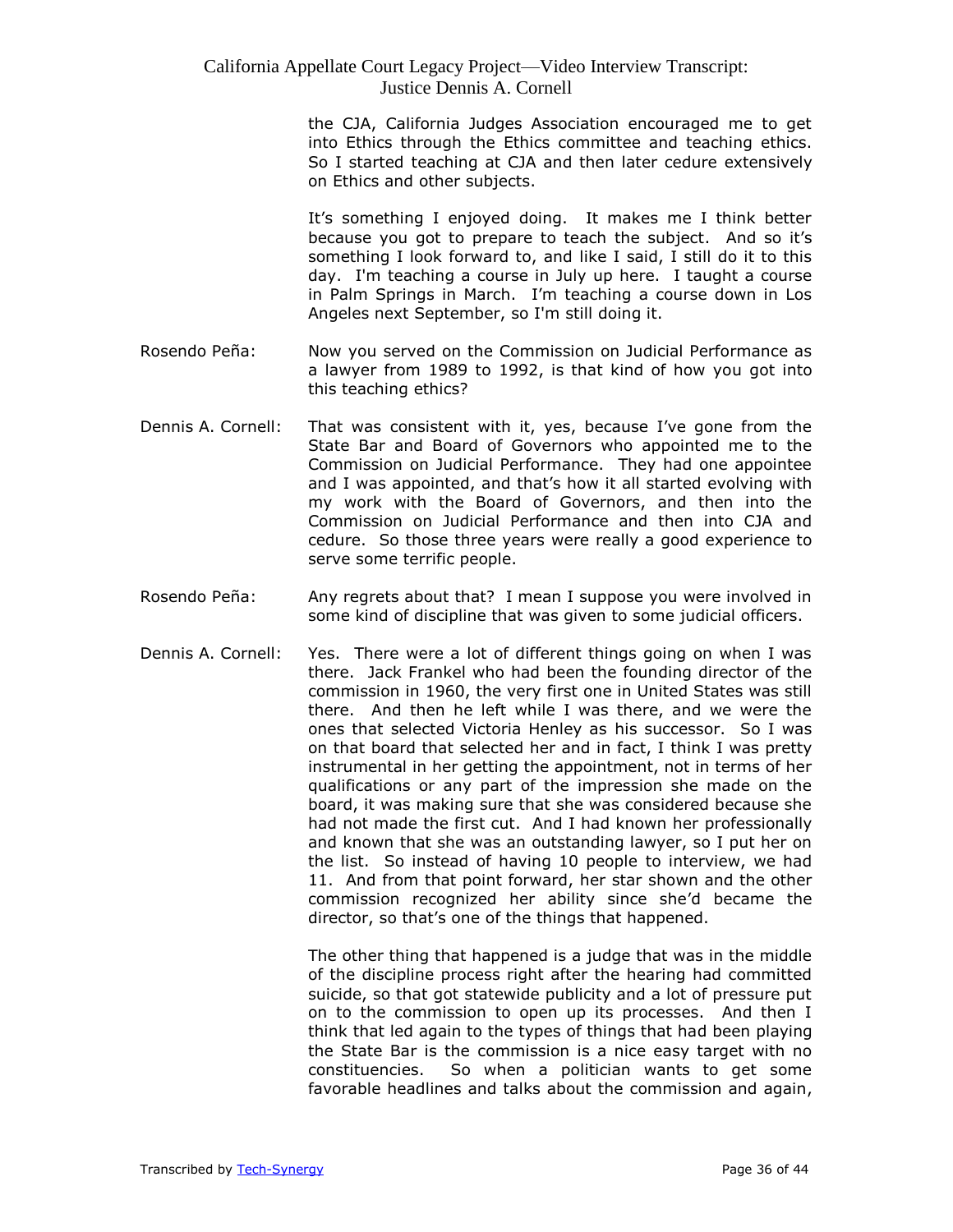the CJA, California Judges Association encouraged me to get into Ethics through the Ethics committee and teaching ethics. So I started teaching at CJA and then later cedure extensively on Ethics and other subjects.

It's something I enjoyed doing. It makes me I think better because you got to prepare to teach the subject. And so it's something I look forward to, and like I said, I still do it to this day. I'm teaching a course in July up here. I taught a course in Palm Springs in March. I'm teaching a course down in Los Angeles next September, so I'm still doing it.

Rosendo Peña: Now you served on the Commission on Judicial Performance as a lawyer from 1989 to 1992, is that kind of how you got into this teaching ethics?

Dennis A. Cornell: That was consistent with it, yes, because I've gone from the State Bar and Board of Governors who appointed me to the Commission on Judicial Performance. They had one appointee and I was appointed, and that's how it all started evolving with my work with the Board of Governors, and then into the Commission on Judicial Performance and then into CJA and cedure. So those three years were really a good experience to serve some terrific people.

Rosendo Peña: Any regrets about that? I mean I suppose you were involved in some kind of discipline that was given to some judicial officers.

Dennis A. Cornell: Yes. There were a lot of different things going on when I was there. Jack Frankel who had been the founding director of the commission in 1960, the very first one in United States was still there. And then he left while I was there, and we were the ones that selected Victoria Henley as his successor. So I was on that board that selected her and in fact, I think I was pretty instrumental in her getting the appointment, not in terms of her qualifications or any part of the impression she made on the board, it was making sure that she was considered because she had not made the first cut. And I had known her professionally and known that she was an outstanding lawyer, so I put her on the list. So instead of having 10 people to interview, we had 11. And from that point forward, her star shown and the other commission recognized her ability since she'd became the director, so that's one of the things that happened.

The other thing that happened is a judge that was in the middle of the discipline process right after the hearing had committed suicide, so that got statewide publicity and a lot of pressure put on to the commission to open up its processes. And then I think that led again to the types of things that had been playing the State Bar is the commission is a nice easy target with no constituencies. So when a politician wants to get some favorable headlines and talks about the commission and again,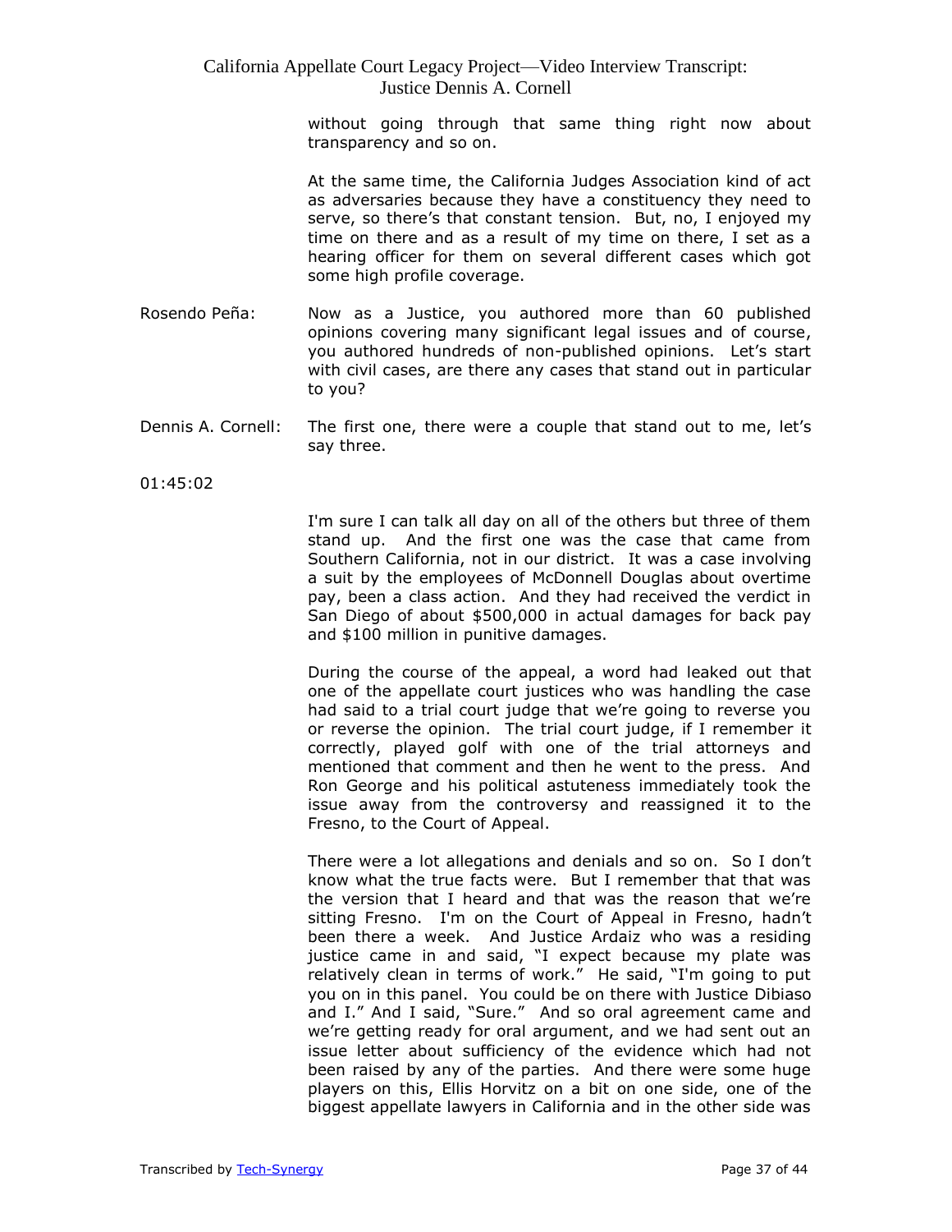without going through that same thing right now about transparency and so on.

At the same time, the California Judges Association kind of act as adversaries because they have a constituency they need to serve, so there's that constant tension. But, no, I enjoyed my time on there and as a result of my time on there, I set as a hearing officer for them on several different cases which got some high profile coverage.

Rosendo Peña: Now as a Justice, you authored more than 60 published opinions covering many significant legal issues and of course, you authored hundreds of non-published opinions. Let's start with civil cases, are there any cases that stand out in particular to you?

Dennis A. Cornell: The first one, there were a couple that stand out to me, let's say three.

01:45:02

I'm sure I can talk all day on all of the others but three of them stand up. And the first one was the case that came from Southern California, not in our district. It was a case involving a suit by the employees of McDonnell Douglas about overtime pay, been a class action. And they had received the verdict in San Diego of about $500,000 in actual damages for back pay and $100 million in punitive damages.

During the course of the appeal, a word had leaked out that one of the appellate court justices who was handling the case had said to a trial court judge that we're going to reverse you or reverse the opinion. The trial court judge, if I remember it correctly, played golf with one of the trial attorneys and mentioned that comment and then he went to the press. And Ron George and his political astuteness immediately took the issue away from the controversy and reassigned it to the Fresno, to the Court of Appeal.

There were a lot allegations and denials and so on. So I don't know what the true facts were. But I remember that that was the version that I heard and that was the reason that we're sitting Fresno. I'm on the Court of Appeal in Fresno, hadn't been there a week. And Justice Ardaiz who was a residing justice came in and said, "I expect because my plate was relatively clean in terms of work." He said, "I'm going to put you on in this panel. You could be on there with Justice Dibiaso and I." And I said, "Sure." And so oral agreement came and we're getting ready for oral argument, and we had sent out an issue letter about sufficiency of the evidence which had not been raised by any of the parties. And there were some huge players on this, Ellis Horvitz on a bit on one side, one of the biggest appellate lawyers in California and in the other side was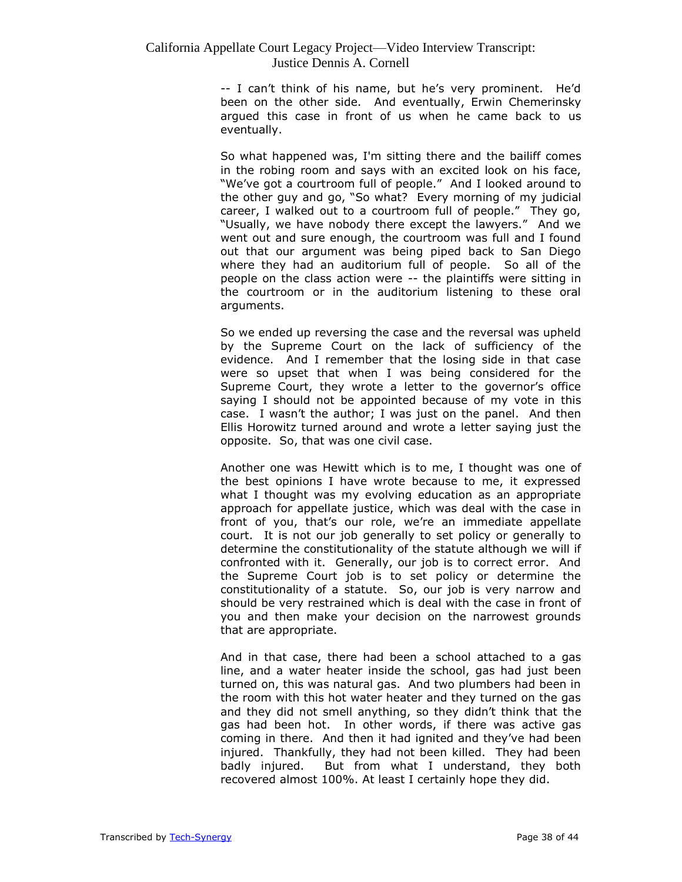-- I can't think of his name, but he's very prominent. He'd been on the other side. And eventually, Erwin Chemerinsky argued this case in front of us when he came back to us eventually.

So what happened was, I'm sitting there and the bailiff comes in the robing room and says with an excited look on his face, "We've got a courtroom full of people." And I looked around to the other guy and go, "So what? Every morning of my judicial career, I walked out to a courtroom full of people." They go, "Usually, we have nobody there except the lawyers." And we went out and sure enough, the courtroom was full and I found out that our argument was being piped back to San Diego where they had an auditorium full of people. So all of the people on the class action were -- the plaintiffs were sitting in the courtroom or in the auditorium listening to these oral arguments.

So we ended up reversing the case and the reversal was upheld by the Supreme Court on the lack of sufficiency of the evidence. And I remember that the losing side in that case were so upset that when I was being considered for the Supreme Court, they wrote a letter to the governor's office saying I should not be appointed because of my vote in this case. I wasn't the author; I was just on the panel. And then Ellis Horowitz turned around and wrote a letter saying just the opposite. So, that was one civil case.

Another one was Hewitt which is to me, I thought was one of the best opinions I have wrote because to me, it expressed what I thought was my evolving education as an appropriate approach for appellate justice, which was deal with the case in front of you, that's our role, we're an immediate appellate court. It is not our job generally to set policy or generally to determine the constitutionality of the statute although we will if confronted with it. Generally, our job is to correct error. And the Supreme Court job is to set policy or determine the constitutionality of a statute. So, our job is very narrow and should be very restrained which is deal with the case in front of you and then make your decision on the narrowest grounds that are appropriate.

And in that case, there had been a school attached to a gas line, and a water heater inside the school, gas had just been turned on, this was natural gas. And two plumbers had been in the room with this hot water heater and they turned on the gas and they did not smell anything, so they didn't think that the gas had been hot. In other words, if there was active gas coming in there. And then it had ignited and they've had been injured. Thankfully, they had not been killed. They had been badly injured. But from what I understand, they both recovered almost 100%. At least I certainly hope they did.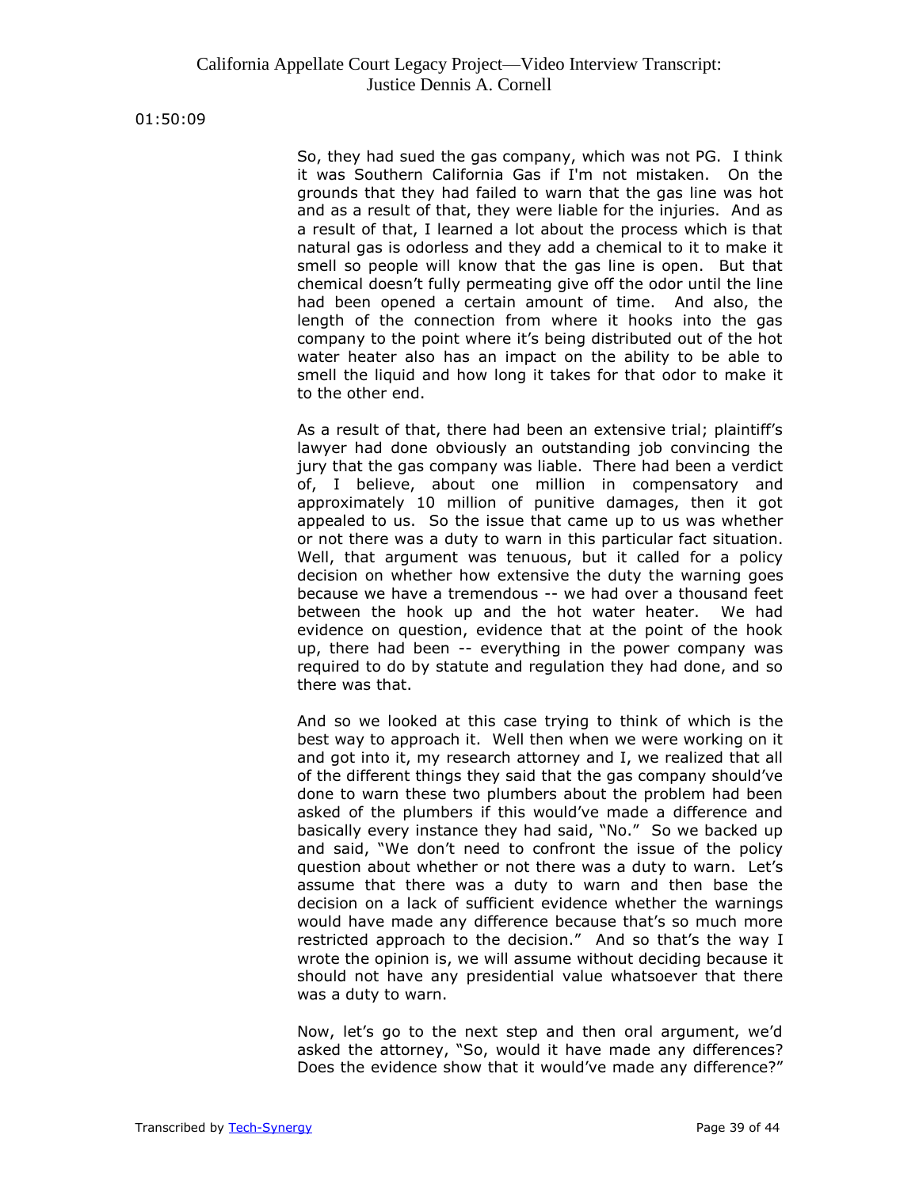01:50:09

So, they had sued the gas company, which was not PG. I think it was Southern California Gas if I'm not mistaken. On the grounds that they had failed to warn that the gas line was hot and as a result of that, they were liable for the injuries. And as a result of that, I learned a lot about the process which is that natural gas is odorless and they add a chemical to it to make it smell so people will know that the gas line is open. But that chemical doesn't fully permeating give off the odor until the line had been opened a certain amount of time. And also, the length of the connection from where it hooks into the gas company to the point where it's being distributed out of the hot water heater also has an impact on the ability to be able to smell the liquid and how long it takes for that odor to make it to the other end.

As a result of that, there had been an extensive trial; plaintiff's lawyer had done obviously an outstanding job convincing the jury that the gas company was liable. There had been a verdict of, I believe, about one million in compensatory and approximately 10 million of punitive damages, then it got appealed to us. So the issue that came up to us was whether or not there was a duty to warn in this particular fact situation. Well, that argument was tenuous, but it called for a policy decision on whether how extensive the duty the warning goes because we have a tremendous -- we had over a thousand feet between the hook up and the hot water heater. We had evidence on question, evidence that at the point of the hook up, there had been -- everything in the power company was required to do by statute and regulation they had done, and so there was that.

And so we looked at this case trying to think of which is the best way to approach it. Well then when we were working on it and got into it, my research attorney and I, we realized that all of the different things they said that the gas company should've done to warn these two plumbers about the problem had been asked of the plumbers if this would've made a difference and basically every instance they had said, "No." So we backed up and said, "We don't need to confront the issue of the policy question about whether or not there was a duty to warn. Let's assume that there was a duty to warn and then base the decision on a lack of sufficient evidence whether the warnings would have made any difference because that's so much more restricted approach to the decision." And so that's the way I wrote the opinion is, we will assume without deciding because it should not have any presidential value whatsoever that there was a duty to warn.

Now, let's go to the next step and then oral argument, we'd asked the attorney, "So, would it have made any differences? Does the evidence show that it would've made any difference?"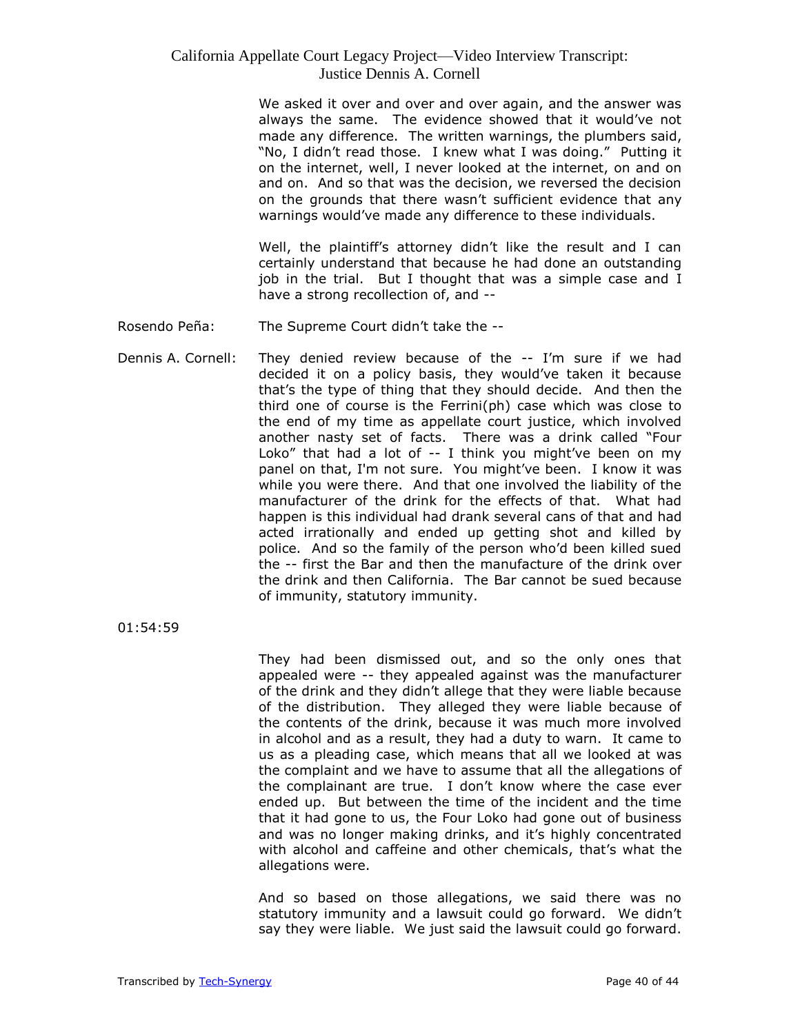We asked it over and over and over again, and the answer was always the same. The evidence showed that it would've not made any difference. The written warnings, the plumbers said, "No, I didn't read those. I knew what I was doing." Putting it on the internet, well, I never looked at the internet, on and on and on. And so that was the decision, we reversed the decision on the grounds that there wasn't sufficient evidence that any warnings would've made any difference to these individuals.

Well, the plaintiff's attorney didn't like the result and I can certainly understand that because he had done an outstanding job in the trial. But I thought that was a simple case and I have a strong recollection of, and --

Rosendo Peña: The Supreme Court didn't take the --

Dennis A. Cornell: They denied review because of the -- I'm sure if we had decided it on a policy basis, they would've taken it because that's the type of thing that they should decide. And then the third one of course is the Ferrini(ph) case which was close to the end of my time as appellate court justice, which involved another nasty set of facts. There was a drink called "Four Loko" that had a lot of -- I think you might've been on my panel on that, I'm not sure. You might've been. I know it was while you were there. And that one involved the liability of the manufacturer of the drink for the effects of that. What had happen is this individual had drank several cans of that and had acted irrationally and ended up getting shot and killed by police. And so the family of the person who'd been killed sued the -- first the Bar and then the manufacture of the drink over the drink and then California. The Bar cannot be sued because of immunity, statutory immunity.

01:54:59

They had been dismissed out, and so the only ones that appealed were -- they appealed against was the manufacturer of the drink and they didn't allege that they were liable because of the distribution. They alleged they were liable because of the contents of the drink, because it was much more involved in alcohol and as a result, they had a duty to warn. It came to us as a pleading case, which means that all we looked at was the complaint and we have to assume that all the allegations of the complainant are true. I don't know where the case ever ended up. But between the time of the incident and the time that it had gone to us, the Four Loko had gone out of business and was no longer making drinks, and it's highly concentrated with alcohol and caffeine and other chemicals, that's what the allegations were.

And so based on those allegations, we said there was no statutory immunity and a lawsuit could go forward. We didn't say they were liable. We just said the lawsuit could go forward.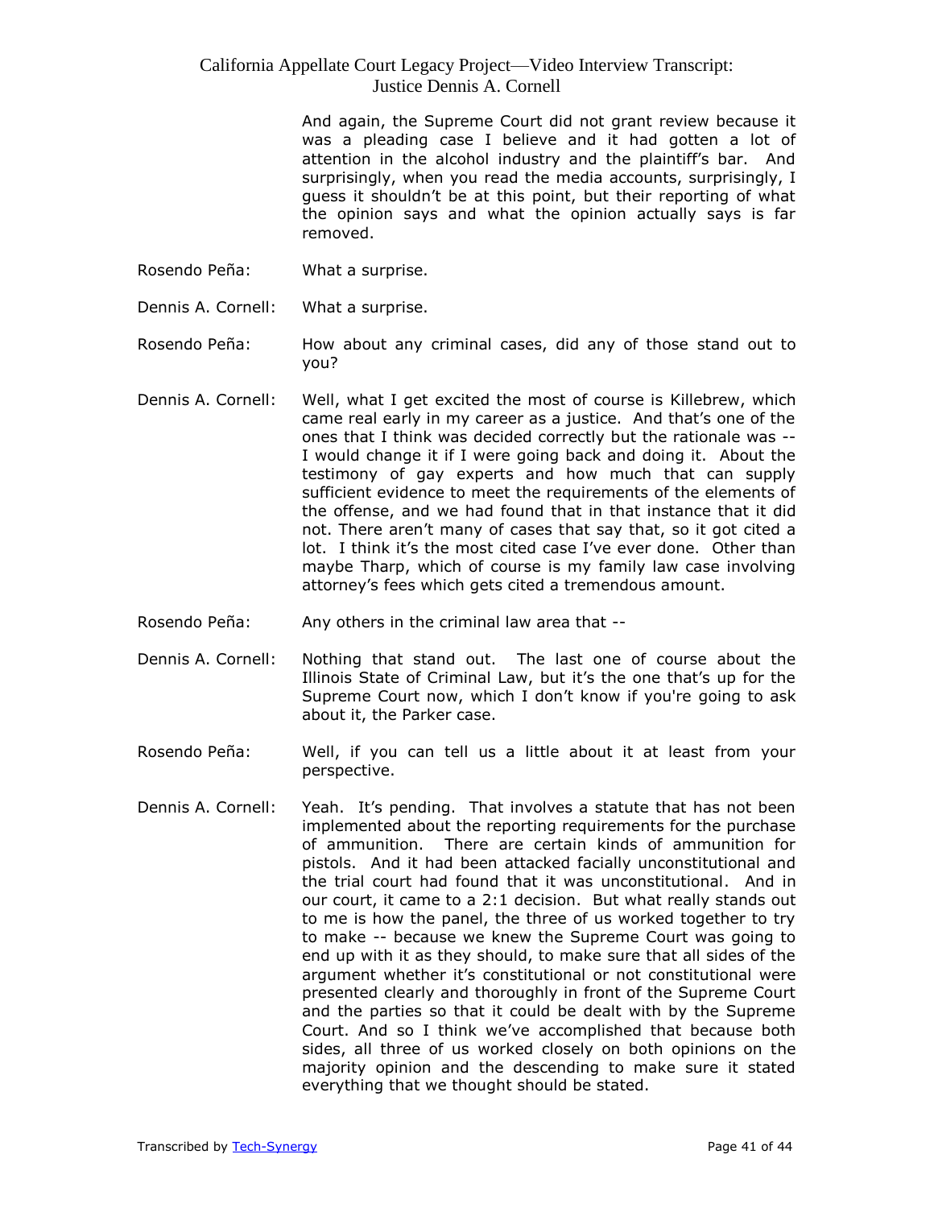And again, the Supreme Court did not grant review because it was a pleading case I believe and it had gotten a lot of attention in the alcohol industry and the plaintiff's bar. And surprisingly, when you read the media accounts, surprisingly, I guess it shouldn't be at this point, but their reporting of what the opinion says and what the opinion actually says is far removed.

Rosendo Peña: What a surprise.

Dennis A. Cornell: What a surprise.

Rosendo Peña: How about any criminal cases, did any of those stand out to you?

Dennis A. Cornell: Well, what I get excited the most of course is Killebrew, which came real early in my career as a justice. And that's one of the ones that I think was decided correctly but the rationale was -- I would change it if I were going back and doing it. About the testimony of gay experts and how much that can supply sufficient evidence to meet the requirements of the elements of the offense, and we had found that in that instance that it did not. There aren't many of cases that say that, so it got cited a lot. I think it's the most cited case I've ever done. Other than maybe Tharp, which of course is my family law case involving attorney's fees which gets cited a tremendous amount.

Rosendo Peña: Any others in the criminal law area that --

Dennis A. Cornell: Nothing that stand out. The last one of course about the Illinois State of Criminal Law, but it's the one that's up for the Supreme Court now, which I don't know if you're going to ask about it, the Parker case.

Rosendo Peña: Well, if you can tell us a little about it at least from your perspective.

Dennis A. Cornell: Yeah. It's pending. That involves a statute that has not been implemented about the reporting requirements for the purchase of ammunition. There are certain kinds of ammunition for pistols. And it had been attacked facially unconstitutional and the trial court had found that it was unconstitutional. And in our court, it came to a 2:1 decision. But what really stands out to me is how the panel, the three of us worked together to try to make -- because we knew the Supreme Court was going to end up with it as they should, to make sure that all sides of the argument whether it's constitutional or not constitutional were presented clearly and thoroughly in front of the Supreme Court and the parties so that it could be dealt with by the Supreme Court. And so I think we've accomplished that because both sides, all three of us worked closely on both opinions on the majority opinion and the descending to make sure it stated everything that we thought should be stated.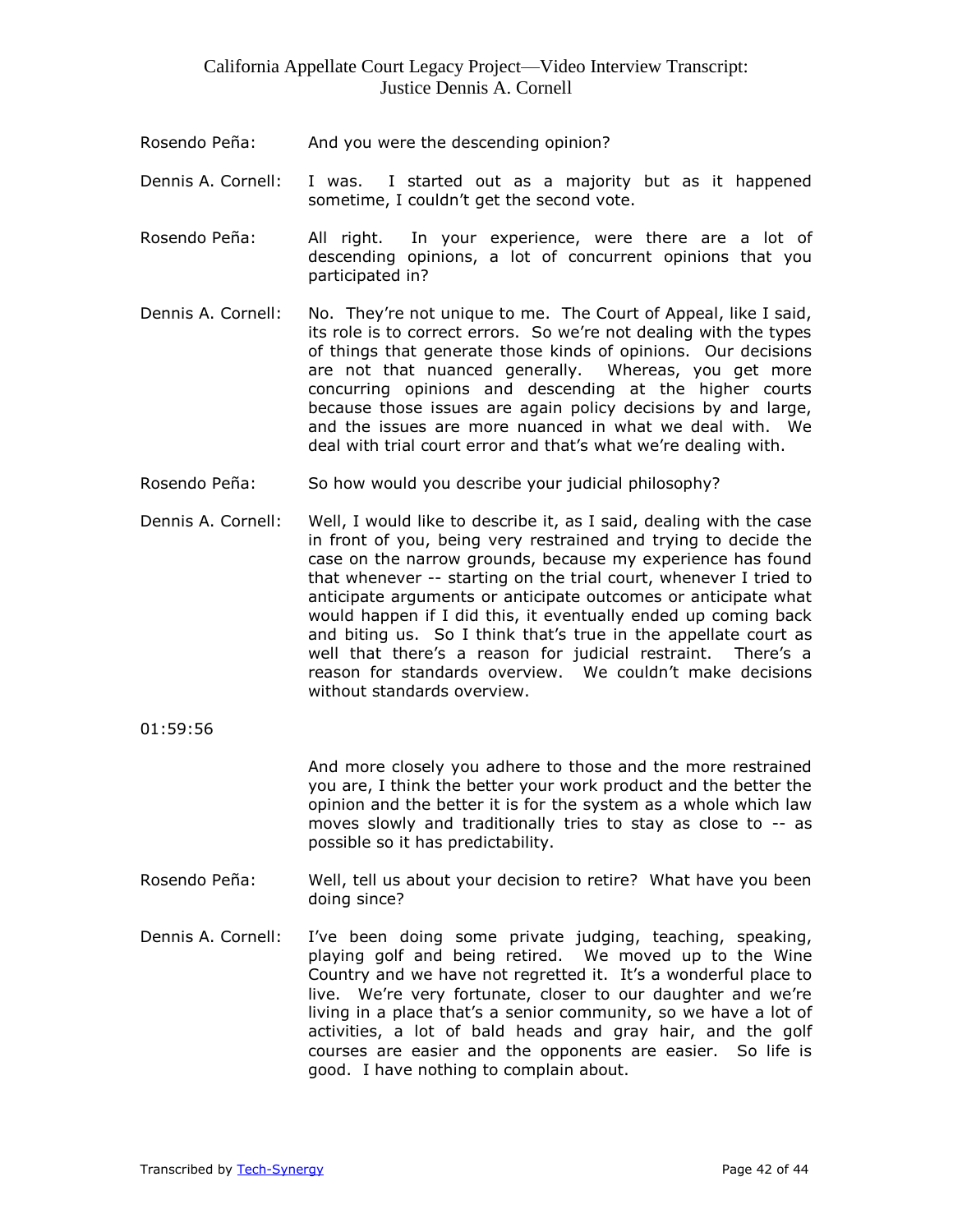Rosendo Peña: And you were the descending opinion?

Dennis A. Cornell: I was. I started out as a majority but as it happened sometime, I couldn't get the second vote.

Rosendo Peña: All right. In your experience, were there are a lot of descending opinions, a lot of concurrent opinions that you participated in?

Dennis A. Cornell: No. They're not unique to me. The Court of Appeal, like I said, its role is to correct errors. So we're not dealing with the types of things that generate those kinds of opinions. Our decisions are not that nuanced generally. Whereas, you get more concurring opinions and descending at the higher courts because those issues are again policy decisions by and large, and the issues are more nuanced in what we deal with. We deal with trial court error and that's what we're dealing with.

Rosendo Peña: So how would you describe your judicial philosophy?

Dennis A. Cornell: Well, I would like to describe it, as I said, dealing with the case in front of you, being very restrained and trying to decide the case on the narrow grounds, because my experience has found that whenever -- starting on the trial court, whenever I tried to anticipate arguments or anticipate outcomes or anticipate what would happen if I did this, it eventually ended up coming back and biting us. So I think that's true in the appellate court as well that there's a reason for judicial restraint. There's a reason for standards overview. We couldn't make decisions without standards overview.

01:59:56

And more closely you adhere to those and the more restrained you are, I think the better your work product and the better the opinion and the better it is for the system as a whole which law moves slowly and traditionally tries to stay as close to -- as possible so it has predictability.

Rosendo Peña: Well, tell us about your decision to retire? What have you been doing since?

Dennis A. Cornell: I've been doing some private judging, teaching, speaking, playing golf and being retired. We moved up to the Wine Country and we have not regretted it. It's a wonderful place to live. We're very fortunate, closer to our daughter and we're living in a place that's a senior community, so we have a lot of activities, a lot of bald heads and gray hair, and the golf courses are easier and the opponents are easier. So life is good. I have nothing to complain about.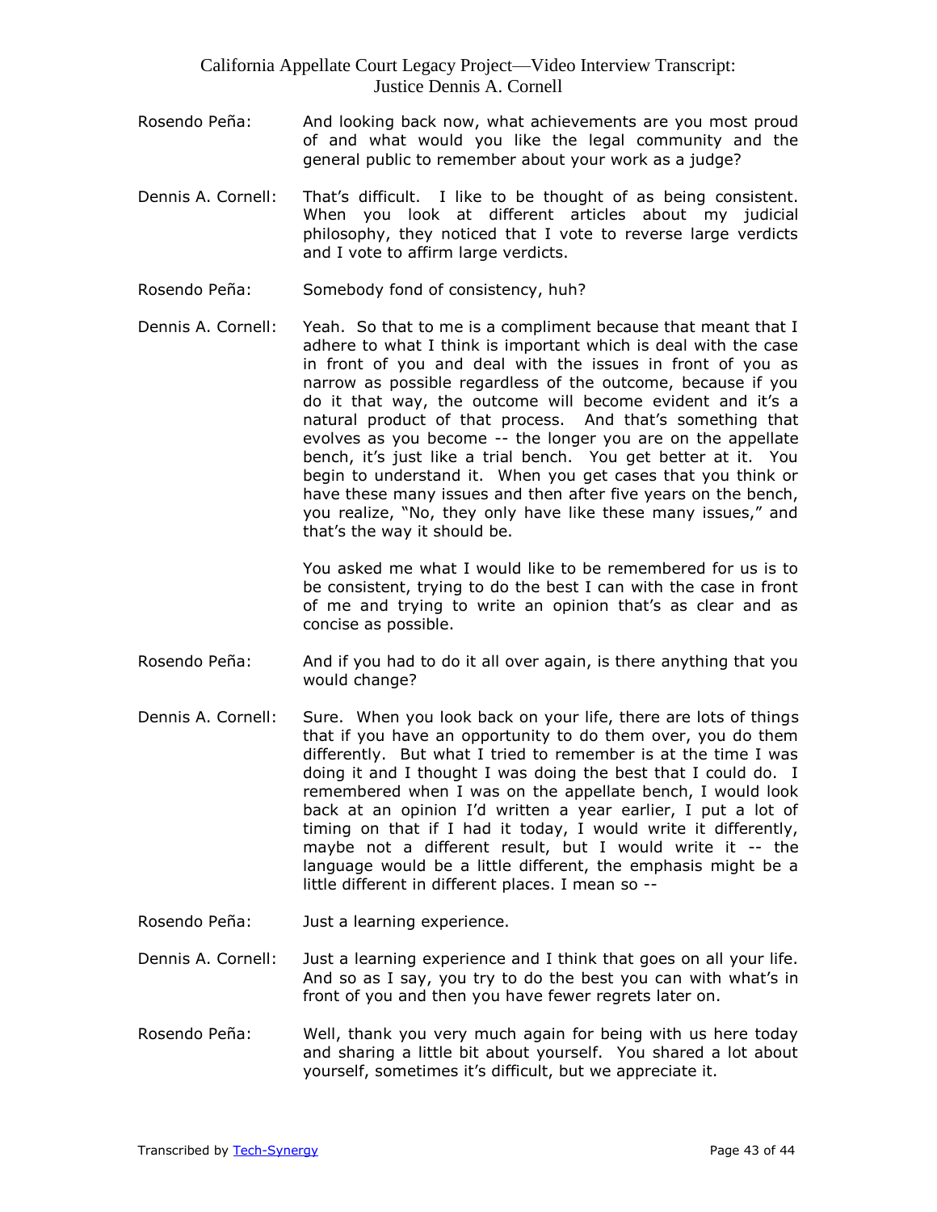Rosendo Peña: And looking back now, what achievements are you most proud of and what would you like the legal community and the general public to remember about your work as a judge?

Dennis A. Cornell: That's difficult. I like to be thought of as being consistent. When you look at different articles about my judicial philosophy, they noticed that I vote to reverse large verdicts and I vote to affirm large verdicts.

Rosendo Peña: Somebody fond of consistency, huh?

Dennis A. Cornell: Yeah. So that to me is a compliment because that meant that I adhere to what I think is important which is deal with the case in front of you and deal with the issues in front of you as narrow as possible regardless of the outcome, because if you do it that way, the outcome will become evident and it's a natural product of that process. And that's something that evolves as you become -- the longer you are on the appellate bench, it's just like a trial bench. You get better at it. You begin to understand it. When you get cases that you think or have these many issues and then after five years on the bench, you realize, "No, they only have like these many issues," and that's the way it should be.

You asked me what I would like to be remembered for us is to be consistent, trying to do the best I can with the case in front of me and trying to write an opinion that's as clear and as concise as possible.

Rosendo Peña: And if you had to do it all over again, is there anything that you would change?

Dennis A. Cornell: Sure. When you look back on your life, there are lots of things that if you have an opportunity to do them over, you do them differently. But what I tried to remember is at the time I was doing it and I thought I was doing the best that I could do. I remembered when I was on the appellate bench, I would look back at an opinion I'd written a year earlier, I put a lot of timing on that if I had it today, I would write it differently, maybe not a different result, but I would write it -- the language would be a little different, the emphasis might be a little different in different places. I mean so --

Rosendo Peña: Just a learning experience.

Dennis A. Cornell: Just a learning experience and I think that goes on all your life. And so as I say, you try to do the best you can with what's in front of you and then you have fewer regrets later on.

Rosendo Peña: Well, thank you very much again for being with us here today and sharing a little bit about yourself. You shared a lot about yourself, sometimes it's difficult, but we appreciate it.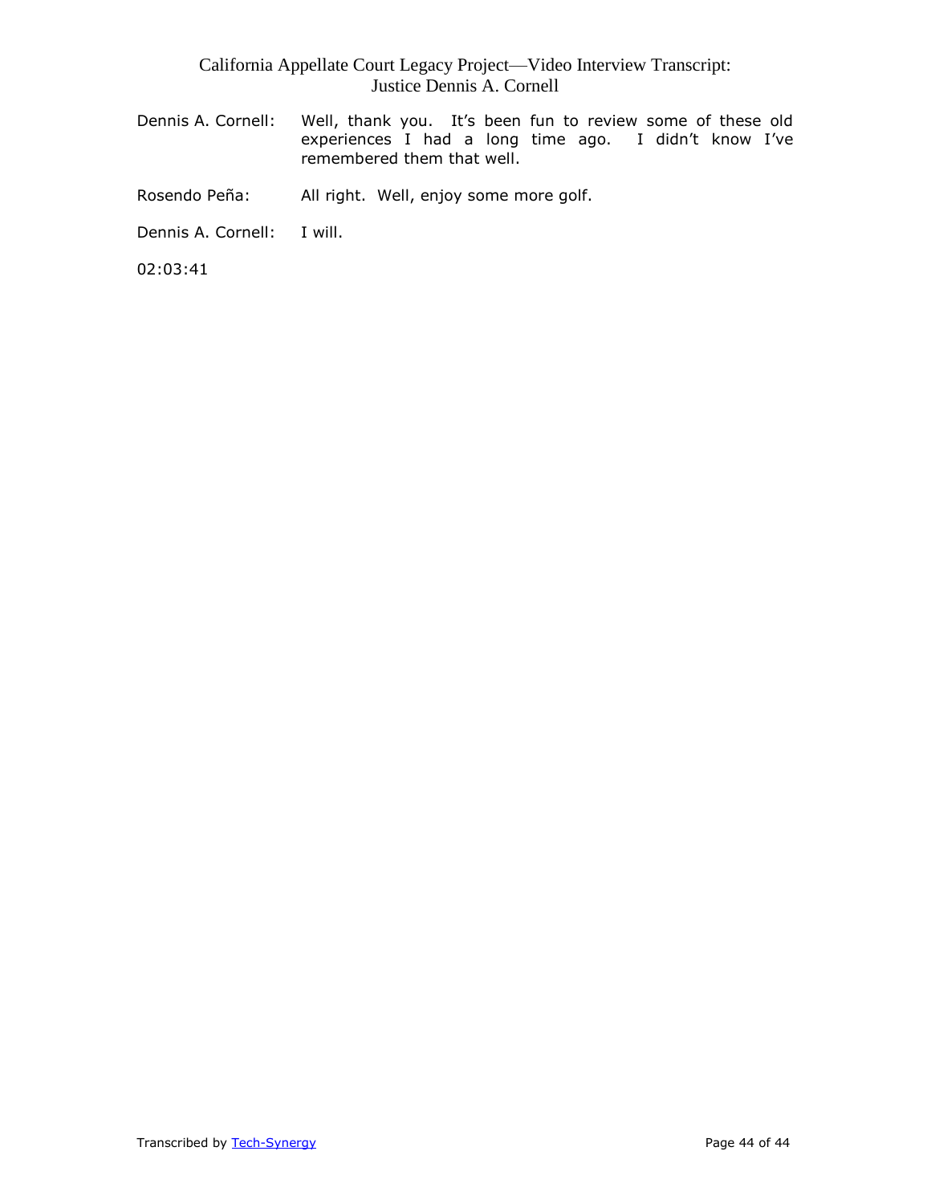Dennis A. Cornell: Well, thank you. It's been fun to review some of these old experiences I had a long time ago. I didn't know I've remembered them that well.

Rosendo Peña: All right. Well, enjoy some more golf.

Dennis A. Cornell: I will.

02:03:41